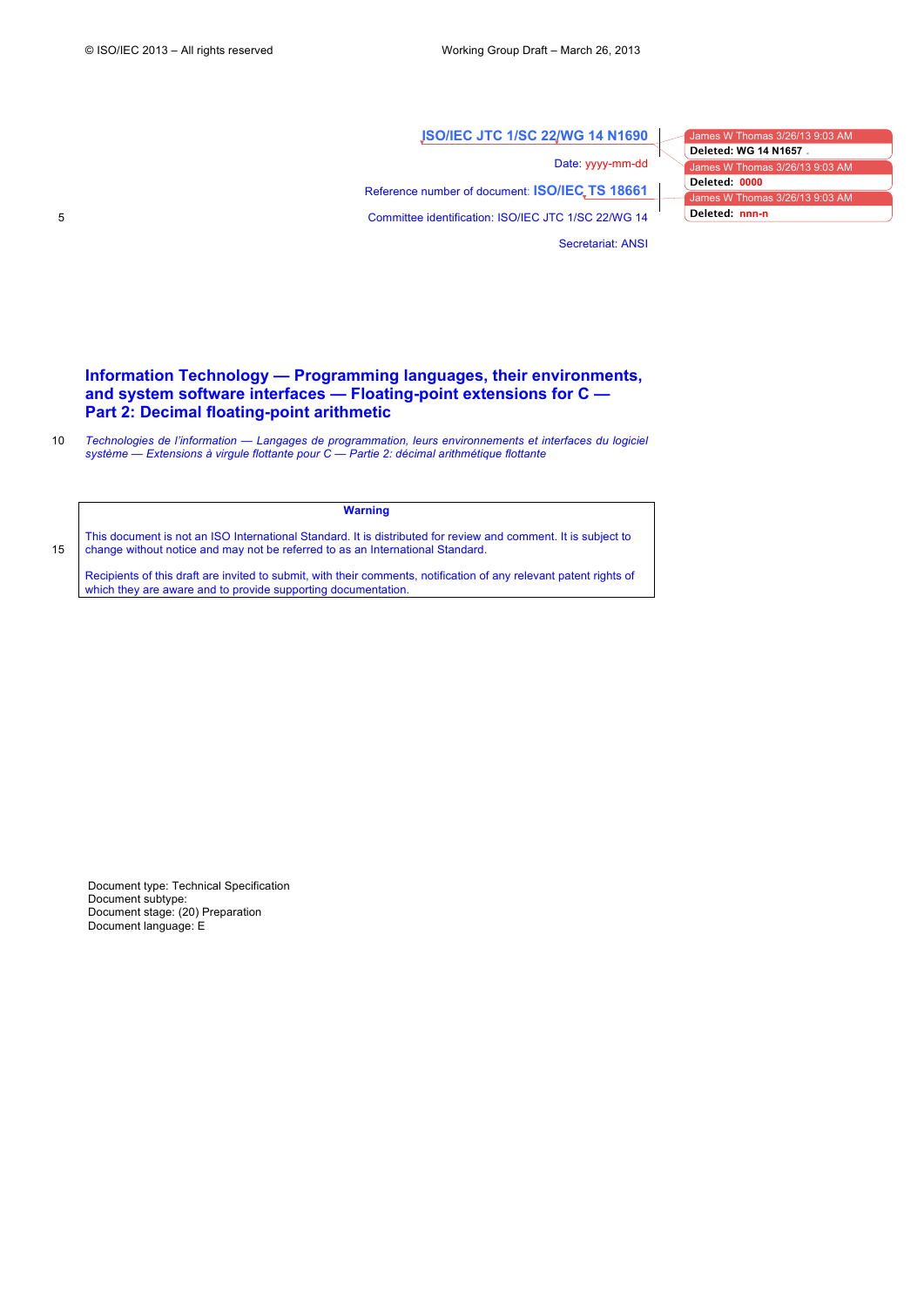ISO/IEC JTC 1/SC 22/WG 14 N1690

Date: yyyy-mm-dd

Reference number of document: ISO/IEC TS 18661

Committee identification: ISO/IEC JTC 1/SC 22/WG 14

Secretariat: ANSI

# Information Technology — Programming languages, their environments, and system software interfaces — Floating-point extensions for C — Part 2: Decimal floating-point arithmetic

*Technologies de l'information — Langages de programmation, leurs environnements et interfaces du logiciel système — Extensions à virgule flottante pour C — Partie 2: décimal arithmétique flottante*

**Warning**

This document is not an ISO International Standard. It is distributed for review and comment. It is subject to change without notice and may not be referred to as an International Standard.

Recipients of this draft are invited to submit, with their comments, notification of any relevant patent rights of which they are aware and to provide supporting documentation.

Document type: Technical Specification
Document subtype:
Document stage: (20) Preparation
Document language: E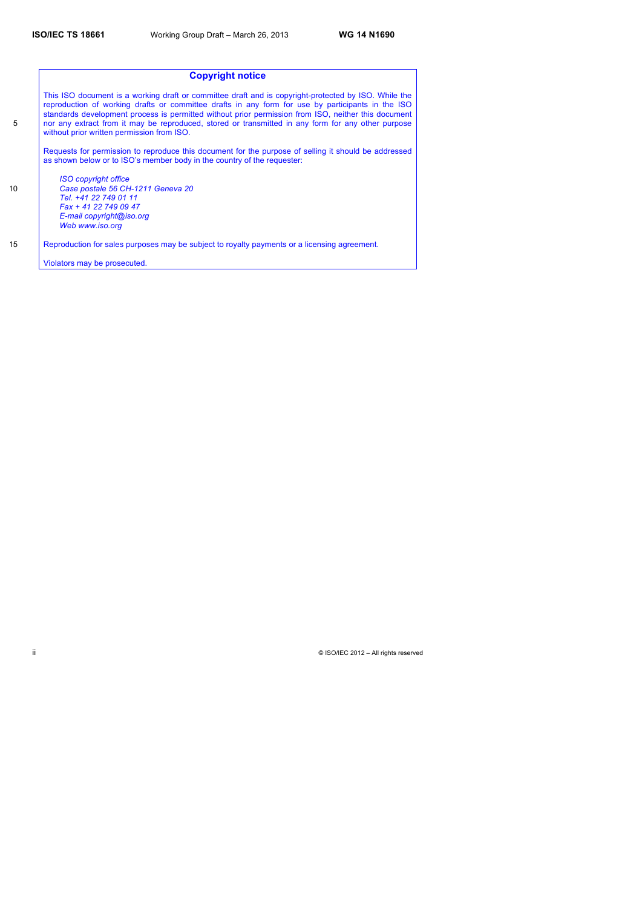## Copyright notice

This ISO document is a working draft or committee draft and is copyright-protected by ISO. While the reproduction of working drafts or committee drafts in any form for use by participants in the ISO standards development process is permitted without prior permission from ISO, neither this document nor any extract from it may be reproduced, stored or transmitted in any form for any other purpose without prior written permission from ISO.

Requests for permission to reproduce this document for the purpose of selling it should be addressed as shown below or to ISO's member body in the country of the requester:

*ISO copyright office*
*Case postale 56 CH-1211 Geneva 20*
*Tel. +41 22 749 01 11*
*Fax + 41 22 749 09 47*
*E-mail copyright@iso.org*
*Web www.iso.org*

Reproduction for sales purposes may be subject to royalty payments or a licensing agreement.

Violators may be prosecuted.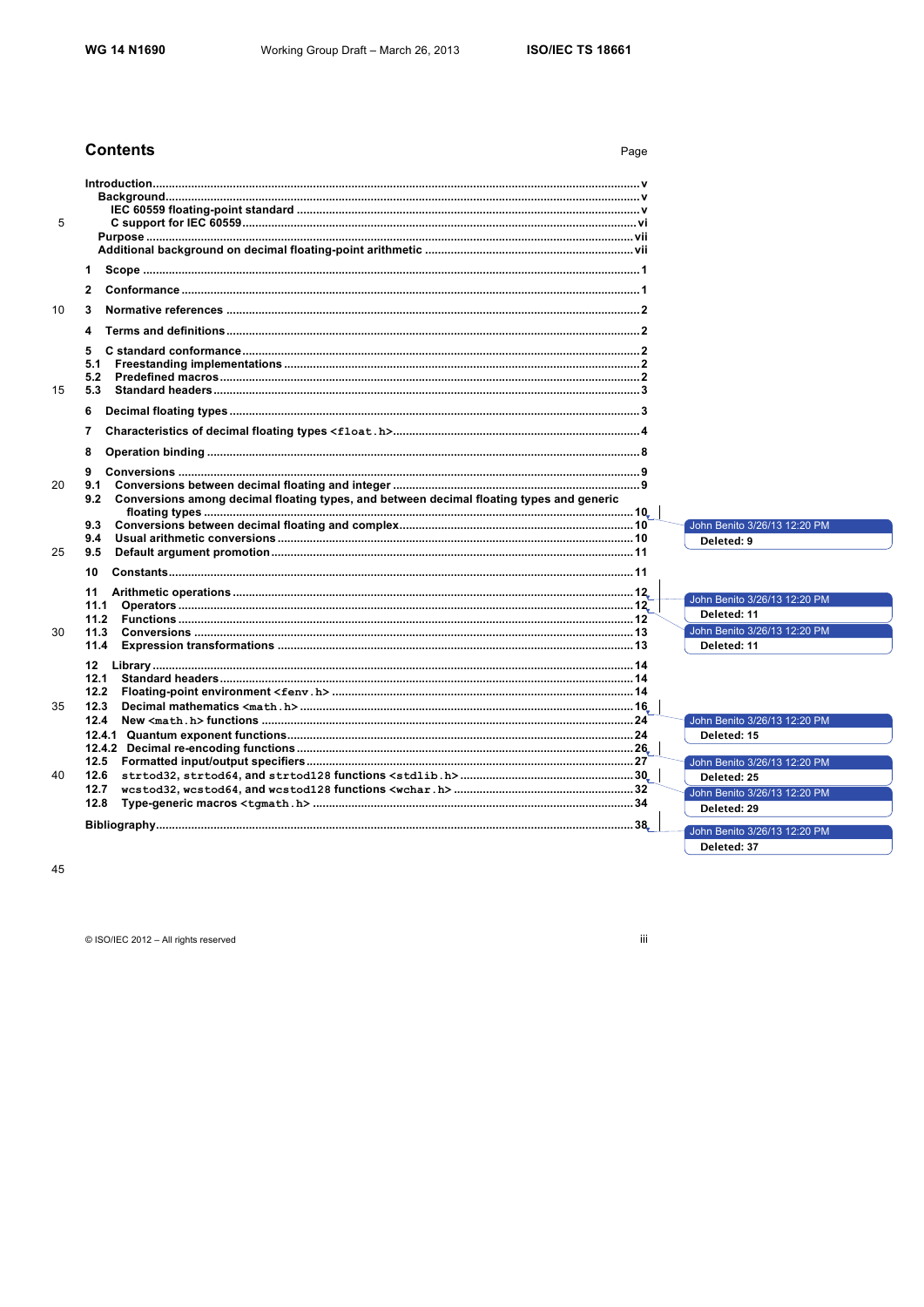## Contents

Page

Introduction ........ v
Background ........ v
IEC 60559 floating-point standard ........ v
C support for IEC 60559 ........ vi
Purpose ........ vii
Additional background on decimal floating-point arithmetic ........ vii

1 Scope ........ 1

2 Conformance ........ 1

3 Normative references ........ 2

4 Terms and definitions ........ 2

5 C standard conformance ........ 2
5.1 Freestanding implementations ........ 2
5.2 Predefined macros ........ 2
5.3 Standard headers ........ 3

6 Decimal floating types ........ 3

7 Characteristics of decimal floating types `<float.h>` ........ 4

8 Operation binding ........ 8

9 Conversions ........ 9
9.1 Conversions between decimal floating and integer ........ 9
9.2 Conversions among decimal floating types, and between decimal floating types and generic floating types ........ 10
9.3 Conversions between decimal floating and complex ........ 10
9.4 Usual arithmetic conversions ........ 10
9.5 Default argument promotion ........ 11

10 Constants ........ 11

11 Arithmetic operations ........ 12
11.1 Operators ........ 12
11.2 Functions ........ 12
11.3 Conversions ........ 13
11.4 Expression transformations ........ 13

12 Library ........ 14
12.1 Standard headers ........ 14
12.2 Floating-point environment `<fenv.h>` ........ 14
12.3 Decimal mathematics `<math.h>` ........ 16
12.4 New `<math.h>` functions ........ 24
12.4.1 Quantum exponent functions ........ 24
12.4.2 Decimal re-encoding functions ........ 26
12.5 Formatted input/output specifiers ........ 27
12.6 `strtod32`, `strtod64`, and `strtod128` functions `<stdlib.h>` ........ 30
12.7 `wcstod32`, `wcstod64`, and `wcstod128` functions `<wchar.h>` ........ 32
12.8 Type-generic macros `<tgmath.h>` ........ 34

Bibliography ........ 38

John Benito 3/26/13 12:20 PM
Deleted: 9

John Benito 3/26/13 12:20 PM
Deleted: 11

John Benito 3/26/13 12:20 PM
Deleted: 11

John Benito 3/26/13 12:20 PM
Deleted: 15

John Benito 3/26/13 12:20 PM
Deleted: 25

John Benito 3/26/13 12:20 PM
Deleted: 29

John Benito 3/26/13 12:20 PM
Deleted: 37

© ISO/IEC 2012 – All rights reserved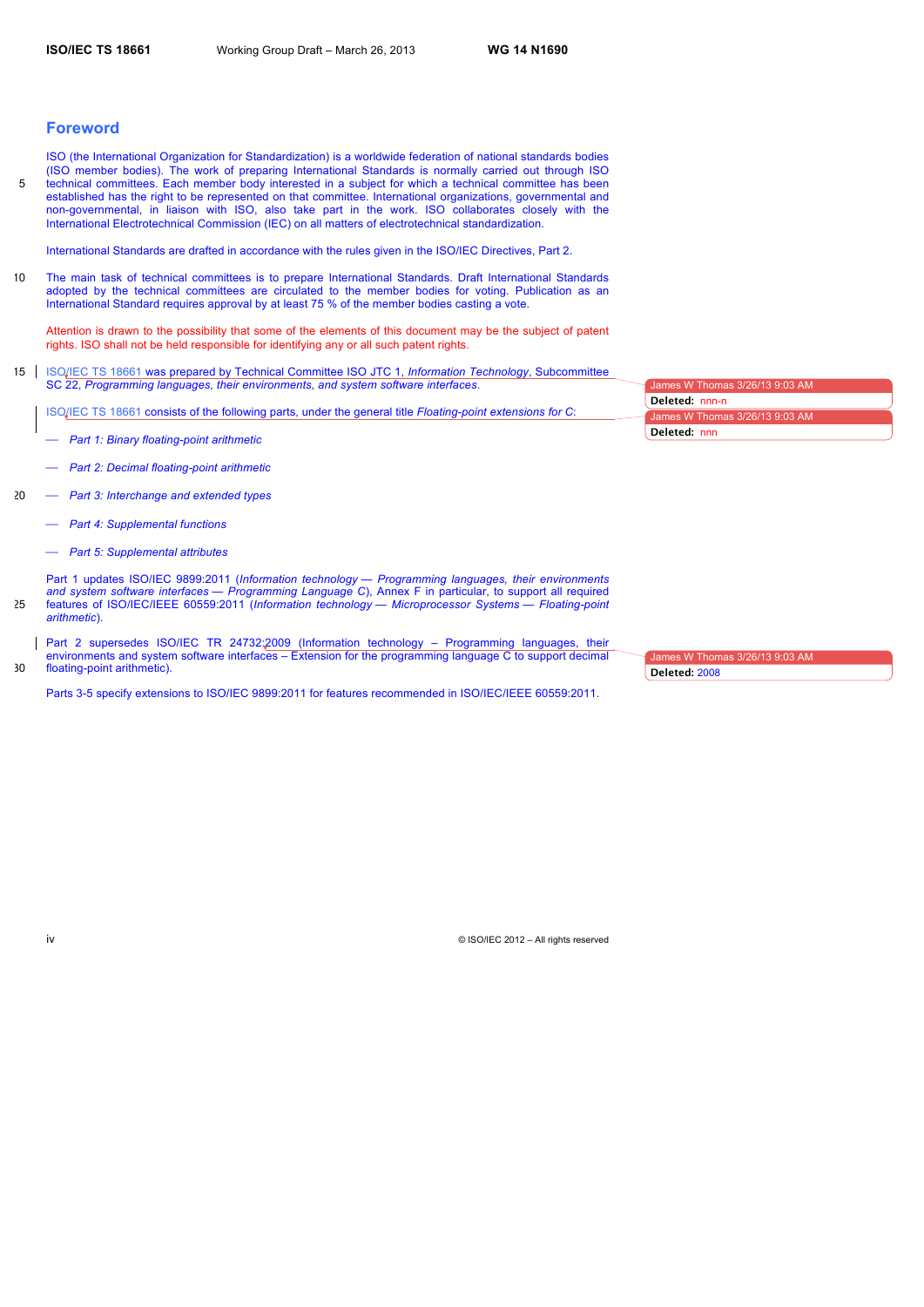# Foreword

ISO (the International Organization for Standardization) is a worldwide federation of national standards bodies (ISO member bodies). The work of preparing International Standards is normally carried out through ISO technical committees. Each member body interested in a subject for which a technical committee has been established has the right to be represented on that committee. International organizations, governmental and non-governmental, in liaison with ISO, also take part in the work. ISO collaborates closely with the International Electrotechnical Commission (IEC) on all matters of electrotechnical standardization.

International Standards are drafted in accordance with the rules given in the ISO/IEC Directives, Part 2.

The main task of technical committees is to prepare International Standards. Draft International Standards adopted by the technical committees are circulated to the member bodies for voting. Publication as an International Standard requires approval by at least 75 % of the member bodies casting a vote.

Attention is drawn to the possibility that some of the elements of this document may be the subject of patent rights. ISO shall not be held responsible for identifying any or all such patent rights.

ISO/IEC TS 18661 was prepared by Technical Committee ISO JTC 1, *Information Technology*, Subcommittee SC 22, *Programming languages, their environments, and system software interfaces*.

ISO/IEC TS 18661 consists of the following parts, under the general title *Floating-point extensions for C*:

— *Part 1: Binary floating-point arithmetic*

— *Part 2: Decimal floating-point arithmetic*

— *Part 3: Interchange and extended types*

— *Part 4: Supplemental functions*

— *Part 5: Supplemental attributes*

Part 1 updates ISO/IEC 9899:2011 (*Information technology — Programming languages, their environments and system software interfaces — Programming Language C*), Annex F in particular, to support all required features of ISO/IEC/IEEE 60559:2011 (*Information technology — Microprocessor Systems — Floating-point arithmetic*).

Part 2 supersedes ISO/IEC TR 24732:2009 (Information technology – Programming languages, their environments and system software interfaces – Extension for the programming language C to support decimal floating-point arithmetic).

Parts 3-5 specify extensions to ISO/IEC 9899:2011 for features recommended in ISO/IEC/IEEE 60559:2011.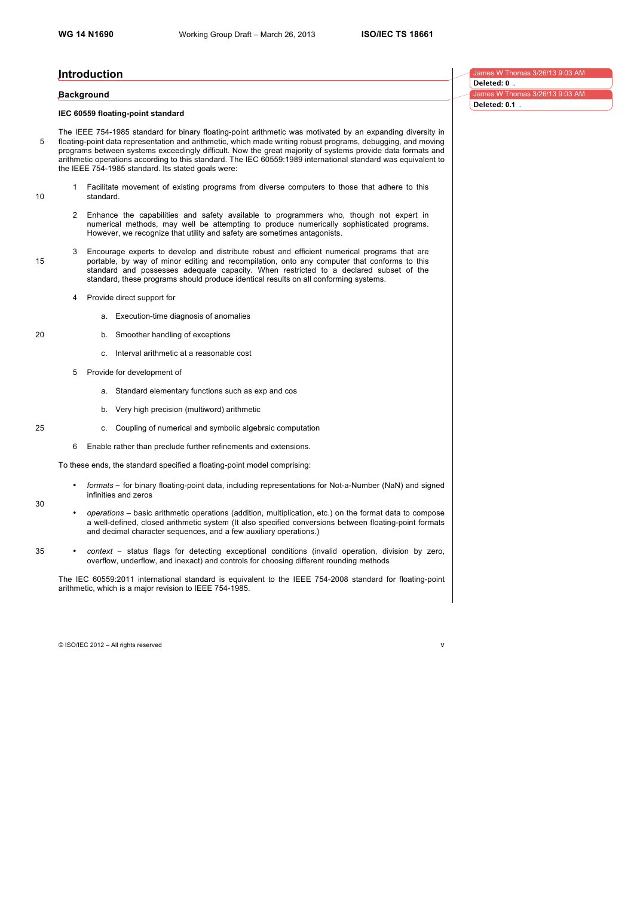## Introduction

### Background

#### IEC 60559 floating-point standard

The IEEE 754-1985 standard for binary floating-point arithmetic was motivated by an expanding diversity in floating-point data representation and arithmetic, which made writing robust programs, debugging, and moving programs between systems exceedingly difficult. Now the great majority of systems provide data formats and arithmetic operations according to this standard. The IEC 60559:1989 international standard was equivalent to the IEEE 754-1985 standard. Its stated goals were:

1. Facilitate movement of existing programs from diverse computers to those that adhere to this standard.

2. Enhance the capabilities and safety available to programmers who, though not expert in numerical methods, may well be attempting to produce numerically sophisticated programs. However, we recognize that utility and safety are sometimes antagonists.

3. Encourage experts to develop and distribute robust and efficient numerical programs that are portable, by way of minor editing and recompilation, onto any computer that conforms to this standard and possesses adequate capacity. When restricted to a declared subset of the standard, these programs should produce identical results on all conforming systems.

4. Provide direct support for

   a. Execution-time diagnosis of anomalies

   b. Smoother handling of exceptions

   c. Interval arithmetic at a reasonable cost

5. Provide for development of

   a. Standard elementary functions such as exp and cos

   b. Very high precision (multiword) arithmetic

   c. Coupling of numerical and symbolic algebraic computation

6. Enable rather than preclude further refinements and extensions.

To these ends, the standard specified a floating-point model comprising:

- *formats* – for binary floating-point data, including representations for Not-a-Number (NaN) and signed infinities and zeros

- *operations* – basic arithmetic operations (addition, multiplication, etc.) on the format data to compose a well-defined, closed arithmetic system (It also specified conversions between floating-point formats and decimal character sequences, and a few auxiliary operations.)

- *context* – status flags for detecting exceptional conditions (invalid operation, division by zero, overflow, underflow, and inexact) and controls for choosing different rounding methods

The IEC 60559:2011 international standard is equivalent to the IEEE 754-2008 standard for floating-point arithmetic, which is a major revision to IEEE 754-1985.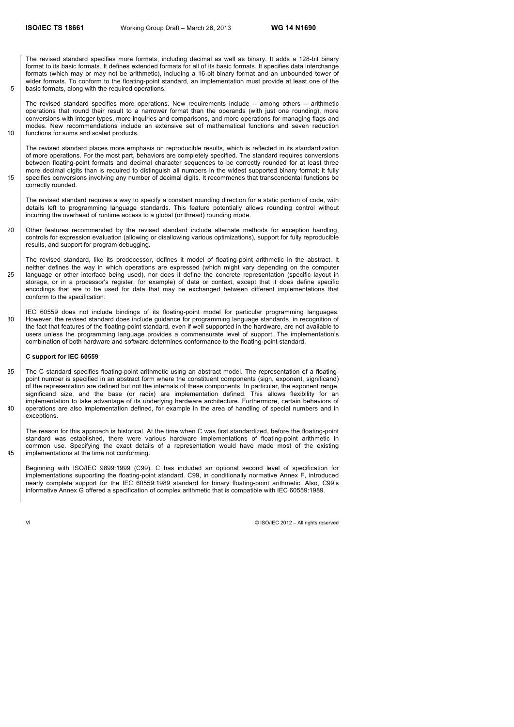The revised standard specifies more formats, including decimal as well as binary. It adds a 128-bit binary format to its basic formats. It defines extended formats for all of its basic formats. It specifies data interchange formats (which may or may not be arithmetic), including a 16-bit binary format and an unbounded tower of wider formats. To conform to the floating-point standard, an implementation must provide at least one of the basic formats, along with the required operations.

The revised standard specifies more operations. New requirements include -- among others -- arithmetic operations that round their result to a narrower format than the operands (with just one rounding), more conversions with integer types, more inquiries and comparisons, and more operations for managing flags and modes. New recommendations include an extensive set of mathematical functions and seven reduction functions for sums and scaled products.

The revised standard places more emphasis on reproducible results, which is reflected in its standardization of more operations. For the most part, behaviors are completely specified. The standard requires conversions between floating-point formats and decimal character sequences to be correctly rounded for at least three more decimal digits than is required to distinguish all numbers in the widest supported binary format; it fully specifies conversions involving any number of decimal digits. It recommends that transcendental functions be correctly rounded.

The revised standard requires a way to specify a constant rounding direction for a static portion of code, with details left to programming language standards. This feature potentially allows rounding control without incurring the overhead of runtime access to a global (or thread) rounding mode.

Other features recommended by the revised standard include alternate methods for exception handling, controls for expression evaluation (allowing or disallowing various optimizations), support for fully reproducible results, and support for program debugging.

The revised standard, like its predecessor, defines it model of floating-point arithmetic in the abstract. It neither defines the way in which operations are expressed (which might vary depending on the computer language or other interface being used), nor does it define the concrete representation (specific layout in storage, or in a processor's register, for example) of data or context, except that it does define specific encodings that are to be used for data that may be exchanged between different implementations that conform to the specification.

IEC 60559 does not include bindings of its floating-point model for particular programming languages. However, the revised standard does include guidance for programming language standards, in recognition of the fact that features of the floating-point standard, even if well supported in the hardware, are not available to users unless the programming language provides a commensurate level of support. The implementation's combination of both hardware and software determines conformance to the floating-point standard.

**C support for IEC 60559**

The C standard specifies floating-point arithmetic using an abstract model. The representation of a floating-point number is specified in an abstract form where the constituent components (sign, exponent, significand) of the representation are defined but not the internals of these components. In particular, the exponent range, significand size, and the base (or radix) are implementation defined. This allows flexibility for an implementation to take advantage of its underlying hardware architecture. Furthermore, certain behaviors of operations are also implementation defined, for example in the area of handling of special numbers and in exceptions.

The reason for this approach is historical. At the time when C was first standardized, before the floating-point standard was established, there were various hardware implementations of floating-point arithmetic in common use. Specifying the exact details of a representation would have made most of the existing implementations at the time not conforming.

Beginning with ISO/IEC 9899:1999 (C99), C has included an optional second level of specification for implementations supporting the floating-point standard. C99, in conditionally normative Annex F, introduced nearly complete support for the IEC 60559:1989 standard for binary floating-point arithmetic. Also, C99's informative Annex G offered a specification of complex arithmetic that is compatible with IEC 60559:1989.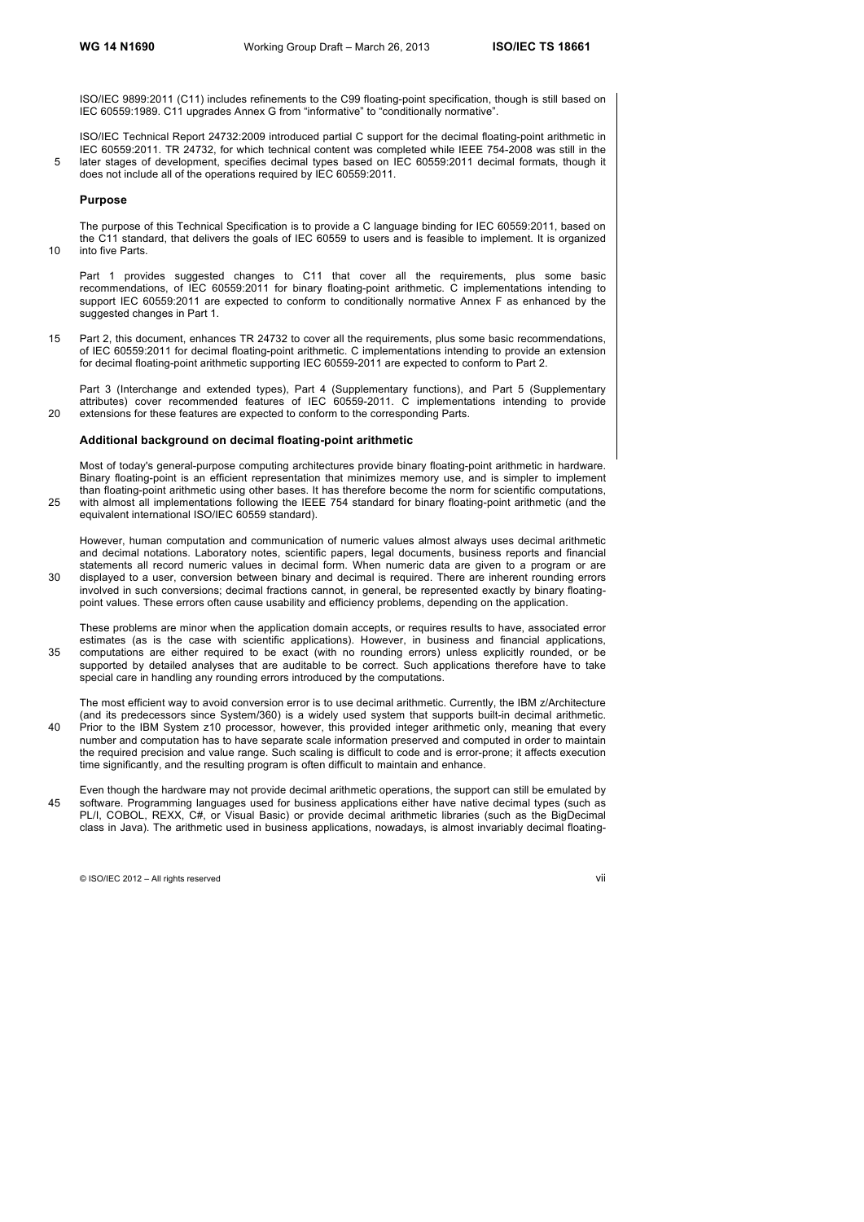ISO/IEC 9899:2011 (C11) includes refinements to the C99 floating-point specification, though is still based on IEC 60559:1989. C11 upgrades Annex G from "informative" to "conditionally normative".

ISO/IEC Technical Report 24732:2009 introduced partial C support for the decimal floating-point arithmetic in IEC 60559:2011. TR 24732, for which technical content was completed while IEEE 754-2008 was still in the later stages of development, specifies decimal types based on IEC 60559:2011 decimal formats, though it does not include all of the operations required by IEC 60559:2011.

### Purpose

The purpose of this Technical Specification is to provide a C language binding for IEC 60559:2011, based on the C11 standard, that delivers the goals of IEC 60559 to users and is feasible to implement. It is organized into five Parts.

Part 1 provides suggested changes to C11 that cover all the requirements, plus some basic recommendations, of IEC 60559:2011 for binary floating-point arithmetic. C implementations intending to support IEC 60559:2011 are expected to conform to conditionally normative Annex F as enhanced by the suggested changes in Part 1.

Part 2, this document, enhances TR 24732 to cover all the requirements, plus some basic recommendations, of IEC 60559:2011 for decimal floating-point arithmetic. C implementations intending to provide an extension for decimal floating-point arithmetic supporting IEC 60559-2011 are expected to conform to Part 2.

Part 3 (Interchange and extended types), Part 4 (Supplementary functions), and Part 5 (Supplementary attributes) cover recommended features of IEC 60559-2011. C implementations intending to provide extensions for these features are expected to conform to the corresponding Parts.

### Additional background on decimal floating-point arithmetic

Most of today's general-purpose computing architectures provide binary floating-point arithmetic in hardware. Binary floating-point is an efficient representation that minimizes memory use, and is simpler to implement than floating-point arithmetic using other bases. It has therefore become the norm for scientific computations, with almost all implementations following the IEEE 754 standard for binary floating-point arithmetic (and the equivalent international ISO/IEC 60559 standard).

However, human computation and communication of numeric values almost always uses decimal arithmetic and decimal notations. Laboratory notes, scientific papers, legal documents, business reports and financial statements all record numeric values in decimal form. When numeric data are given to a program or are displayed to a user, conversion between binary and decimal is required. There are inherent rounding errors involved in such conversions; decimal fractions cannot, in general, be represented exactly by binary floating-point values. These errors often cause usability and efficiency problems, depending on the application.

These problems are minor when the application domain accepts, or requires results to have, associated error estimates (as is the case with scientific applications). However, in business and financial applications, computations are either required to be exact (with no rounding errors) unless explicitly rounded, or be supported by detailed analyses that are auditable to be correct. Such applications therefore have to take special care in handling any rounding errors introduced by the computations.

The most efficient way to avoid conversion error is to use decimal arithmetic. Currently, the IBM z/Architecture (and its predecessors since System/360) is a widely used system that supports built-in decimal arithmetic. Prior to the IBM System z10 processor, however, this provided integer arithmetic only, meaning that every number and computation has to have separate scale information preserved and computed in order to maintain the required precision and value range. Such scaling is difficult to code and is error-prone; it affects execution time significantly, and the resulting program is often difficult to maintain and enhance.

Even though the hardware may not provide decimal arithmetic operations, the support can still be emulated by software. Programming languages used for business applications either have native decimal types (such as PL/I, COBOL, REXX, C#, or Visual Basic) or provide decimal arithmetic libraries (such as the BigDecimal class in Java). The arithmetic used in business applications, nowadays, is almost invariably decimal floating-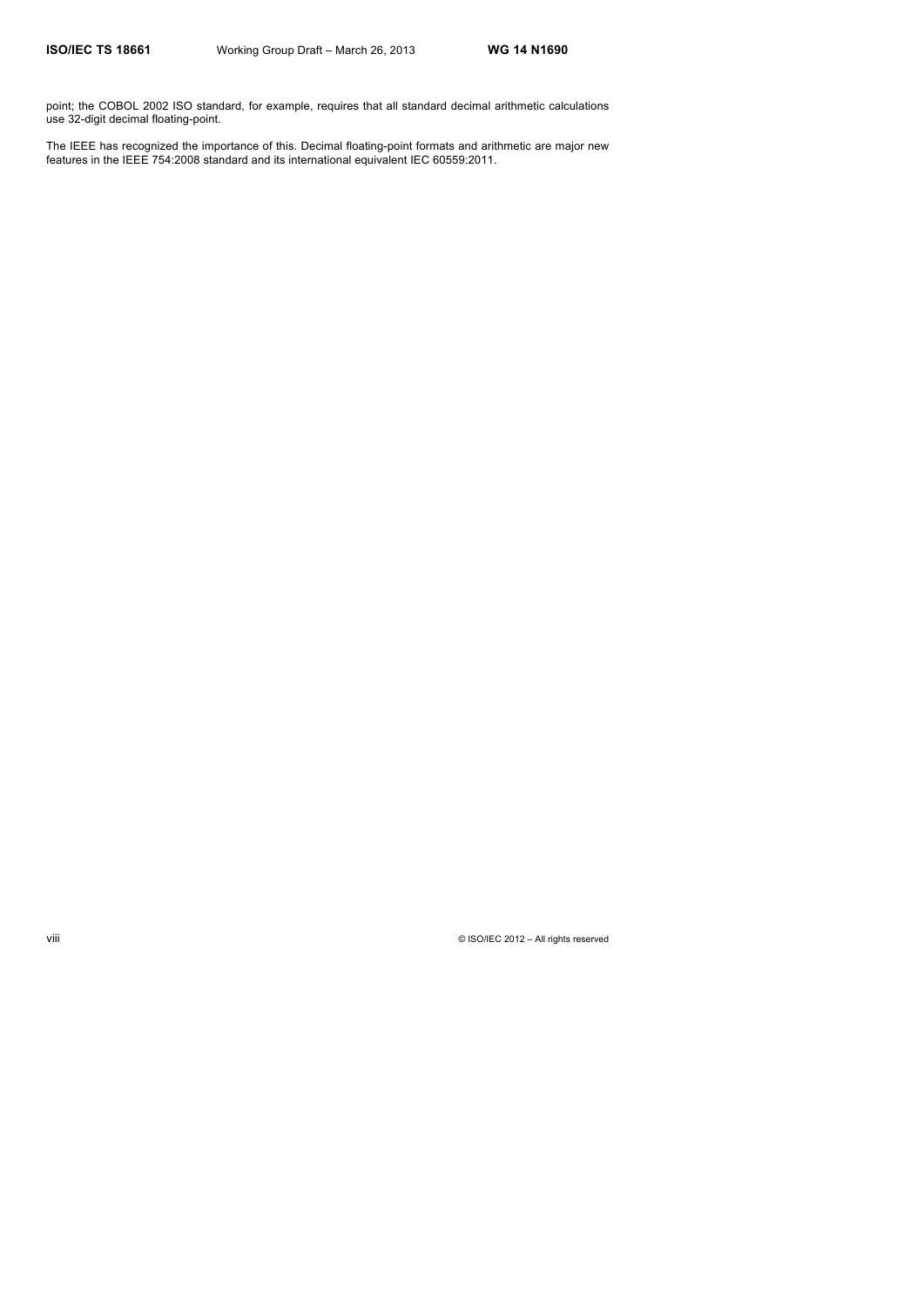point; the COBOL 2002 ISO standard, for example, requires that all standard decimal arithmetic calculations use 32-digit decimal floating-point.

The IEEE has recognized the importance of this. Decimal floating-point formats and arithmetic are major new features in the IEEE 754:2008 standard and its international equivalent IEC 60559:2011.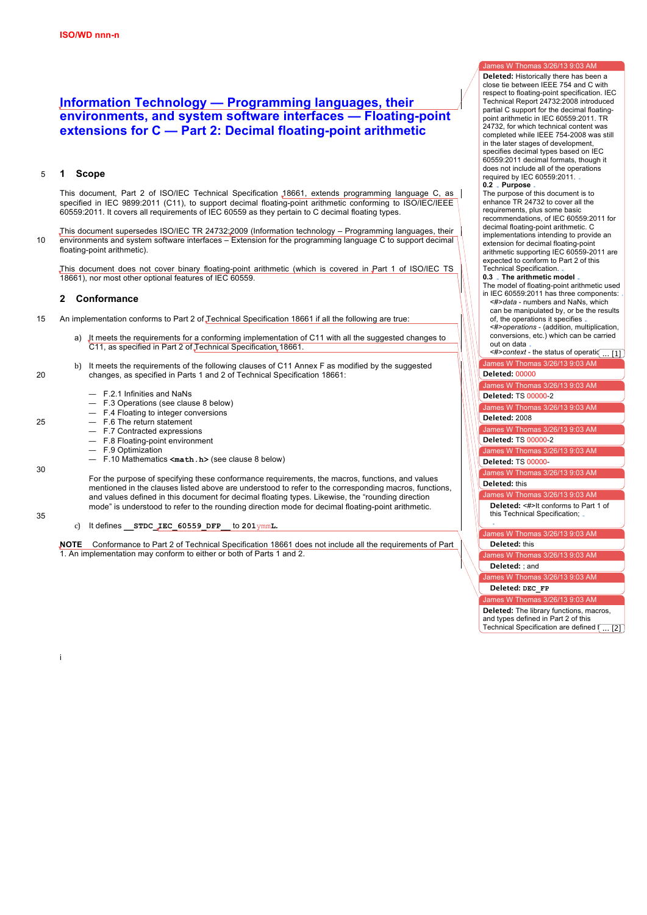# Information Technology — Programming languages, their environments, and system software interfaces — Floating-point extensions for C — Part 2: Decimal floating-point arithmetic

## 1 Scope

This document, Part 2 of ISO/IEC Technical Specification 18661, extends programming language C, as specified in IEC 9899:2011 (C11), to support decimal floating-point arithmetic conforming to ISO/IEC/IEEE 60559:2011. It covers all requirements of IEC 60559 as they pertain to C decimal floating types.

This document supersedes ISO/IEC TR 24732:2009 (Information technology – Programming languages, their environments and system software interfaces – Extension for the programming language C to support decimal floating-point arithmetic).

This document does not cover binary floating-point arithmetic (which is covered in Part 1 of ISO/IEC TS 18661), nor most other optional features of IEC 60559.

## 2 Conformance

An implementation conforms to Part 2 of Technical Specification 18661 if all the following are true:

a) It meets the requirements for a conforming implementation of C11 with all the suggested changes to C11, as specified in Part 2 of Technical Specification 18661.

b) It meets the requirements of the following clauses of C11 Annex F as modified by the suggested changes, as specified in Parts 1 and 2 of Technical Specification 18661:

- F.2.1 Infinities and NaNs
- F.3 Operations (see clause 8 below)
- F.4 Floating to integer conversions
- F.6 The return statement
- F.7 Contracted expressions
- F.8 Floating-point environment
- F.9 Optimization
- F.10 Mathematics `<math.h>` (see clause 8 below)

For the purpose of specifying these conformance requirements, the macros, functions, and values mentioned in the clauses listed above are understood to refer to the corresponding macros, functions, and values defined in this document for decimal floating types. Likewise, the "rounding direction mode" is understood to refer to the rounding direction mode for decimal floating-point arithmetic.

c) It defines `__STDC_IEC_60559_DFP__` to `201ymmL`.

**NOTE** Conformance to Part 2 of Technical Specification 18661 does not include all the requirements of Part 1. An implementation may conform to either or both of Parts 1 and 2.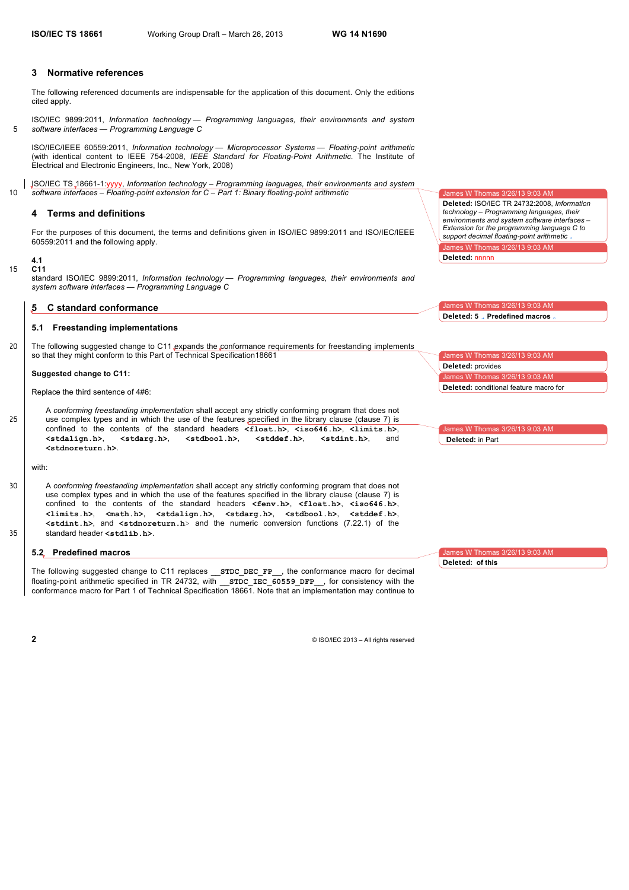## 3 Normative references

The following referenced documents are indispensable for the application of this document. Only the editions cited apply.

ISO/IEC 9899:2011, *Information technology — Programming languages, their environments and system software interfaces — Programming Language C*

ISO/IEC/IEEE 60559:2011, *Information technology — Microprocessor Systems — Floating-point arithmetic* (with identical content to IEEE 754-2008, *IEEE Standard for Floating-Point Arithmetic*. The Institute of Electrical and Electronic Engineers, Inc., New York, 2008)

ISO/IEC TS 18661-1:yyyy, *Information technology – Programming languages, their environments and system software interfaces – Floating-point extension for C – Part 1: Binary floating-point arithmetic*

## 4 Terms and definitions

For the purposes of this document, the terms and definitions given in ISO/IEC 9899:2011 and ISO/IEC/IEEE 60559:2011 and the following apply.

**4.1**
**C11**
standard ISO/IEC 9899:2011, *Information technology — Programming languages, their environments and system software interfaces — Programming Language C*

## 5 C standard conformance

### 5.1 Freestanding implementations

The following suggested change to C11 expands the conformance requirements for freestanding implements so that they might conform to this Part of Technical Specification18661

**Suggested change to C11:**

Replace the third sentence of 4#6:

> A *conforming freestanding implementation* shall accept any strictly conforming program that does not use complex types and in which the use of the features specified in the library clause (clause 7) is confined to the contents of the standard headers **<float.h>**, **<iso646.h>**, **<limits.h>**, **<stdalign.h>**, **<stdarg.h>**, **<stdbool.h>**, **<stddef.h>**, **<stdint.h>**, and **<stdnoreturn.h>**.

with:

> A *conforming freestanding implementation* shall accept any strictly conforming program that does not use complex types and in which the use of the features specified in the library clause (clause 7) is confined to the contents of the standard headers **<fenv.h>**, **<float.h>**, **<iso646.h>**, **<limits.h>**, **<math.h>**, **<stdalign.h>**, **<stdarg.h>**, **<stdbool.h>**, **<stddef.h>**, **<stdint.h>**, and **<stdnoreturn.h>** and the numeric conversion functions (7.22.1) of the standard header **<stdlib.h>**.

### 5.2 Predefined macros

The following suggested change to C11 replaces **__STDC_DEC_FP__**, the conformance macro for decimal floating-point arithmetic specified in TR 24732, with **__STDC_IEC_60559_DFP__**, for consistency with the conformance macro for Part 1 of Technical Specification 18661. Note that an implementation may continue to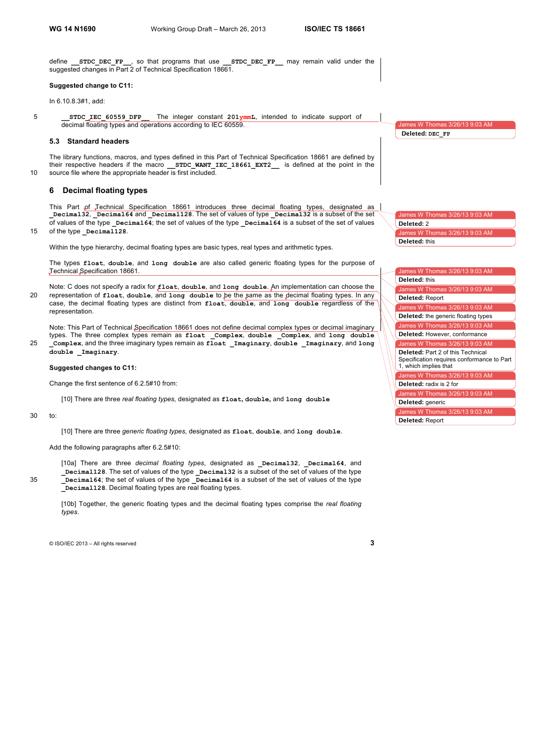define `__STDC_DEC_FP__`, so that programs that use `__STDC_DEC_FP__` may remain valid under the suggested changes in Part 2 of Technical Specification 18661.

**Suggested change to C11:**

In 6.10.8.3#1, add:

`__STDC_IEC_60559_DFP__` The integer constant `201ymmL`, intended to indicate support of decimal floating types and operations according to IEC 60559.

James W Thomas 3/26/13 9:03 AM
**Deleted:** `DEC_FP`

### 5.3 Standard headers

The library functions, macros, and types defined in this Part of Technical Specification 18661 are defined by their respective headers if the macro `__STDC_WANT_IEC_18661_EXT2__` is defined at the point in the source file where the appropriate header is first included.

## 6 Decimal floating types

This Part of Technical Specification 18661 introduces three decimal floating types, designated as `_Decimal32`, `_Decimal64` and `_Decimal128`. The set of values of type `_Decimal32` is a subset of the set of values of the type `_Decimal64`; the set of values of the type `_Decimal64` is a subset of the set of values of the type `_Decimal128`.

Within the type hierarchy, decimal floating types are basic types, real types and arithmetic types.

The types `float`, `double`, and `long double` are also called generic floating types for the purpose of Technical Specification 18661.

Note: C does not specify a radix for `float`, `double`, and `long double`. An implementation can choose the representation of `float`, `double`, and `long double` to be the same as the decimal floating types. In any case, the decimal floating types are distinct from `float`, `double`, and `long double` regardless of the representation.

Note: This Part of Technical Specification 18661 does not define decimal complex types or decimal imaginary types. The three complex types remain as `float _Complex`, `double _Complex`, and `long double _Complex`, and the three imaginary types remain as `float _Imaginary`, `double _Imaginary`, and `long double _Imaginary`.

James W Thomas 3/26/13 9:03 AM
**Deleted:** 2

James W Thomas 3/26/13 9:03 AM
**Deleted:** this

James W Thomas 3/26/13 9:03 AM
**Deleted:** this

James W Thomas 3/26/13 9:03 AM
**Deleted:** Report

James W Thomas 3/26/13 9:03 AM
**Deleted:** the generic floating types

James W Thomas 3/26/13 9:03 AM
**Deleted:** However, conformance

James W Thomas 3/26/13 9:03 AM
**Deleted:** Part 2 of this Technical Specification requires conformance to Part 1, which implies that

James W Thomas 3/26/13 9:03 AM
**Deleted:** radix is 2 for

James W Thomas 3/26/13 9:03 AM
**Deleted:** generic

James W Thomas 3/26/13 9:03 AM
**Deleted:** Report

**Suggested changes to C11:**

Change the first sentence of 6.2.5#10 from:

> [10] There are three *real floating types,* designated as `float`, `double`, and `long double`

to:

> [10] There are three *generic floating types*, designated as `float`, `double`, and `long double`.

Add the following paragraphs after 6.2.5#10:

> [10a] There are three *decimal floating types*, designated as `_Decimal32`, `_Decimal64`, and `_Decimal128`. The set of values of the type `_Decimal32` is a subset of the set of values of the type `_Decimal64`; the set of values of the type `_Decimal64` is a subset of the set of values of the type `_Decimal128`. Decimal floating types are real floating types.
>
> [10b] Together, the generic floating types and the decimal floating types comprise the *real floating types.*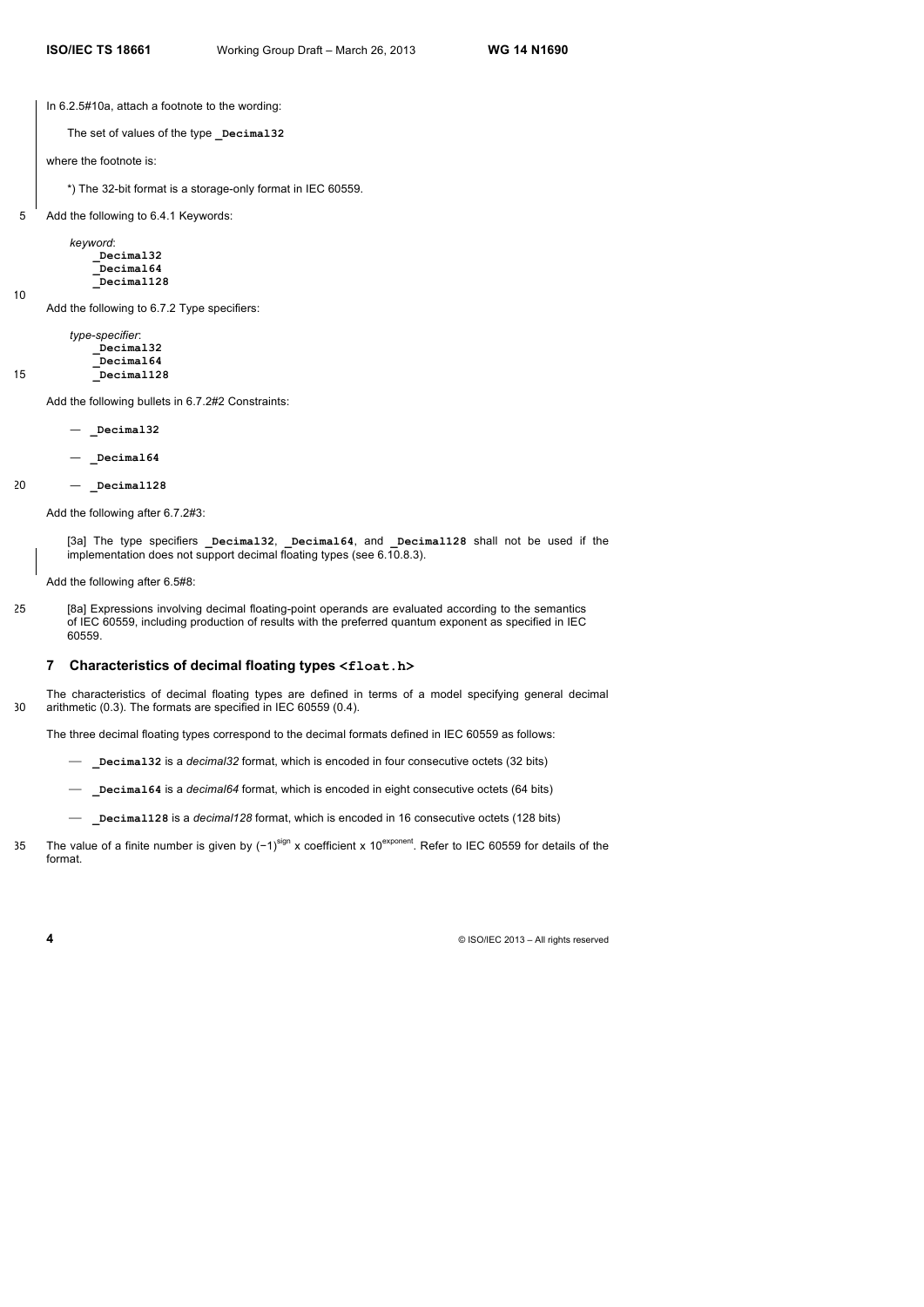In 6.2.5#10a, attach a footnote to the wording:

The set of values of the type **_Decimal32**

where the footnote is:

*) The 32-bit format is a storage-only format in IEC 60559.

Add the following to 6.4.1 Keywords:

*keyword*:
  **_Decimal32**
  **_Decimal64**
  **_Decimal128**

Add the following to 6.7.2 Type specifiers:

*type-specifier*:
  **_Decimal32**
  **_Decimal64**
  **_Decimal128**

Add the following bullets in 6.7.2#2 Constraints:

— **_Decimal32**

— **_Decimal64**

— **_Decimal128**

Add the following after 6.7.2#3:

[3a] The type specifiers **_Decimal32**, **_Decimal64**, and **_Decimal128** shall not be used if the implementation does not support decimal floating types (see 6.10.8.3).

Add the following after 6.5#8:

[8a] Expressions involving decimal floating-point operands are evaluated according to the semantics of IEC 60559, including production of results with the preferred quantum exponent as specified in IEC 60559.

## 7 Characteristics of decimal floating types `<float.h>`

The characteristics of decimal floating types are defined in terms of a model specifying general decimal arithmetic (0.3). The formats are specified in IEC 60559 (0.4).

The three decimal floating types correspond to the decimal formats defined in IEC 60559 as follows:

— **_Decimal32** is a *decimal32* format, which is encoded in four consecutive octets (32 bits)

— **_Decimal64** is a *decimal64* format, which is encoded in eight consecutive octets (64 bits)

— **_Decimal128** is a *decimal128* format, which is encoded in 16 consecutive octets (128 bits)

The value of a finite number is given by $(-1)^{sign}$ x coefficient x $10^{exponent}$. Refer to IEC 60559 for details of the format.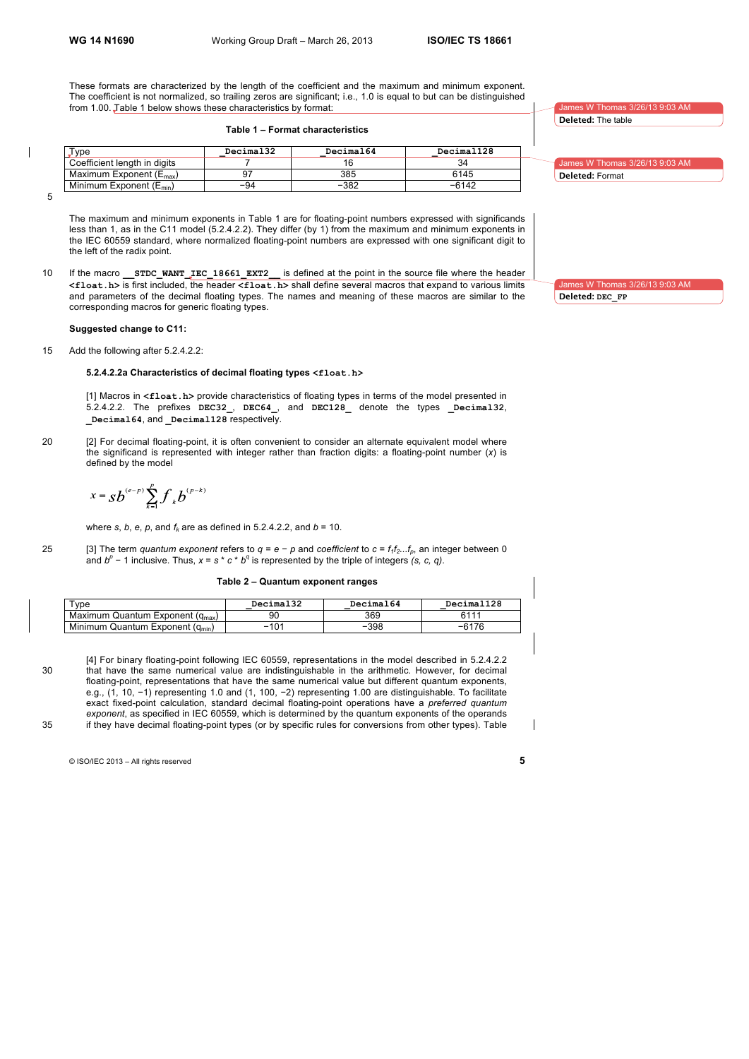These formats are characterized by the length of the coefficient and the maximum and minimum exponent. The coefficient is not normalized, so trailing zeros are significant; i.e., 1.0 is equal to but can be distinguished from 1.00. Table 1 below shows these characteristics by format:

**Table 1 – Format characteristics**

| Type | `_Decimal32` | `_Decimal64` | `_Decimal128` |
|---|---|---|---|
| Coefficient length in digits | 7 | 16 | 34 |
| Maximum Exponent ($E_{max}$) | 97 | 385 | 6145 |
| Minimum Exponent ($E_{min}$) | −94 | −382 | −6142 |

The maximum and minimum exponents in Table 1 are for floating-point numbers expressed with significands less than 1, as in the C11 model (5.2.4.2.2). They differ (by 1) from the maximum and minimum exponents in the IEC 60559 standard, where normalized floating-point numbers are expressed with one significant digit to the left of the radix point.

If the macro **`__STDC_WANT_IEC_18661_EXT2__`** is defined at the point in the source file where the header **`<float.h>`** is first included, the header **`<float.h>`** shall define several macros that expand to various limits and parameters of the decimal floating types. The names and meaning of these macros are similar to the corresponding macros for generic floating types.

**Suggested change to C11:**

Add the following after 5.2.4.2.2:

**5.2.4.2.2a Characteristics of decimal floating types `<float.h>`**

[1] Macros in **`<float.h>`** provide characteristics of floating types in terms of the model presented in 5.2.4.2.2. The prefixes **`DEC32_`**, **`DEC64_`**, and **`DEC128_`** denote the types **`_Decimal32`**, **`_Decimal64`**, and **`_Decimal128`** respectively.

[2] For decimal floating-point, it is often convenient to consider an alternate equivalent model where the significand is represented with integer rather than fraction digits: a floating-point number ($x$) is defined by the model

$$x = sb^{(e-p)}\sum_{k=1}^{p} f_k b^{(p-k)}$$

where $s$, $b$, $e$, $p$, and $f_k$ are as defined in 5.2.4.2.2, and $b = 10$.

[3] The term *quantum exponent* refers to $q = e - p$ and *coefficient* to $c = f_1f_2...f_p$, an integer between 0 and $b^p - 1$ inclusive. Thus, $x = s * c * b^q$ is represented by the triple of integers $(s, c, q)$.

**Table 2 – Quantum exponent ranges**

| Type | `_Decimal32` | `_Decimal64` | `_Decimal128` |
|---|---|---|---|
| Maximum Quantum Exponent ($q_{max}$) | 90 | 369 | 6111 |
| Minimum Quantum Exponent ($q_{min}$) | −101 | −398 | −6176 |

[4] For binary floating-point following IEC 60559, representations in the model described in 5.2.4.2.2 that have the same numerical value are indistinguishable in the arithmetic. However, for decimal floating-point, representations that have the same numerical value but different quantum exponents, e.g., (1, 10, −1) representing 1.0 and (1, 100, −2) representing 1.00 are distinguishable. To facilitate exact fixed-point calculation, standard decimal floating-point operations have a *preferred quantum exponent*, as specified in IEC 60559, which is determined by the quantum exponents of the operands if they have decimal floating-point types (or by specific rules for conversions from other types). Table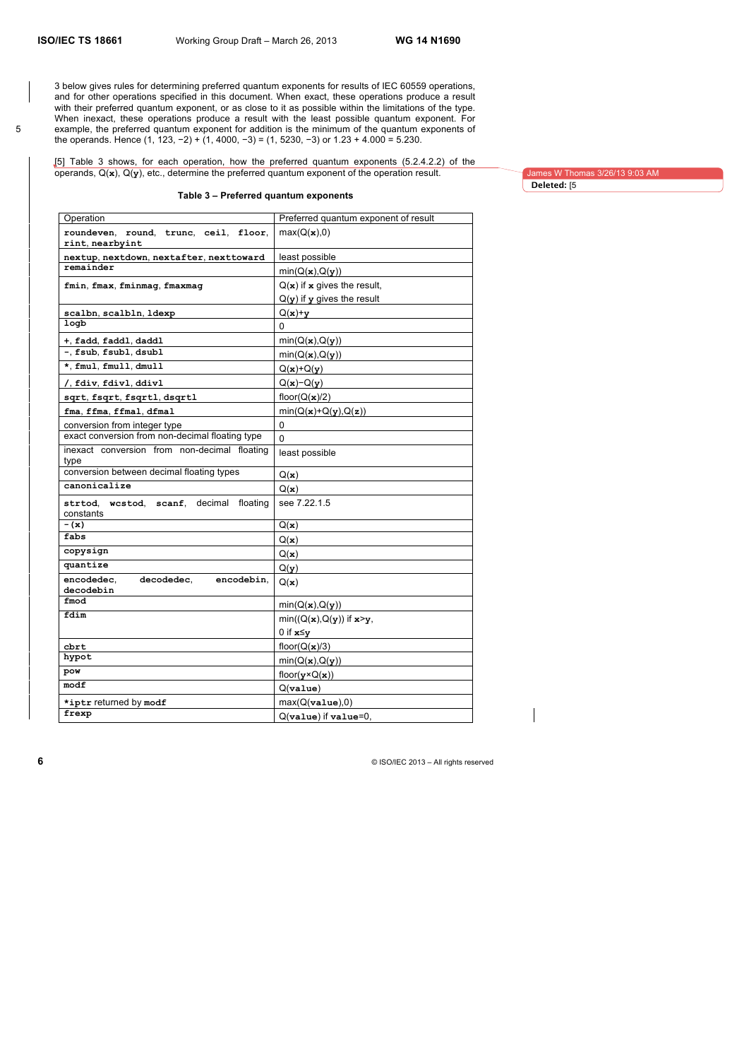3 below gives rules for determining preferred quantum exponents for results of IEC 60559 operations, and for other operations specified in this document. When exact, these operations produce a result with their preferred quantum exponent, or as close to it as possible within the limitations of the type. When inexact, these operations produce a result with the least possible quantum exponent. For example, the preferred quantum exponent for addition is the minimum of the quantum exponents of the operands. Hence (1, 123, −2) + (1, 4000, −3) = (1, 5230, −3) or 1.23 + 4.000 = 5.230.

[5] Table 3 shows, for each operation, how the preferred quantum exponents (5.2.4.2.2) of the operands, Q(**x**), Q(**y**), etc., determine the preferred quantum exponent of the operation result.

**Table 3 – Preferred quantum exponents**

| Operation | Preferred quantum exponent of result |
|---|---|
| `roundeven`, `round`, `trunc`, `ceil`, `floor`, `rint`, `nearbyint` | max(Q(**x**),0) |
| `nextup`, `nextdown`, `nextafter`, `nexttoward` | least possible |
| `remainder` | min(Q(**x**),Q(**y**)) |
| `fmin`, `fmax`, `fminmag`, `fmaxmag` | Q(**x**) if **x** gives the result,<br>Q(**y**) if **y** gives the result |
| `scalbn`, `scalbln`, `ldexp` | Q(**x**)+**y** |
| `logb` | 0 |
| `+`, `fadd`, `faddl`, `daddl` | min(Q(**x**),Q(**y**)) |
| `-`, `fsub`, `fsubl`, `dsubl` | min(Q(**x**),Q(**y**)) |
| `*`, `fmul`, `fmull`, `dmull` | Q(**x**)+Q(**y**) |
| `/`, `fdiv`, `fdivl`, `ddivl` | Q(**x**)−Q(**y**) |
| `sqrt`, `fsqrt`, `fsqrtl`, `dsqrtl` | floor(Q(**x**)/2) |
| `fma`, `ffma`, `ffmal`, `dfmal` | min(Q(**x**)+Q(**y**),Q(**z**)) |
| conversion from integer type | 0 |
| exact conversion from non-decimal floating type | 0 |
| inexact conversion from non-decimal floating type | least possible |
| conversion between decimal floating types | Q(**x**) |
| `canonicalize` | Q(**x**) |
| `strtod`, `wcstod`, `scanf`, decimal floating constants | see 7.22.1.5 |
| `-(x)` | Q(**x**) |
| `fabs` | Q(**x**) |
| `copysign` | Q(**x**) |
| `quantize` | Q(**y**) |
| `encodedec`, `decodedec`, `encodebin`, `decodebin` | Q(**x**) |
| `fmod` | min(Q(**x**),Q(**y**)) |
| `fdim` | min((Q(**x**),Q(**y**)) if **x**>**y**,<br>0 if **x**≤**y** |
| `cbrt` | floor(Q(**x**)/3) |
| `hypot` | min(Q(**x**),Q(**y**)) |
| `pow` | floor(**y**×Q(**x**)) |
| `modf` | Q(**value**) |
| `*iptr` returned by `modf` | max(Q(**value**),0) |
| `frexp` | Q(**value**) if **value**=0, |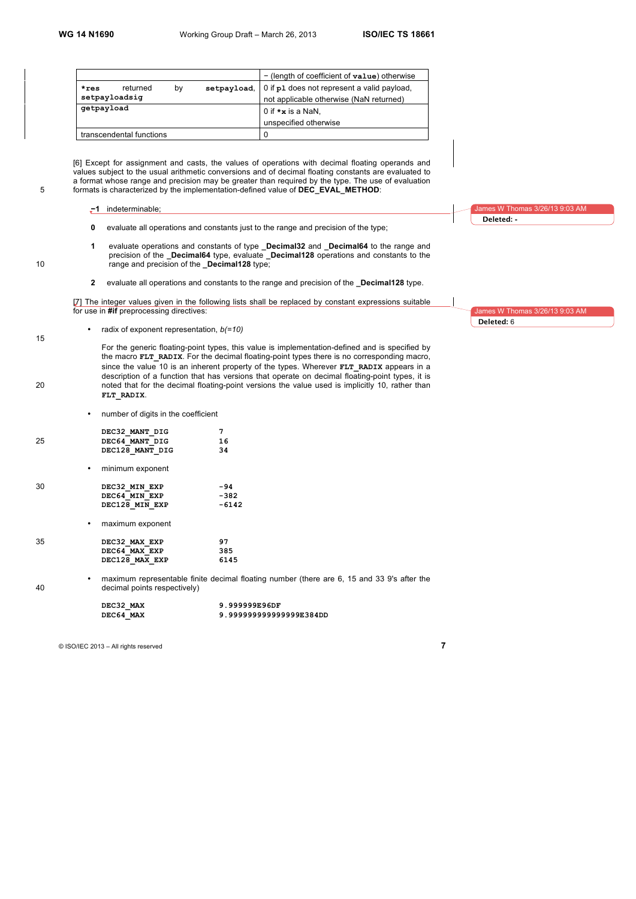| | − (length of coefficient of `value`) otherwise |
|---|---|
| `*res` returned by `setpayload`, `setpayloadsig` | 0 if `pl` does not represent a valid payload, not applicable otherwise (NaN returned) |
| `getpayload` | 0 if `*x` is a NaN, unspecified otherwise |
| transcendental functions | 0 |

[6] Except for assignment and casts, the values of operations with decimal floating operands and values subject to the usual arithmetic conversions and of decimal floating constants are evaluated to a format whose range and precision may be greater than required by the type. The use of evaluation formats is characterized by the implementation-defined value of **DEC_EVAL_METHOD**:

**–1** indeterminable;

**0** evaluate all operations and constants just to the range and precision of the type;

**1** evaluate operations and constants of type **_Decimal32** and **_Decimal64** to the range and precision of the **_Decimal64** type, evaluate **_Decimal128** operations and constants to the range and precision of the **_Decimal128** type;

**2** evaluate all operations and constants to the range and precision of the **_Decimal128** type.

[7] The integer values given in the following lists shall be replaced by constant expressions suitable for use in **#if** preprocessing directives:

- radix of exponent representation, *b(=10)*

  For the generic floating-point types, this value is implementation-defined and is specified by the macro **FLT_RADIX**. For the decimal floating-point types there is no corresponding macro, since the value 10 is an inherent property of the types. Wherever **FLT_RADIX** appears in a description of a function that has versions that operate on decimal floating-point types, it is noted that for the decimal floating-point versions the value used is implicitly 10, rather than **FLT_RADIX**.

- number of digits in the coefficient

```
DEC32_MANT_DIG       7
DEC64_MANT_DIG       16
DEC128_MANT_DIG      34
```

- minimum exponent

```
DEC32_MIN_EXP        -94
DEC64_MIN_EXP        -382
DEC128_MIN_EXP       -6142
```

- maximum exponent

```
DEC32_MAX_EXP        97
DEC64_MAX_EXP        385
DEC128_MAX_EXP       6145
```

- maximum representable finite decimal floating number (there are 6, 15 and 33 9's after the decimal points respectively)

```
DEC32_MAX            9.999999E96DF
DEC64_MAX            9.999999999999999E384DD
```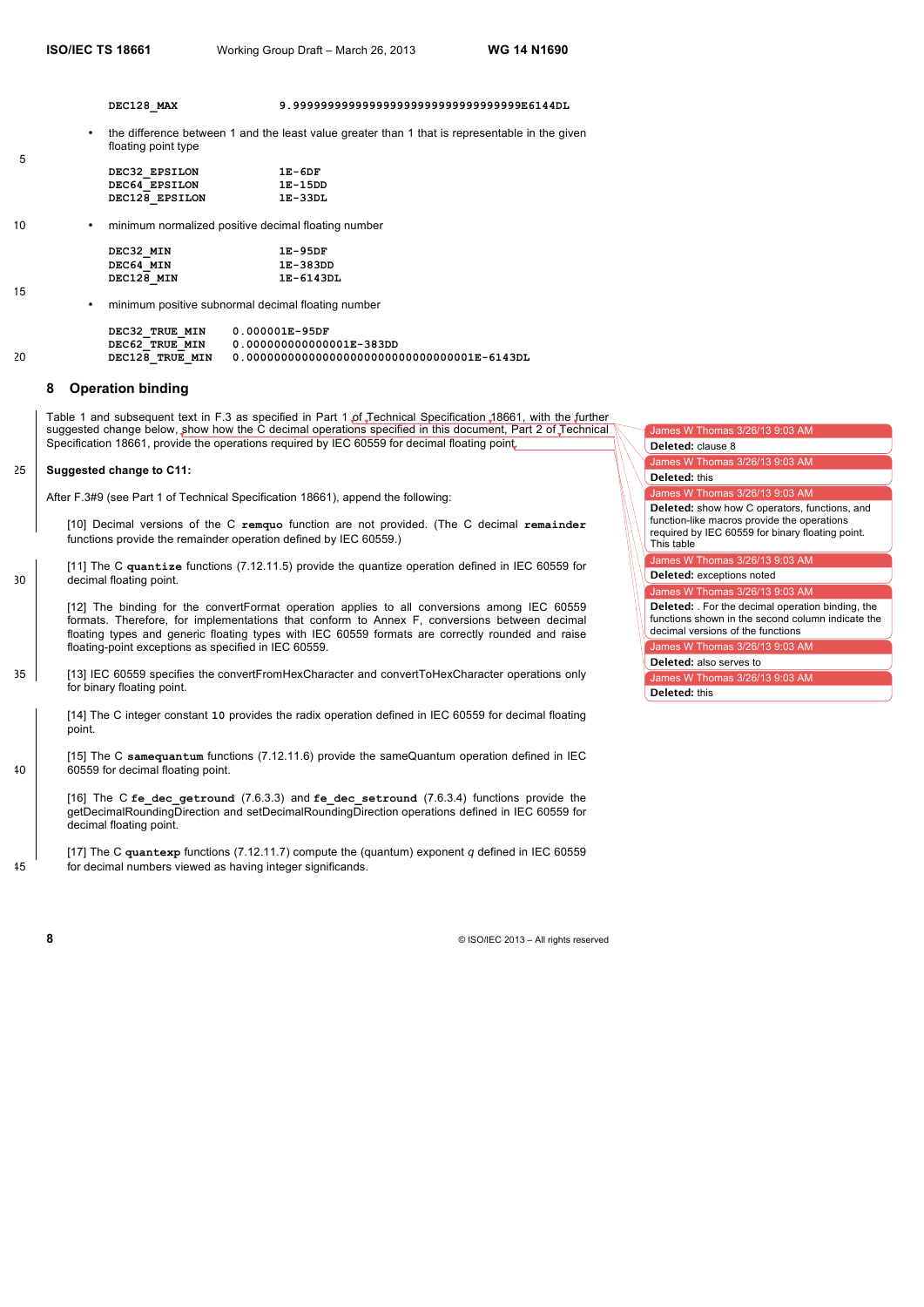```
DEC128_MAX          9.999999999999999999999999999999999E6144DL
```

- the difference between 1 and the least value greater than 1 that is representable in the given floating point type

```
DEC32_EPSILON       1E-6DF
DEC64_EPSILON       1E-15DD
DEC128_EPSILON      1E-33DL
```

- minimum normalized positive decimal floating number

```
DEC32_MIN           1E-95DF
DEC64_MIN           1E-383DD
DEC128_MIN          1E-6143DL
```

- minimum positive subnormal decimal floating number

```
DEC32_TRUE_MIN    0.000001E-95DF
DEC62_TRUE_MIN    0.000000000000001E-383DD
DEC128_TRUE_MIN   0.000000000000000000000000000000001E-6143DL
```

## 8 Operation binding

Table 1 and subsequent text in F.3 as specified in Part 1 of Technical Specification 18661, with the further suggested change below, show how the C decimal operations specified in this document, Part 2 of Technical Specification 18661, provide the operations required by IEC 60559 for decimal floating point.

**Suggested change to C11:**

After F.3#9 (see Part 1 of Technical Specification 18661), append the following:

[10] Decimal versions of the C **remquo** function are not provided. (The C decimal **remainder** functions provide the remainder operation defined by IEC 60559.)

[11] The C **quantize** functions (7.12.11.5) provide the quantize operation defined in IEC 60559 for decimal floating point.

[12] The binding for the convertFormat operation applies to all conversions among IEC 60559 formats. Therefore, for implementations that conform to Annex F, conversions between decimal floating types and generic floating types with IEC 60559 formats are correctly rounded and raise floating-point exceptions as specified in IEC 60559.

[13] IEC 60559 specifies the convertFromHexCharacter and convertToHexCharacter operations only for binary floating point.

[14] The C integer constant **10** provides the radix operation defined in IEC 60559 for decimal floating point.

[15] The C **samequantum** functions (7.12.11.6) provide the sameQuantum operation defined in IEC 60559 for decimal floating point.

[16] The C **fe_dec_getround** (7.6.3.3) and **fe_dec_setround** (7.6.3.4) functions provide the getDecimalRoundingDirection and setDecimalRoundingDirection operations defined in IEC 60559 for decimal floating point.

[17] The C **quantexp** functions (7.12.11.7) compute the (quantum) exponent *q* defined in IEC 60559 for decimal numbers viewed as having integer significands.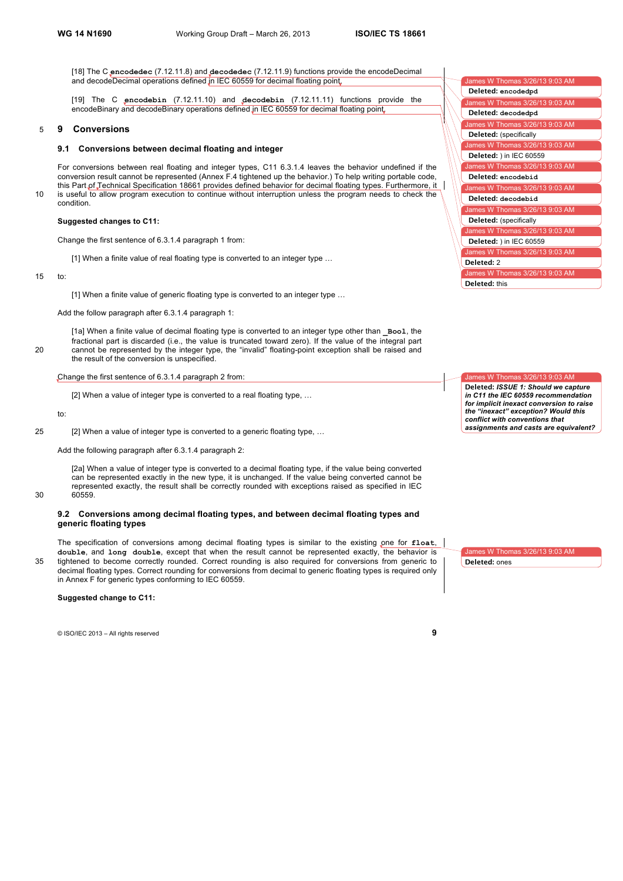[18] The C **encodedec** (7.12.11.8) and **decodedec** (7.12.11.9) functions provide the encodeDecimal and decodeDecimal operations defined in IEC 60559 for decimal floating point.

[19] The C **encodebin** (7.12.11.10) and **decodebin** (7.12.11.11) functions provide the encodeBinary and decodeBinary operations defined in IEC 60559 for decimal floating point.

# 9 Conversions

## 9.1 Conversions between decimal floating and integer

For conversions between real floating and integer types, C11 6.3.1.4 leaves the behavior undefined if the conversion result cannot be represented (Annex F.4 tightened up the behavior.) To help writing portable code, this Part of Technical Specification 18661 provides defined behavior for decimal floating types. Furthermore, it is useful to allow program execution to continue without interruption unless the program needs to check the condition.

**Suggested changes to C11:**

Change the first sentence of 6.3.1.4 paragraph 1 from:

[1] When a finite value of real floating type is converted to an integer type …

to:

[1] When a finite value of generic floating type is converted to an integer type …

Add the follow paragraph after 6.3.1.4 paragraph 1:

[1a] When a finite value of decimal floating type is converted to an integer type other than **_Bool**, the fractional part is discarded (i.e., the value is truncated toward zero). If the value of the integral part cannot be represented by the integer type, the "invalid" floating-point exception shall be raised and the result of the conversion is unspecified.

Change the first sentence of 6.3.1.4 paragraph 2 from:

[2] When a value of integer type is converted to a real floating type, …

to:

[2] When a value of integer type is converted to a generic floating type, …

Add the following paragraph after 6.3.1.4 paragraph 2:

[2a] When a value of integer type is converted to a decimal floating type, if the value being converted can be represented exactly in the new type, it is unchanged. If the value being converted cannot be represented exactly, the result shall be correctly rounded with exceptions raised as specified in IEC 60559.

## 9.2 Conversions among decimal floating types, and between decimal floating types and generic floating types

The specification of conversions among decimal floating types is similar to the existing one for **float**, **double**, and **long double**, except that when the result cannot be represented exactly, the behavior is tightened to become correctly rounded. Correct rounding is also required for conversions from generic to decimal floating types. Correct rounding for conversions from decimal to generic floating types is required only in Annex F for generic types conforming to IEC 60559.

**Suggested change to C11:**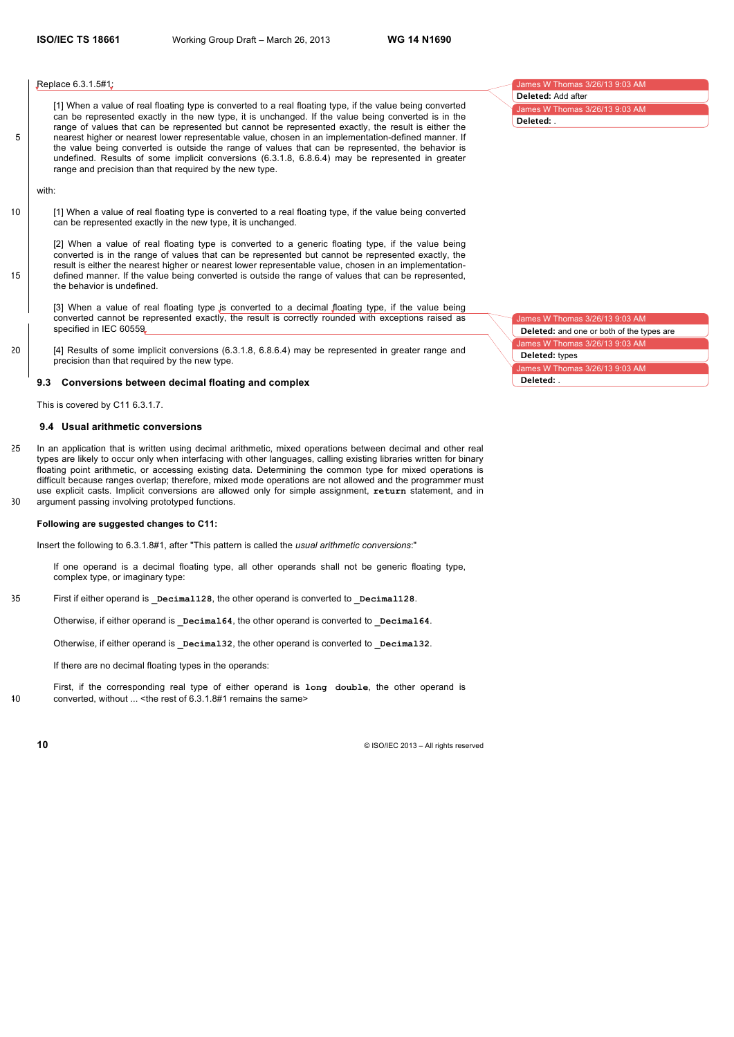Replace 6.3.1.5#1:

> [1] When a value of real floating type is converted to a real floating type, if the value being converted can be represented exactly in the new type, it is unchanged. If the value being converted is in the range of values that can be represented but cannot be represented exactly, the result is either the nearest higher or nearest lower representable value, chosen in an implementation-defined manner. If the value being converted is outside the range of values that can be represented, the behavior is undefined. Results of some implicit conversions (6.3.1.8, 6.8.6.4) may be represented in greater range and precision than that required by the new type.

with:

> [1] When a value of real floating type is converted to a real floating type, if the value being converted can be represented exactly in the new type, it is unchanged.
>
> [2] When a value of real floating type is converted to a generic floating type, if the value being converted is in the range of values that can be represented but cannot be represented exactly, the result is either the nearest higher or nearest lower representable value, chosen in an implementation-defined manner. If the value being converted is outside the range of values that can be represented, the behavior is undefined.
>
> [3] When a value of real floating type is converted to a decimal floating type, if the value being converted cannot be represented exactly, the result is correctly rounded with exceptions raised as specified in IEC 60559.
>
> [4] Results of some implicit conversions (6.3.1.8, 6.8.6.4) may be represented in greater range and precision than that required by the new type.

## 9.3 Conversions between decimal floating and complex

This is covered by C11 6.3.1.7.

## 9.4 Usual arithmetic conversions

In an application that is written using decimal arithmetic, mixed operations between decimal and other real types are likely to occur only when interfacing with other languages, calling existing libraries written for binary floating point arithmetic, or accessing existing data. Determining the common type for mixed operations is difficult because ranges overlap; therefore, mixed mode operations are not allowed and the programmer must use explicit casts. Implicit conversions are allowed only for simple assignment, `return` statement, and in argument passing involving prototyped functions.

**Following are suggested changes to C11:**

Insert the following to 6.3.1.8#1, after "This pattern is called the *usual arithmetic conversions*:"

> If one operand is a decimal floating type, all other operands shall not be generic floating type, complex type, or imaginary type:
>
> First if either operand is `_Decimal128`, the other operand is converted to `_Decimal128`.
>
> Otherwise, if either operand is `_Decimal64`, the other operand is converted to `_Decimal64`.
>
> Otherwise, if either operand is `_Decimal32`, the other operand is converted to `_Decimal32`.
>
> If there are no decimal floating types in the operands:
>
> First, if the corresponding real type of either operand is `long double`, the other operand is converted, without ... <the rest of 6.3.1.8#1 remains the same>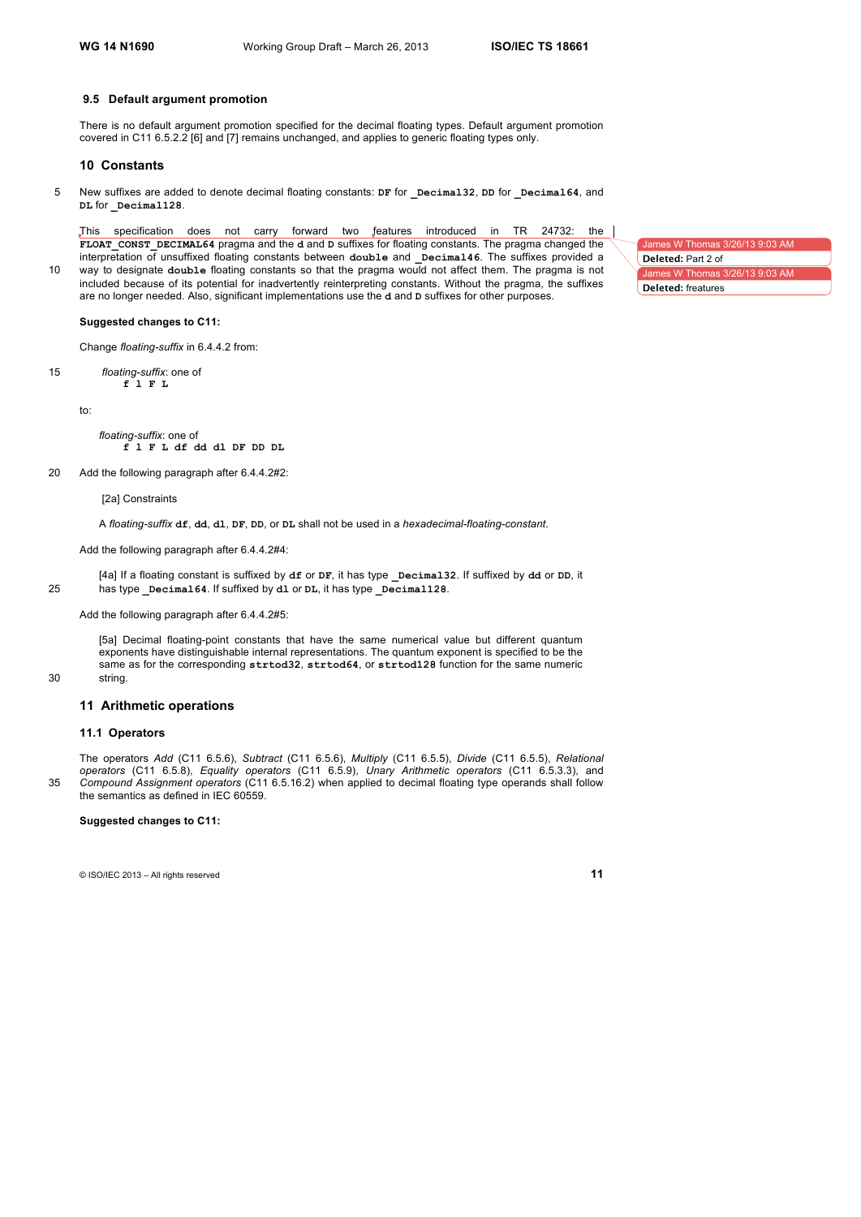### 9.5 Default argument promotion

There is no default argument promotion specified for the decimal floating types. Default argument promotion covered in C11 6.5.2.2 [6] and [7] remains unchanged, and applies to generic floating types only.

## 10 Constants

New suffixes are added to denote decimal floating constants: **DF** for **_Decimal32**, **DD** for **_Decimal64**, and **DL** for **_Decimal128**.

This specification does not carry forward two features introduced in TR 24732: the **FLOAT_CONST_DECIMAL64** pragma and the **d** and **D** suffixes for floating constants. The pragma changed the interpretation of unsuffixed floating constants between **double** and **_Decimal46**. The suffixes provided a way to designate **double** floating constants so that the pragma would not affect them. The pragma is not included because of its potential for inadvertently reinterpreting constants. Without the pragma, the suffixes are no longer needed. Also, significant implementations use the **d** and **D** suffixes for other purposes.

**Suggested changes to C11:**

Change *floating-suffix* in 6.4.4.2 from:

> *floating-suffix*: one of
> **f l F L**

to:

> *floating-suffix*: one of
> **f l F L df dd dl DF DD DL**

Add the following paragraph after 6.4.4.2#2:

> [2a] Constraints
>
> A *floating-suffix* **df**, **dd**, **dl**, **DF**, **DD**, or **DL** shall not be used in a *hexadecimal-floating-constant*.

Add the following paragraph after 6.4.4.2#4:

> [4a] If a floating constant is suffixed by **df** or **DF**, it has type **_Decimal32**. If suffixed by **dd** or **DD**, it has type **_Decimal64**. If suffixed by **dl** or **DL**, it has type **_Decimal128**.

Add the following paragraph after 6.4.4.2#5:

> [5a] Decimal floating-point constants that have the same numerical value but different quantum exponents have distinguishable internal representations. The quantum exponent is specified to be the same as for the corresponding **strtod32**, **strtod64**, or **strtod128** function for the same numeric string.

## 11 Arithmetic operations

### 11.1 Operators

The operators *Add* (C11 6.5.6), *Subtract* (C11 6.5.6), *Multiply* (C11 6.5.5), *Divide* (C11 6.5.5), *Relational operators* (C11 6.5.8), *Equality operators* (C11 6.5.9), *Unary Arithmetic operators* (C11 6.5.3.3), and *Compound Assignment operators* (C11 6.5.16.2) when applied to decimal floating type operands shall follow the semantics as defined in IEC 60559.

**Suggested changes to C11:**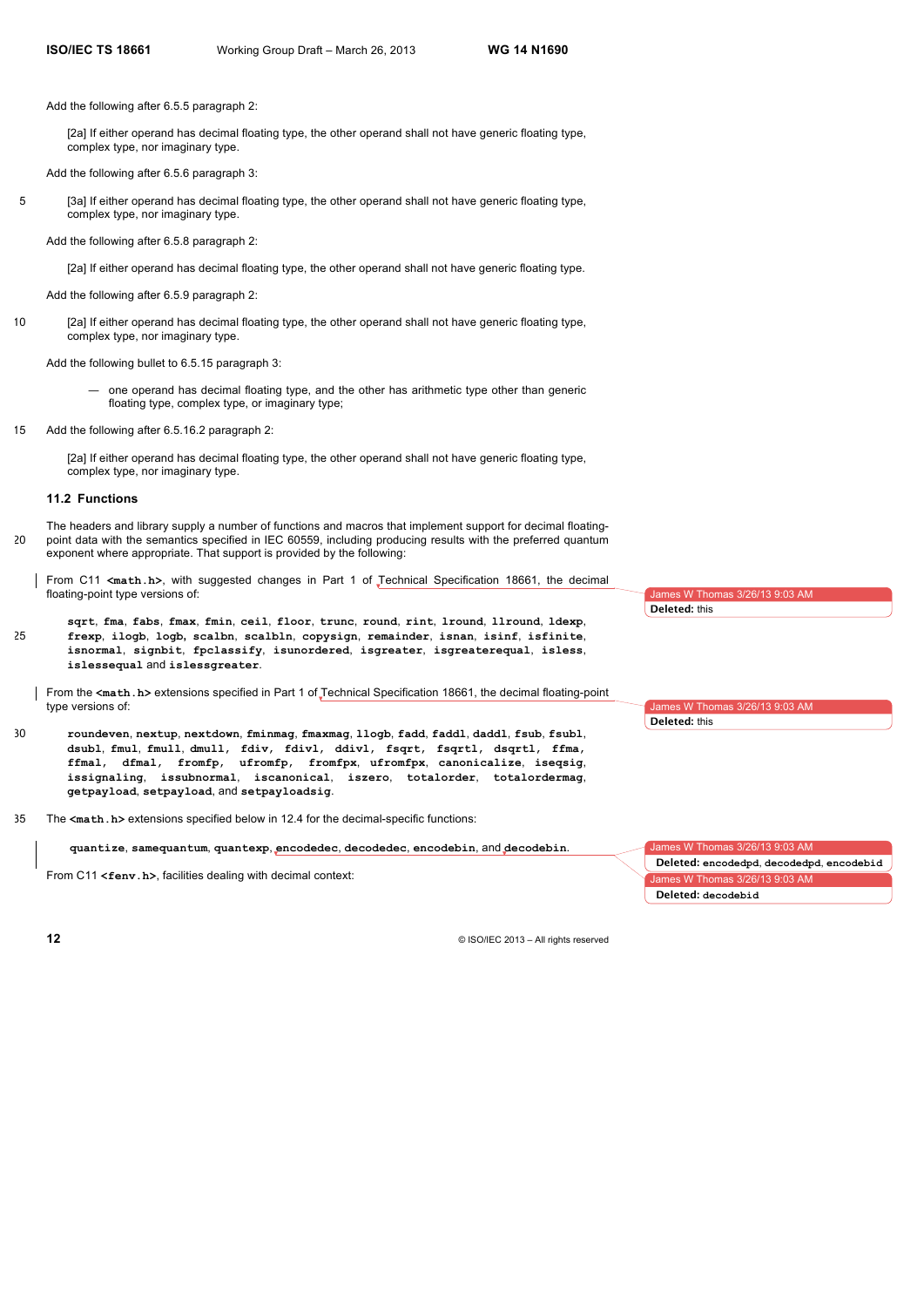Add the following after 6.5.5 paragraph 2:

> [2a] If either operand has decimal floating type, the other operand shall not have generic floating type, complex type, nor imaginary type.

Add the following after 6.5.6 paragraph 3:

> [3a] If either operand has decimal floating type, the other operand shall not have generic floating type, complex type, nor imaginary type.

Add the following after 6.5.8 paragraph 2:

> [2a] If either operand has decimal floating type, the other operand shall not have generic floating type.

Add the following after 6.5.9 paragraph 2:

> [2a] If either operand has decimal floating type, the other operand shall not have generic floating type, complex type, nor imaginary type.

Add the following bullet to 6.5.15 paragraph 3:

- one operand has decimal floating type, and the other has arithmetic type other than generic floating type, complex type, or imaginary type;

Add the following after 6.5.16.2 paragraph 2:

> [2a] If either operand has decimal floating type, the other operand shall not have generic floating type, complex type, nor imaginary type.

## 11.2 Functions

The headers and library supply a number of functions and macros that implement support for decimal floating-point data with the semantics specified in IEC 60559, including producing results with the preferred quantum exponent where appropriate. That support is provided by the following:

From C11 **<math.h>**, with suggested changes in Part 1 of Technical Specification 18661, the decimal floating-point type versions of:

> **sqrt**, **fma**, **fabs**, **fmax**, **fmin**, **ceil**, **floor**, **trunc**, **round**, **rint**, **lround**, **llround**, **ldexp**, **frexp**, **ilogb**, **logb**, **scalbn**, **scalbln**, **copysign**, **remainder**, **isnan**, **isinf**, **isfinite**, **isnormal**, **signbit**, **fpclassify**, **isunordered**, **isgreater**, **isgreaterequal**, **isless**, **islessequal** and **islessgreater**.

From the **<math.h>** extensions specified in Part 1 of Technical Specification 18661, the decimal floating-point type versions of:

> **roundeven**, **nextup**, **nextdown**, **fminmag**, **fmaxmag**, **llogb**, **fadd**, **faddl**, **daddl**, **fsub**, **fsubl**, **dsubl**, **fmul**, **fmull**, **dmull**, **fdiv**, **fdivl**, **ddivl**, **fsqrt**, **fsqrtl**, **dsqrtl**, **ffma**, **ffmal**, **dfmal**, **fromfp**, **ufromfp**, **fromfpx**, **ufromfpx**, **canonicalize**, **iseqsig**, **issignaling**, **issubnormal**, **iscanonical**, **iszero**, **totalorder**, **totalordermag**, **getpayload**, **setpayload**, and **setpayloadsig**.

The **<math.h>** extensions specified below in 12.4 for the decimal-specific functions:

> **quantize**, **samequantum**, **quantexp**, **encodedec**, **decodedec**, **encodebin**, and **decodebin**.

From C11 **<fenv.h>**, facilities dealing with decimal context:

James W Thomas 3/26/13 9:03 AM
**Deleted:** this

James W Thomas 3/26/13 9:03 AM
**Deleted:** this

James W Thomas 3/26/13 9:03 AM
**Deleted:** encodedpd, decodedpd, encodebid

James W Thomas 3/26/13 9:03 AM
**Deleted:** decodebid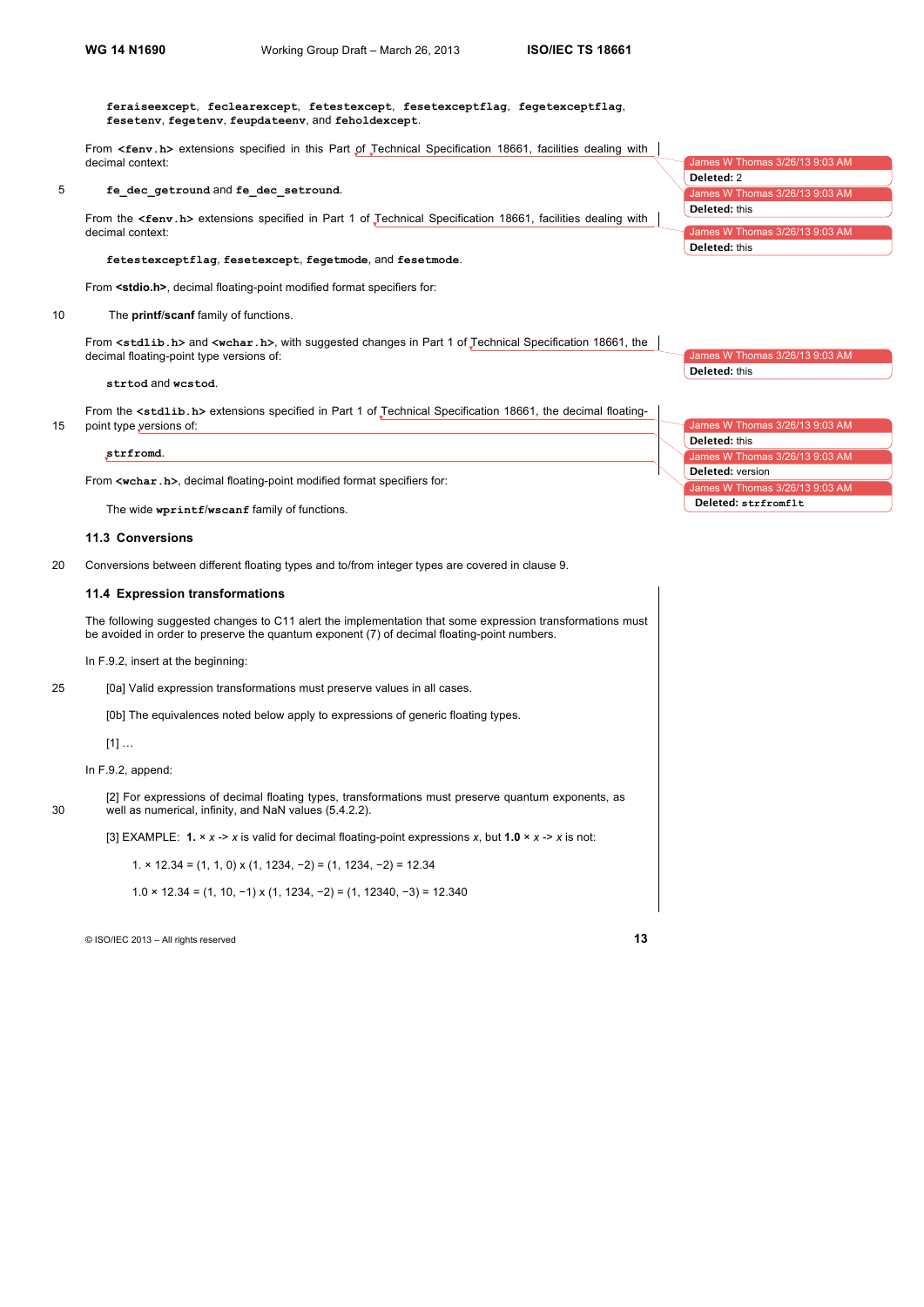**feraiseexcept**, **feclearexcept**, **fetestexcept**, **fesetexceptflag**, **fegetexceptflag**, **fesetenv**, **fegetenv**, **feupdateenv**, and **feholdexcept**.

From **<fenv.h>** extensions specified in this Part of Technical Specification 18661, facilities dealing with decimal context:

**fe_dec_getround** and **fe_dec_setround**.

From the **<fenv.h>** extensions specified in Part 1 of Technical Specification 18661, facilities dealing with decimal context:

**fetestexceptflag**, **fesetexcept**, **fegetmode**, and **fesetmode**.

From **<stdio.h>**, decimal floating-point modified format specifiers for:

The **printf**/**scanf** family of functions.

From **<stdlib.h>** and **<wchar.h>**, with suggested changes in Part 1 of Technical Specification 18661, the decimal floating-point type versions of:

**strtod** and **wcstod**.

From the **<stdlib.h>** extensions specified in Part 1 of Technical Specification 18661, the decimal floating-point type versions of:

**strfromd**.

From **<wchar.h>**, decimal floating-point modified format specifiers for:

The wide **wprintf**/**wscanf** family of functions.

### 11.3 Conversions

Conversions between different floating types and to/from integer types are covered in clause 9.

### 11.4 Expression transformations

The following suggested changes to C11 alert the implementation that some expression transformations must be avoided in order to preserve the quantum exponent (7) of decimal floating-point numbers.

In F.9.2, insert at the beginning:

[0a] Valid expression transformations must preserve values in all cases.

[0b] The equivalences noted below apply to expressions of generic floating types.

[1] …

In F.9.2, append:

[2] For expressions of decimal floating types, transformations must preserve quantum exponents, as well as numerical, infinity, and NaN values (5.4.2.2).

[3] EXAMPLE: **1.** × *x* -> *x* is valid for decimal floating-point expressions *x*, but **1.0** × *x* -> *x* is not:

1. × 12.34 = (1, 1, 0) x (1, 1234, −2) = (1, 1234, −2) = 12.34

1.0 × 12.34 = (1, 10, −1) x (1, 1234, −2) = (1, 12340, −3) = 12.340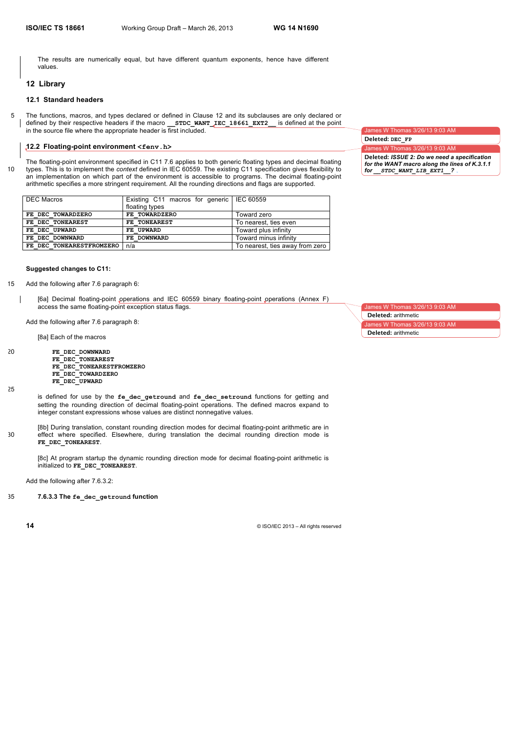The results are numerically equal, but have different quantum exponents, hence have different values.

## 12 Library

### 12.1 Standard headers

The functions, macros, and types declared or defined in Clause 12 and its subclauses are only declared or defined by their respective headers if the macro `__STDC_WANT_IEC_18661_EXT2__` is defined at the point in the source file where the appropriate header is first included.

### 12.2 Floating-point environment `<fenv.h>`

The floating-point environment specified in C11 7.6 applies to both generic floating types and decimal floating types. This is to implement the *context* defined in IEC 60559. The existing C11 specification gives flexibility to an implementation on which part of the environment is accessible to programs. The decimal floating-point arithmetic specifies a more stringent requirement. All the rounding directions and flags are supported.

| DEC Macros | Existing C11 macros for generic floating types | IEC 60559 |
|---|---|---|
| **FE_DEC_TOWARDZERO** | **FE_TOWARDZERO** | Toward zero |
| **FE_DEC_TONEAREST** | **FE_TONEAREST** | To nearest, ties even |
| **FE_DEC_UPWARD** | **FE_UPWARD** | Toward plus infinity |
| **FE_DEC_DOWNWARD** | **FE_DOWNWARD** | Toward minus infinity |
| **FE_DEC_TONEARESTFROMZERO** | n/a | To nearest, ties away from zero |

**Suggested changes to C11:**

Add the following after 7.6 paragraph 6:

[6a] Decimal floating-point operations and IEC 60559 binary floating-point operations (Annex F) access the same floating-point exception status flags.

Add the following after 7.6 paragraph 8:

[8a] Each of the macros

```
FE_DEC_DOWNWARD
FE_DEC_TONEAREST
FE_DEC_TONEARESTFROMZERO
FE_DEC_TOWARDZERO
FE_DEC_UPWARD
```

is defined for use by the **fe_dec_getround** and **fe_dec_setround** functions for getting and setting the rounding direction of decimal floating-point operations. The defined macros expand to integer constant expressions whose values are distinct nonnegative values.

[8b] During translation, constant rounding direction modes for decimal floating-point arithmetic are in effect where specified. Elsewhere, during translation the decimal rounding direction mode is **FE_DEC_TONEAREST**.

[8c] At program startup the dynamic rounding direction mode for decimal floating-point arithmetic is initialized to **FE_DEC_TONEAREST**.

Add the following after 7.6.3.2:

**7.6.3.3 The `fe_dec_getround` function**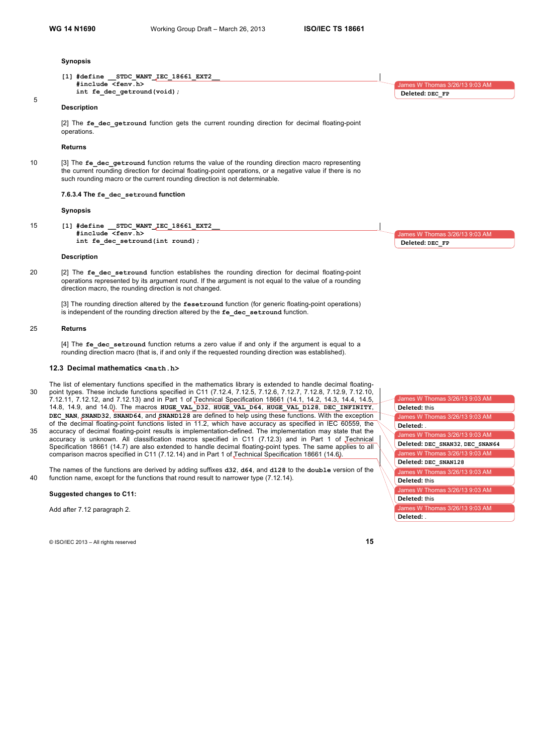**Synopsis**

```
[1] #define __STDC_WANT_IEC_18661_EXT2__
    #include <fenv.h>
    int fe_dec_getround(void);
```

**Description**

[2] The **fe_dec_getround** function gets the current rounding direction for decimal floating-point operations.

**Returns**

[3] The **fe_dec_getround** function returns the value of the rounding direction macro representing the current rounding direction for decimal floating-point operations, or a negative value if there is no such rounding macro or the current rounding direction is not determinable.

**7.6.3.4 The fe_dec_setround function**

**Synopsis**

```
[1] #define __STDC_WANT_IEC_18661_EXT2__
    #include <fenv.h>
    int fe_dec_setround(int round);
```

**Description**

[2] The **fe_dec_setround** function establishes the rounding direction for decimal floating-point operations represented by its argument round. If the argument is not equal to the value of a rounding direction macro, the rounding direction is not changed.

[3] The rounding direction altered by the **fesetround** function (for generic floating-point operations) is independent of the rounding direction altered by the **fe_dec_setround** function.

**Returns**

[4] The **fe_dec_setround** function returns a zero value if and only if the argument is equal to a rounding direction macro (that is, if and only if the requested rounding direction was established).

## 12.3 Decimal mathematics <math.h>

The list of elementary functions specified in the mathematics library is extended to handle decimal floating-point types. These include functions specified in C11 (7.12.4, 7.12.5, 7.12.6, 7.12.7, 7.12.8, 7.12.9, 7.12.10, 7.12.11, 7.12.12, and 7.12.13) and in Part 1 of Technical Specification 18661 (14.1, 14.2, 14.3, 14.4, 14.5, 14.8, 14.9, and 14.0). The macros **HUGE_VAL_D32**, **HUGE_VAL_D64**, **HUGE_VAL_D128**, **DEC_INFINITY**, **DEC_NAN**, **SNAND32**, **SNAND64**, and **SNAND128** are defined to help using these functions. With the exception of the decimal floating-point functions listed in 11.2, which have accuracy as specified in IEC 60559, the accuracy of decimal floating-point results is implementation-defined. The implementation may state that the accuracy is unknown. All classification macros specified in C11 (7.12.3) and in Part 1 of Technical Specification 18661 (14.7) are also extended to handle decimal floating-point types. The same applies to all comparison macros specified in C11 (7.12.14) and in Part 1 of Technical Specification 18661 (14.6).

The names of the functions are derived by adding suffixes **d32**, **d64**, and **d128** to the **double** version of the function name, except for the functions that round result to narrower type (7.12.14).

**Suggested changes to C11:**

Add after 7.12 paragraph 2.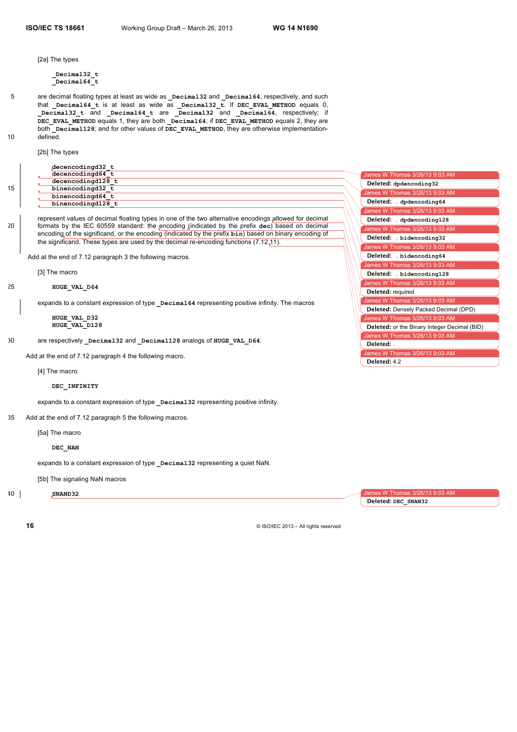[2a] The types

```
_Decimal32_t
_Decimal64_t
```

are decimal floating types at least as wide as `_Decimal32` and `_Decimal64`, respectively, and such that `_Decimal64_t` is at least as wide as `_Decimal32_t`. If `DEC_EVAL_METHOD` equals 0, `_Decimal32_t` and `_Decimal64_t` are `_Decimal32` and `_Decimal64`, respectively; if `DEC_EVAL_METHOD` equals 1, they are both `_Decimal64`; if `DEC_EVAL_METHOD` equals 2, they are both `_Decimal128`; and for other values of `DEC_EVAL_METHOD`, they are otherwise implementation-defined.

[2b] The types

```
decencodingd32_t
decencodingd64_t
decencodingd128_t
binencodingd32_t
binencodingd64_t
binencodingd128_t
```

represent values of decimal floating types in one of the two alternative encodings allowed for decimal formats by the IEC 60559 standard: the encoding (indicated by the prefix **dec**) based on decimal encoding of the significand, or the encoding (indicated by the prefix **bin**) based on binary encoding of the significand. These types are used by the decimal re-encoding functions (7.12.11).

Add at the end of 7.12 paragraph 3 the following macros.

[3] The macro

```
HUGE_VAL_D64
```

expands to a constant expression of type `_Decimal64` representing positive infinity. The macros

```
HUGE_VAL_D32
HUGE_VAL_D128
```

are respectively `_Decimal32` and `_Decimal128` analogs of `HUGE_VAL_D64`.

Add at the end of 7.12 paragraph 4 the following macro.

[4] The macro

```
DEC_INFINITY
```

expands to a constant expression of type `_Decimal32` representing positive infinity.

Add at the end of 7.12 paragraph 5 the following macros.

[5a] The macro

```
DEC_NAN
```

expands to a constant expression of type `_Decimal32` representing a quiet NaN.

[5b] The signaling NaN macros

```
SNAND32
```

James W Thomas 3/26/13 9:03 AM
**Deleted:** dpdencoding32

James W Thomas 3/26/13 9:03 AM
**Deleted:** dpdencoding64

James W Thomas 3/26/13 9:03 AM
**Deleted:** dpdencoding128

James W Thomas 3/26/13 9:03 AM
**Deleted:** bidencoding32

James W Thomas 3/26/13 9:03 AM
**Deleted:** bidencoding64

James W Thomas 3/26/13 9:03 AM
**Deleted:** bidencoding128

James W Thomas 3/26/13 9:03 AM
**Deleted:** required

James W Thomas 3/26/13 9:03 AM
**Deleted:** Densely Packed Decimal (DPD)

James W Thomas 3/26/13 9:03 AM
**Deleted:** or the Binary Integer Decimal (BID)

James W Thomas 3/26/13 9:03 AM
**Deleted:** .

James W Thomas 3/26/13 9:03 AM
**Deleted:** 4.2

James W Thomas 3/26/13 9:03 AM
**Deleted:** DEC_SNAN32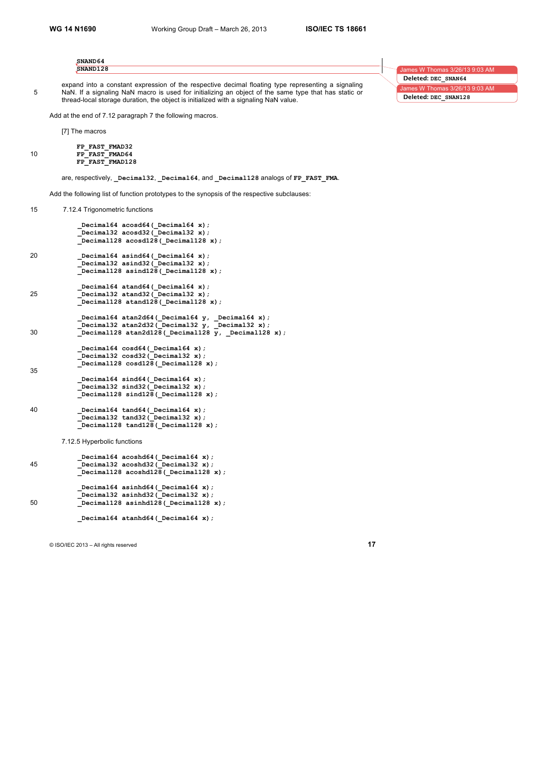```
SNAND64
SNAND128
```

expand into a constant expression of the respective decimal floating type representing a signaling NaN. If a signaling NaN macro is used for initializing an object of the same type that has static or thread-local storage duration, the object is initialized with a signaling NaN value.

Add at the end of 7.12 paragraph 7 the following macros.

[7] The macros

```
FP_FAST_FMAD32
FP_FAST_FMAD64
FP_FAST_FMAD128
```

are, respectively, `_Decimal32`, `_Decimal64`, and `_Decimal128` analogs of `FP_FAST_FMA`.

Add the following list of function prototypes to the synopsis of the respective subclauses:

7.12.4 Trigonometric functions

```
_Decimal64 acosd64(_Decimal64 x);
_Decimal32 acosd32(_Decimal32 x);
_Decimal128 acosd128(_Decimal128 x);

_Decimal64 asind64(_Decimal64 x);
_Decimal32 asind32(_Decimal32 x);
_Decimal128 asind128(_Decimal128 x);

_Decimal64 atand64(_Decimal64 x);
_Decimal32 atand32(_Decimal32 x);
_Decimal128 atand128(_Decimal128 x);

_Decimal64 atan2d64(_Decimal64 y, _Decimal64 x);
_Decimal32 atan2d32(_Decimal32 y, _Decimal32 x);
_Decimal128 atan2d128(_Decimal128 y, _Decimal128 x);

_Decimal64 cosd64(_Decimal64 x);
_Decimal32 cosd32(_Decimal32 x);
_Decimal128 cosd128(_Decimal128 x);

_Decimal64 sind64(_Decimal64 x);
_Decimal32 sind32(_Decimal32 x);
_Decimal128 sind128(_Decimal128 x);

_Decimal64 tand64(_Decimal64 x);
_Decimal32 tand32(_Decimal32 x);
_Decimal128 tand128(_Decimal128 x);
```

7.12.5 Hyperbolic functions

```
_Decimal64 acoshd64(_Decimal64 x);
_Decimal32 acoshd32(_Decimal32 x);
_Decimal128 acoshd128(_Decimal128 x);

_Decimal64 asinhd64(_Decimal64 x);
_Decimal32 asinhd32(_Decimal32 x);
_Decimal128 asinhd128(_Decimal128 x);

_Decimal64 atanhd64(_Decimal64 x);
```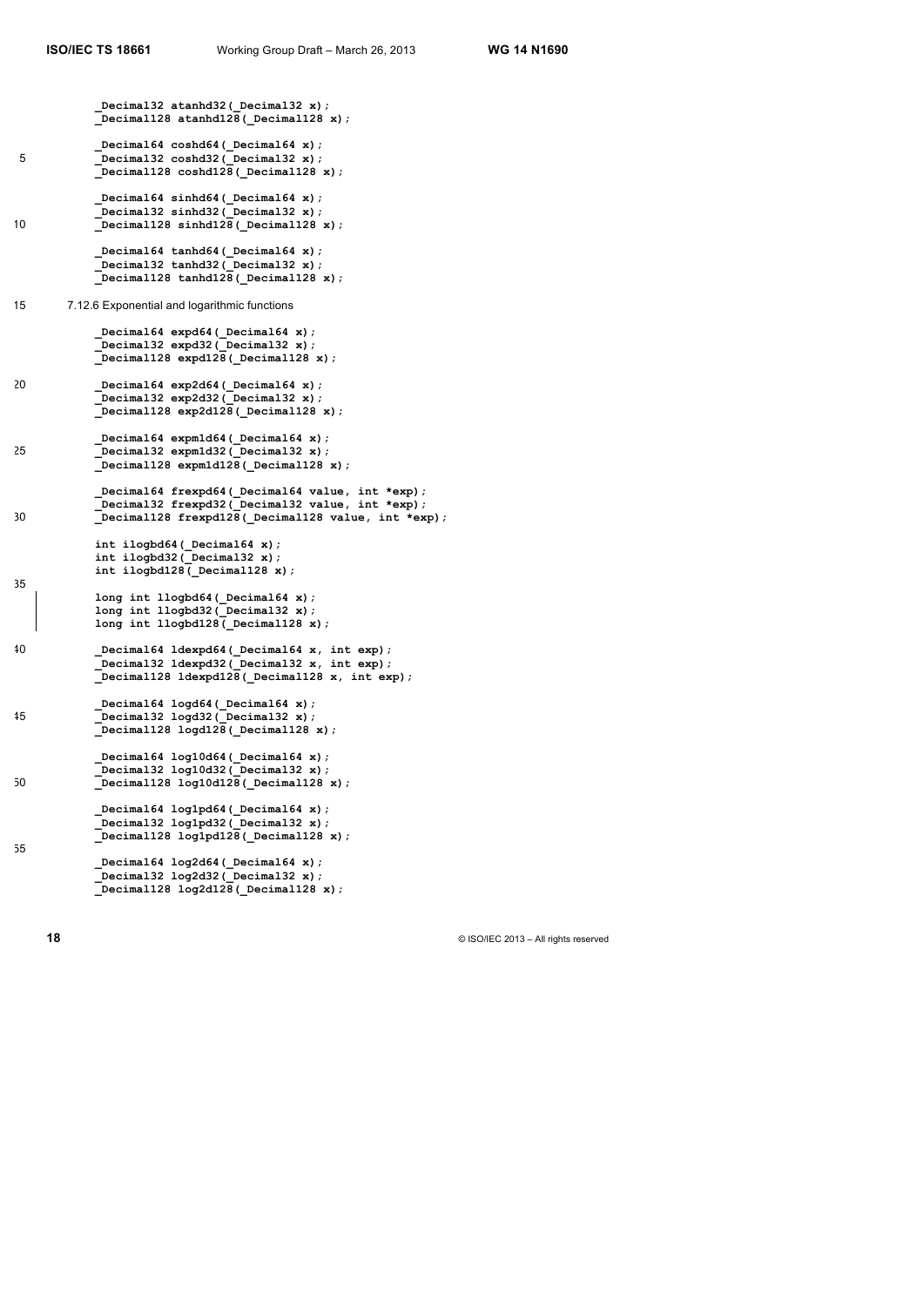```
_Decimal32 atanhd32(_Decimal32 x);
_Decimal128 atanhd128(_Decimal128 x);

_Decimal64 coshd64(_Decimal64 x);
_Decimal32 coshd32(_Decimal32 x);
_Decimal128 coshd128(_Decimal128 x);

_Decimal64 sinhd64(_Decimal64 x);
_Decimal32 sinhd32(_Decimal32 x);
_Decimal128 sinhd128(_Decimal128 x);

_Decimal64 tanhd64(_Decimal64 x);
_Decimal32 tanhd32(_Decimal32 x);
_Decimal128 tanhd128(_Decimal128 x);
```

7.12.6 Exponential and logarithmic functions

```
_Decimal64 expd64(_Decimal64 x);
_Decimal32 expd32(_Decimal32 x);
_Decimal128 expd128(_Decimal128 x);

_Decimal64 exp2d64(_Decimal64 x);
_Decimal32 exp2d32(_Decimal32 x);
_Decimal128 exp2d128(_Decimal128 x);

_Decimal64 expm1d64(_Decimal64 x);
_Decimal32 expm1d32(_Decimal32 x);
_Decimal128 expm1d128(_Decimal128 x);

_Decimal64 frexpd64(_Decimal64 value, int *exp);
_Decimal32 frexpd32(_Decimal32 value, int *exp);
_Decimal128 frexpd128(_Decimal128 value, int *exp);

int ilogbd64(_Decimal64 x);
int ilogbd32(_Decimal32 x);
int ilogbd128(_Decimal128 x);

long int llogbd64(_Decimal64 x);
long int llogbd32(_Decimal32 x);
long int llogbd128(_Decimal128 x);

_Decimal64 ldexpd64(_Decimal64 x, int exp);
_Decimal32 ldexpd32(_Decimal32 x, int exp);
_Decimal128 ldexpd128(_Decimal128 x, int exp);

_Decimal64 logd64(_Decimal64 x);
_Decimal32 logd32(_Decimal32 x);
_Decimal128 logd128(_Decimal128 x);

_Decimal64 log10d64(_Decimal64 x);
_Decimal32 log10d32(_Decimal32 x);
_Decimal128 log10d128(_Decimal128 x);

_Decimal64 log1pd64(_Decimal64 x);
_Decimal32 log1pd32(_Decimal32 x);
_Decimal128 log1pd128(_Decimal128 x);

_Decimal64 log2d64(_Decimal64 x);
_Decimal32 log2d32(_Decimal32 x);
_Decimal128 log2d128(_Decimal128 x);
```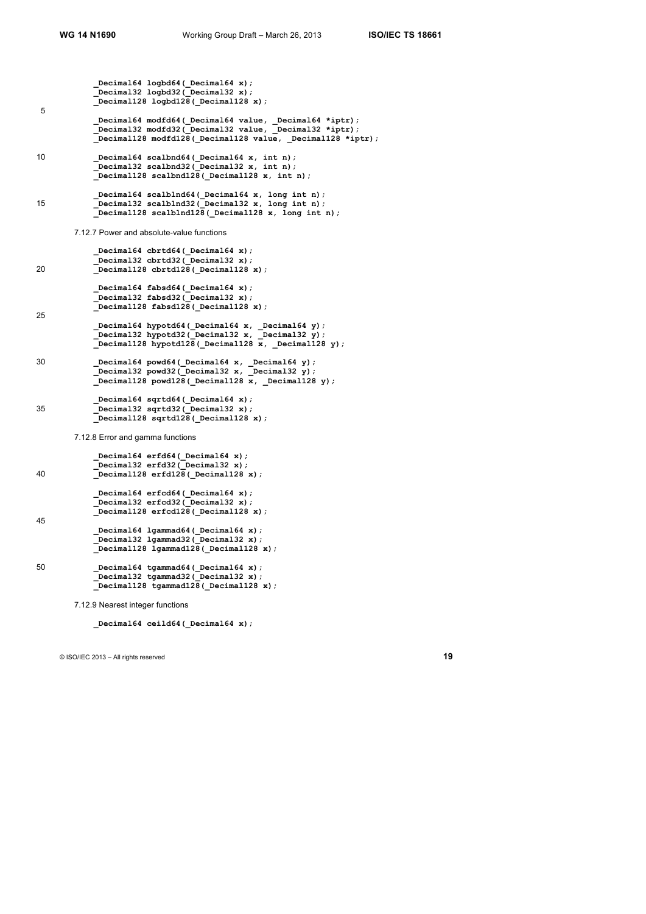```
_Decimal64 logbd64(_Decimal64 x);
_Decimal32 logbd32(_Decimal32 x);
_Decimal128 logbd128(_Decimal128 x);

_Decimal64 modfd64(_Decimal64 value, _Decimal64 *iptr);
_Decimal32 modfd32(_Decimal32 value, _Decimal32 *iptr);
_Decimal128 modfd128(_Decimal128 value, _Decimal128 *iptr);

_Decimal64 scalbnd64(_Decimal64 x, int n);
_Decimal32 scalbnd32(_Decimal32 x, int n);
_Decimal128 scalbnd128(_Decimal128 x, int n);

_Decimal64 scalblnd64(_Decimal64 x, long int n);
_Decimal32 scalblnd32(_Decimal32 x, long int n);
_Decimal128 scalblnd128(_Decimal128 x, long int n);
```

7.12.7 Power and absolute-value functions

```
_Decimal64 cbrtd64(_Decimal64 x);
_Decimal32 cbrtd32(_Decimal32 x);
_Decimal128 cbrtd128(_Decimal128 x);

_Decimal64 fabsd64(_Decimal64 x);
_Decimal32 fabsd32(_Decimal32 x);
_Decimal128 fabsd128(_Decimal128 x);

_Decimal64 hypotd64(_Decimal64 x, _Decimal64 y);
_Decimal32 hypotd32(_Decimal32 x, _Decimal32 y);
_Decimal128 hypotd128(_Decimal128 x, _Decimal128 y);

_Decimal64 powd64(_Decimal64 x, _Decimal64 y);
_Decimal32 powd32(_Decimal32 x, _Decimal32 y);
_Decimal128 powd128(_Decimal128 x, _Decimal128 y);

_Decimal64 sqrtd64(_Decimal64 x);
_Decimal32 sqrtd32(_Decimal32 x);
_Decimal128 sqrtd128(_Decimal128 x);
```

7.12.8 Error and gamma functions

```
_Decimal64 erfd64(_Decimal64 x);
_Decimal32 erfd32(_Decimal32 x);
_Decimal128 erfd128(_Decimal128 x);

_Decimal64 erfcd64(_Decimal64 x);
_Decimal32 erfcd32(_Decimal32 x);
_Decimal128 erfcd128(_Decimal128 x);

_Decimal64 lgammad64(_Decimal64 x);
_Decimal32 lgammad32(_Decimal32 x);
_Decimal128 lgammad128(_Decimal128 x);

_Decimal64 tgammad64(_Decimal64 x);
_Decimal32 tgammad32(_Decimal32 x);
_Decimal128 tgammad128(_Decimal128 x);
```

7.12.9 Nearest integer functions

```
_Decimal64 ceild64(_Decimal64 x);
```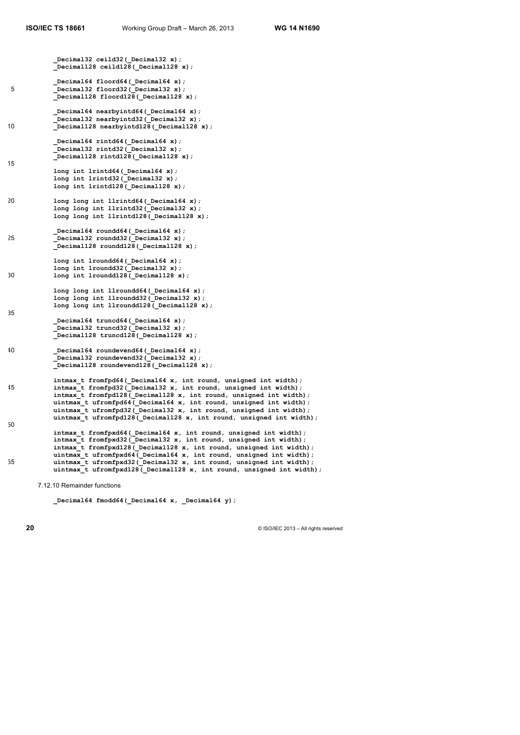```
_Decimal32 ceild32(_Decimal32 x);
_Decimal128 ceild128(_Decimal128 x);

_Decimal64 floord64(_Decimal64 x);
_Decimal32 floord32(_Decimal32 x);
_Decimal128 floord128(_Decimal128 x);

_Decimal64 nearbyintd64(_Decimal64 x);
_Decimal32 nearbyintd32(_Decimal32 x);
_Decimal128 nearbyintd128(_Decimal128 x);

_Decimal64 rintd64(_Decimal64 x);
_Decimal32 rintd32(_Decimal32 x);
_Decimal128 rintd128(_Decimal128 x);

long int lrintd64(_Decimal64 x);
long int lrintd32(_Decimal32 x);
long int lrintd128(_Decimal128 x);

long long int llrintd64(_Decimal64 x);
long long int llrintd32(_Decimal32 x);
long long int llrintd128(_Decimal128 x);

_Decimal64 roundd64(_Decimal64 x);
_Decimal32 roundd32(_Decimal32 x);
_Decimal128 roundd128(_Decimal128 x);

long int lroundd64(_Decimal64 x);
long int lroundd32(_Decimal32 x);
long int lroundd128(_Decimal128 x);

long long int llroundd64(_Decimal64 x);
long long int llroundd32(_Decimal32 x);
long long int llroundd128(_Decimal128 x);

_Decimal64 truncd64(_Decimal64 x);
_Decimal32 truncd32(_Decimal32 x);
_Decimal128 truncd128(_Decimal128 x);

_Decimal64 roundevend64(_Decimal64 x);
_Decimal32 roundevend32(_Decimal32 x);
_Decimal128 roundevend128(_Decimal128 x);

intmax_t fromfpd64(_Decimal64 x, int round, unsigned int width);
intmax_t fromfpd32(_Decimal32 x, int round, unsigned int width);
intmax_t fromfpd128(_Decimal128 x, int round, unsigned int width);
uintmax_t ufromfpd64(_Decimal64 x, int round, unsigned int width);
uintmax_t ufromfpd32(_Decimal32 x, int round, unsigned int width);
uintmax_t ufromfpd128(_Decimal128 x, int round, unsigned int width);

intmax_t fromfpxd64(_Decimal64 x, int round, unsigned int width);
intmax_t fromfpxd32(_Decimal32 x, int round, unsigned int width);
intmax_t fromfpxd128(_Decimal128 x, int round, unsigned int width);
uintmax_t ufromfpxd64(_Decimal64 x, int round, unsigned int width);
uintmax_t ufromfpxd32(_Decimal32 x, int round, unsigned int width);
uintmax_t ufromfpxd128(_Decimal128 x, int round, unsigned int width);
```

7.12.10 Remainder functions

```
_Decimal64 fmodd64(_Decimal64 x, _Decimal64 y);
```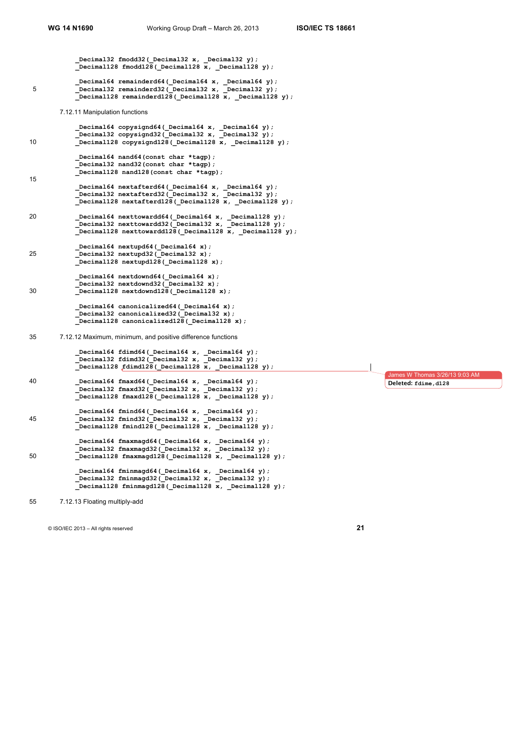```
_Decimal32 fmodd32(_Decimal32 x, _Decimal32 y);
_Decimal128 fmodd128(_Decimal128 x, _Decimal128 y);

_Decimal64 remainderd64(_Decimal64 x, _Decimal64 y);
_Decimal32 remainderd32(_Decimal32 x, _Decimal32 y);
_Decimal128 remainderd128(_Decimal128 x, _Decimal128 y);
```

7.12.11 Manipulation functions

```
_Decimal64 copysignd64(_Decimal64 x, _Decimal64 y);
_Decimal32 copysignd32(_Decimal32 x, _Decimal32 y);
_Decimal128 copysignd128(_Decimal128 x, _Decimal128 y);

_Decimal64 nand64(const char *tagp);
_Decimal32 nand32(const char *tagp);
_Decimal128 nand128(const char *tagp);

_Decimal64 nextafterd64(_Decimal64 x, _Decimal64 y);
_Decimal32 nextafterd32(_Decimal32 x, _Decimal32 y);
_Decimal128 nextafterd128(_Decimal128 x, _Decimal128 y);

_Decimal64 nexttowardd64(_Decimal64 x, _Decimal128 y);
_Decimal32 nexttowardd32(_Decimal32 x, _Decimal128 y);
_Decimal128 nexttowardd128(_Decimal128 x, _Decimal128 y);

_Decimal64 nextupd64(_Decimal64 x);
_Decimal32 nextupd32(_Decimal32 x);
_Decimal128 nextupd128(_Decimal128 x);

_Decimal64 nextdownd64(_Decimal64 x);
_Decimal32 nextdownd32(_Decimal32 x);
_Decimal128 nextdownd128(_Decimal128 x);

_Decimal64 canonicalized64(_Decimal64 x);
_Decimal32 canonicalized32(_Decimal32 x);
_Decimal128 canonicalized128(_Decimal128 x);
```

7.12.12 Maximum, minimum, and positive difference functions

```
_Decimal64 fdimd64(_Decimal64 x, _Decimal64 y);
_Decimal32 fdimd32(_Decimal32 x, _Decimal32 y);
_Decimal128 fdimd128(_Decimal128 x, _Decimal128 y);

_Decimal64 fmaxd64(_Decimal64 x, _Decimal64 y);
_Decimal32 fmaxd32(_Decimal32 x, _Decimal32 y);
_Decimal128 fmaxd128(_Decimal128 x, _Decimal128 y);

_Decimal64 fmind64(_Decimal64 x, _Decimal64 y);
_Decimal32 fmind32(_Decimal32 x, _Decimal32 y);
_Decimal128 fmind128(_Decimal128 x, _Decimal128 y);

_Decimal64 fmaxmagd64(_Decimal64 x, _Decimal64 y);
_Decimal32 fmaxmagd32(_Decimal32 x, _Decimal32 y);
_Decimal128 fmaxmagd128(_Decimal128 x, _Decimal128 y);

_Decimal64 fminmagd64(_Decimal64 x, _Decimal64 y);
_Decimal32 fminmagd32(_Decimal32 x, _Decimal32 y);
_Decimal128 fminmagd128(_Decimal128 x, _Decimal128 y);
```

7.12.13 Floating multiply-add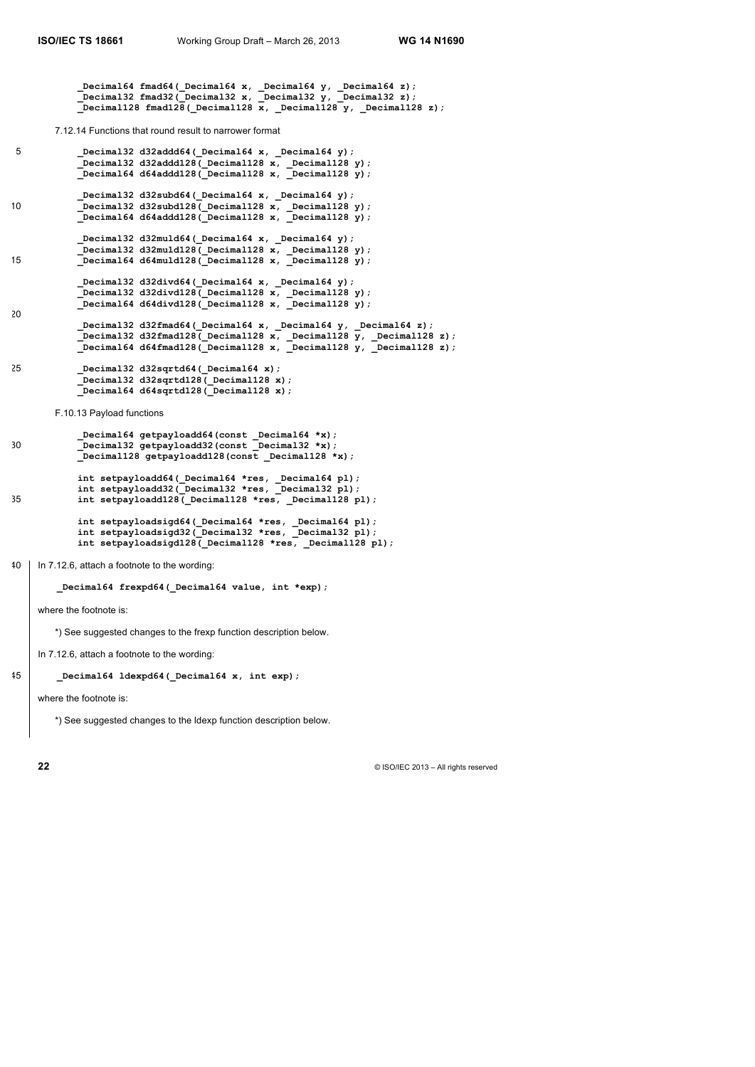```
_Decimal64 fmad64(_Decimal64 x, _Decimal64 y, _Decimal64 z);
_Decimal32 fmad32(_Decimal32 x, _Decimal32 y, _Decimal32 z);
_Decimal128 fmad128(_Decimal128 x, _Decimal128 y, _Decimal128 z);
```

7.12.14 Functions that round result to narrower format

```
_Decimal32 d32addd64(_Decimal64 x, _Decimal64 y);
_Decimal32 d32addd128(_Decimal128 x, _Decimal128 y);
_Decimal64 d64addd128(_Decimal128 x, _Decimal128 y);

_Decimal32 d32subd64(_Decimal64 x, _Decimal64 y);
_Decimal32 d32subd128(_Decimal128 x, _Decimal128 y);
_Decimal64 d64addd128(_Decimal128 x, _Decimal128 y);

_Decimal32 d32muld64(_Decimal64 x, _Decimal64 y);
_Decimal32 d32muld128(_Decimal128 x, _Decimal128 y);
_Decimal64 d64muld128(_Decimal128 x, _Decimal128 y);

_Decimal32 d32divd64(_Decimal64 x, _Decimal64 y);
_Decimal32 d32divd128(_Decimal128 x, _Decimal128 y);
_Decimal64 d64divd128(_Decimal128 x, _Decimal128 y);

_Decimal32 d32fmad64(_Decimal64 x, _Decimal64 y, _Decimal64 z);
_Decimal32 d32fmad128(_Decimal128 x, _Decimal128 y, _Decimal128 z);
_Decimal64 d64fmad128(_Decimal128 x, _Decimal128 y, _Decimal128 z);

_Decimal32 d32sqrtd64(_Decimal64 x);
_Decimal32 d32sqrtd128(_Decimal128 x);
_Decimal64 d64sqrtd128(_Decimal128 x);
```

F.10.13 Payload functions

```
_Decimal64 getpayloadd64(const _Decimal64 *x);
_Decimal32 getpayloadd32(const _Decimal32 *x);
_Decimal128 getpayloadd128(const _Decimal128 *x);

int setpayloadd64(_Decimal64 *res, _Decimal64 pl);
int setpayloadd32(_Decimal32 *res, _Decimal32 pl);
int setpayloadd128(_Decimal128 *res, _Decimal128 pl);

int setpayloadsigd64(_Decimal64 *res, _Decimal64 pl);
int setpayloadsigd32(_Decimal32 *res, _Decimal32 pl);
int setpayloadsigd128(_Decimal128 *res, _Decimal128 pl);
```

In 7.12.6, attach a footnote to the wording:

```
_Decimal64 frexpd64(_Decimal64 value, int *exp);
```

where the footnote is:

*) See suggested changes to the frexp function description below.

In 7.12.6, attach a footnote to the wording:

```
_Decimal64 ldexpd64(_Decimal64 x, int exp);
```

where the footnote is:

*) See suggested changes to the ldexp function description below.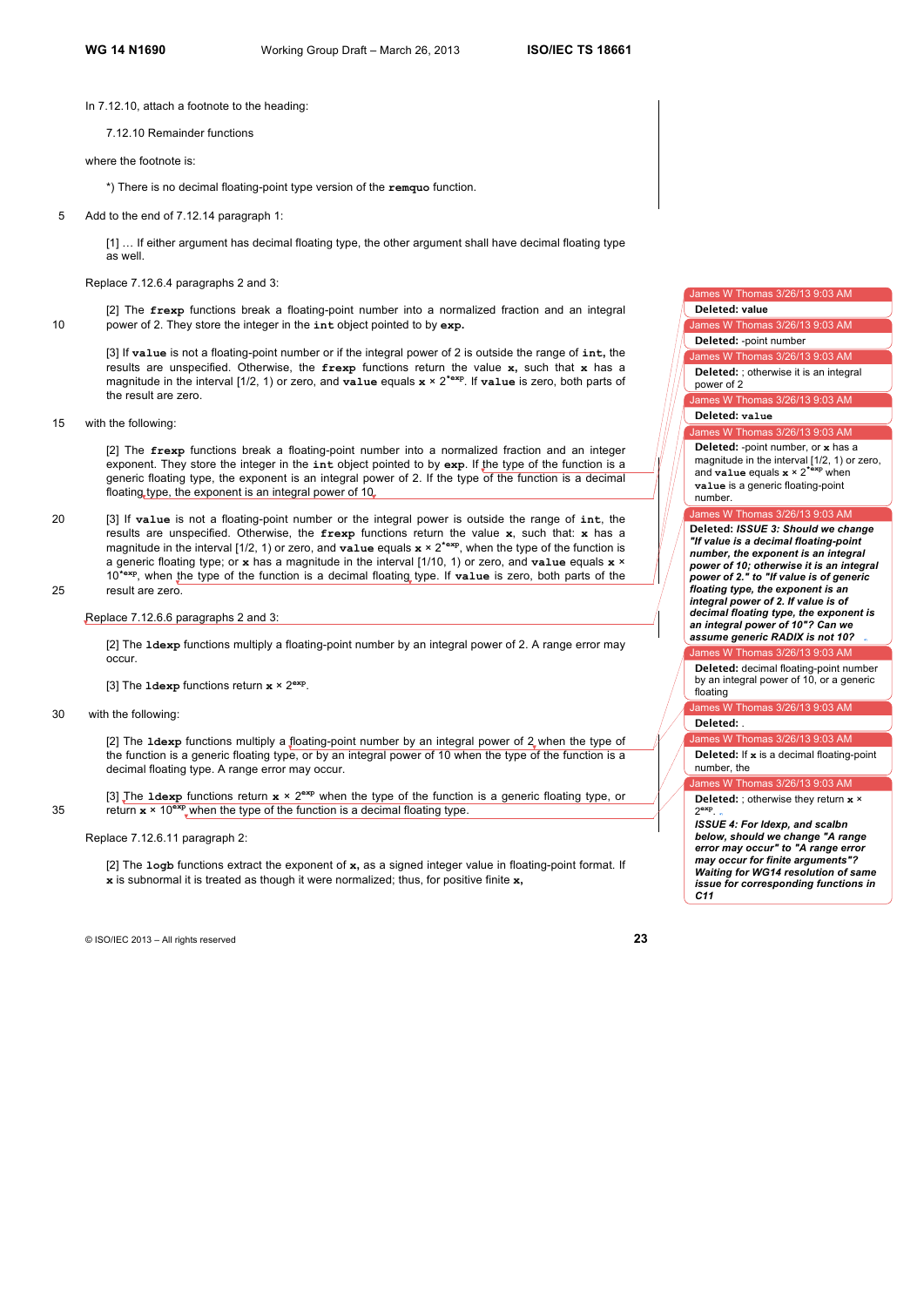In 7.12.10, attach a footnote to the heading:

7.12.10 Remainder functions

where the footnote is:

*) There is no decimal floating-point type version of the **remquo** function.

Add to the end of 7.12.14 paragraph 1:

[1] … If either argument has decimal floating type, the other argument shall have decimal floating type as well.

Replace 7.12.6.4 paragraphs 2 and 3:

[2] The **frexp** functions break a floating-point number into a normalized fraction and an integral power of 2. They store the integer in the **int** object pointed to by **exp.**

[3] If **value** is not a floating-point number or if the integral power of 2 is outside the range of **int,** the results are unspecified. Otherwise, the **frexp** functions return the value **x**, such that **x** has a magnitude in the interval [1/2, 1) or zero, and **value** equals **x** × $2^{\mathbf{*exp}}$. If **value** is zero, both parts of the result are zero.

with the following:

[2] The **frexp** functions break a floating-point number into a normalized fraction and an integer exponent. They store the integer in the **int** object pointed to by **exp**. If the type of the function is a generic floating type, the exponent is an integral power of 2. If the type of the function is a decimal floating type, the exponent is an integral power of 10.

[3] If **value** is not a floating-point number or the integral power is outside the range of **int**, the results are unspecified. Otherwise, the **frexp** functions return the value **x**, such that: **x** has a magnitude in the interval [1/2, 1) or zero, and **value** equals **x** × $2^{\mathbf{*exp}}$, when the type of the function is a generic floating type; or **x** has a magnitude in the interval [1/10, 1) or zero, and **value** equals **x** × $10^{\mathbf{*exp}}$, when the type of the function is a decimal floating type. If **value** is zero, both parts of the result are zero.

Replace 7.12.6.6 paragraphs 2 and 3:

[2] The **ldexp** functions multiply a floating-point number by an integral power of 2. A range error may occur.

[3] The **ldexp** functions return **x** × $2^{\mathbf{exp}}$.

with the following:

[2] The **ldexp** functions multiply a floating-point number by an integral power of 2 when the type of the function is a generic floating type, or by an integral power of 10 when the type of the function is a decimal floating type. A range error may occur.

[3] The **ldexp** functions return **x** × $2^{\mathbf{exp}}$ when the type of the function is a generic floating type, or return **x** × $10^{\mathbf{exp}}$ when the type of the function is a decimal floating type.

Replace 7.12.6.11 paragraph 2:

[2] The **logb** functions extract the exponent of **x,** as a signed integer value in floating-point format. If **x** is subnormal it is treated as though it were normalized; thus, for positive finite **x,**

---

James W Thomas 3/26/13 9:03 AM
**Deleted:** value

James W Thomas 3/26/13 9:03 AM
**Deleted:** -point number

James W Thomas 3/26/13 9:03 AM
**Deleted:** ; otherwise it is an integral power of 2

James W Thomas 3/26/13 9:03 AM
**Deleted:** **value**

James W Thomas 3/26/13 9:03 AM
**Deleted:** -point number, or **x** has a magnitude in the interval [1/2, 1) or zero, and **value** equals **x** × $2^{\mathbf{*exp}}$ when **value** is a generic floating-point number.

James W Thomas 3/26/13 9:03 AM
**Deleted:** ***ISSUE 3: Should we change "If value is a decimal floating-point number, the exponent is an integral power of 10; otherwise it is an integral power of 2." to "If value is of generic floating type, the exponent is an integral power of 2. If value is of decimal floating type, the exponent is an integral power of 10"? Can we assume generic RADIX is not 10?***

James W Thomas 3/26/13 9:03 AM
**Deleted:** decimal floating-point number by an integral power of 10, or a generic floating

James W Thomas 3/26/13 9:03 AM
**Deleted:** .

James W Thomas 3/26/13 9:03 AM
**Deleted:** If **x** is a decimal floating-point number, the

James W Thomas 3/26/13 9:03 AM
**Deleted:** ; otherwise they return **x** × $2^{\mathbf{exp}}$.

***ISSUE 4: For ldexp, and scalbn below, should we change "A range error may occur" to "A range error may occur for finite arguments"? Waiting for WG14 resolution of same issue for corresponding functions in C11***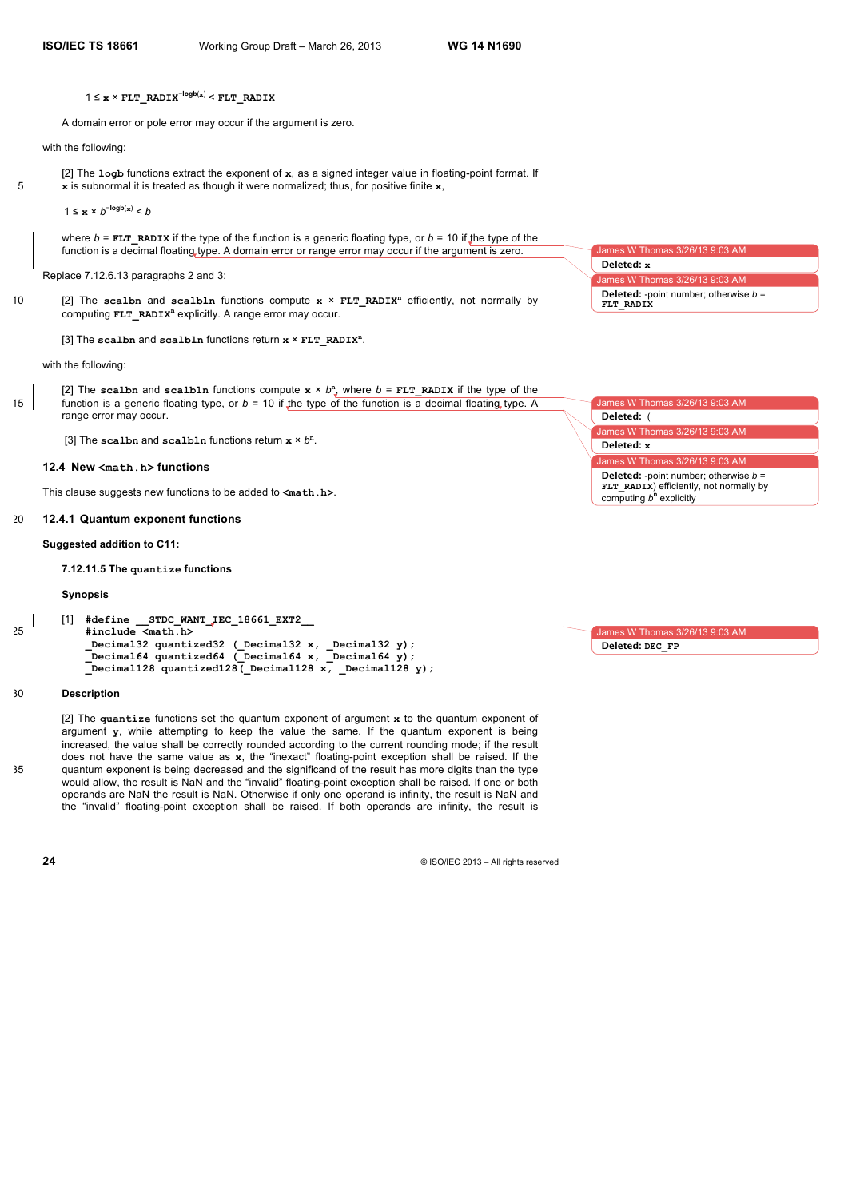$1 \leq$ **x** $\times$ **FLT_RADIX**$^{-\text{logb}(\mathbf{x})}$ < **FLT_RADIX**

A domain error or pole error may occur if the argument is zero.

with the following:

[2] The **logb** functions extract the exponent of **x**, as a signed integer value in floating-point format. If **x** is subnormal it is treated as though it were normalized; thus, for positive finite **x**,

$1 \leq$ **x** $\times$ $b^{-\text{logb}(\mathbf{x})} < b$

where $b$ = **FLT_RADIX** if the type of the function is a generic floating type, or $b$ = 10 if the type of the function is a decimal floating type. A domain error or range error may occur if the argument is zero.

Replace 7.12.6.13 paragraphs 2 and 3:

[2] The **scalbn** and **scalbln** functions compute **x** $\times$ **FLT_RADIX**$^n$ efficiently, not normally by computing **FLT_RADIX**$^n$ explicitly. A range error may occur.

[3] The **scalbn** and **scalbln** functions return **x** $\times$ **FLT_RADIX**$^n$.

with the following:

[2] The **scalbn** and **scalbln** functions compute **x** $\times$ $b^n$, where $b$ = **FLT_RADIX** if the type of the function is a generic floating type, or $b$ = 10 if the type of the function is a decimal floating type. A range error may occur.

[3] The **scalbn** and **scalbln** functions return **x** $\times$ $b^n$.

### 12.4 New `<math.h>` functions

This clause suggests new functions to be added to **`<math.h>`**.

#### 12.4.1 Quantum exponent functions

**Suggested addition to C11:**

**7.12.11.5 The `quantize` functions**

**Synopsis**

[1]
```
#define __STDC_WANT_IEC_18661_EXT2__
#include <math.h>
_Decimal32 quantized32 (_Decimal32 x, _Decimal32 y);
_Decimal64 quantized64 (_Decimal64 x, _Decimal64 y);
_Decimal128 quantized128(_Decimal128 x, _Decimal128 y);
```

**Description**

[2] The **quantize** functions set the quantum exponent of argument **x** to the quantum exponent of argument **y**, while attempting to keep the value the same. If the quantum exponent is being increased, the value shall be correctly rounded according to the current rounding mode; if the result does not have the same value as **x**, the "inexact" floating-point exception shall be raised. If the quantum exponent is being decreased and the significand of the result has more digits than the type would allow, the result is NaN and the "invalid" floating-point exception shall be raised. If one or both operands are NaN the result is NaN. Otherwise if only one operand is infinity, the result is NaN and the "invalid" floating-point exception shall be raised. If both operands are infinity, the result is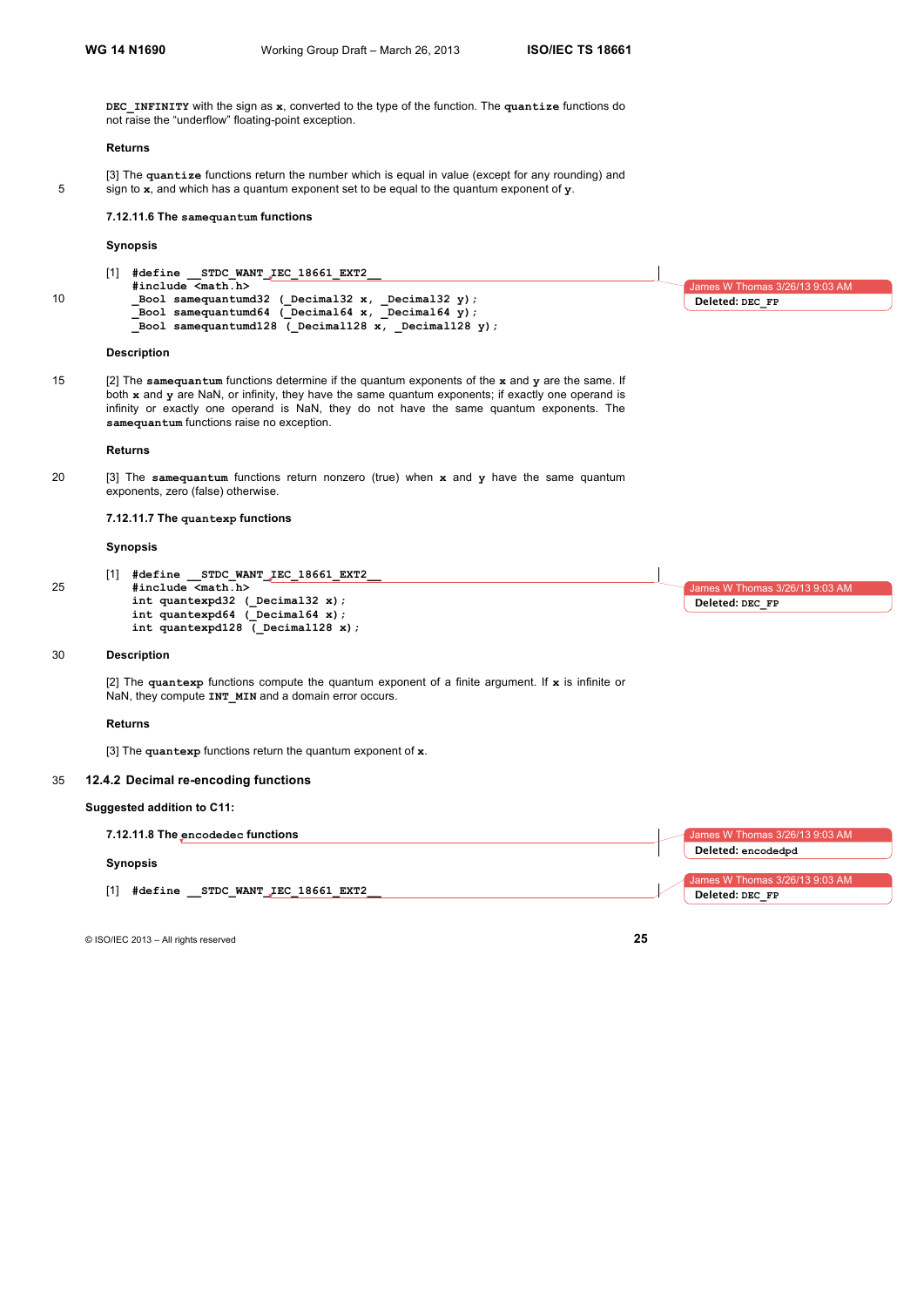**DEC_INFINITY** with the sign as **x**, converted to the type of the function. The **quantize** functions do not raise the "underflow" floating-point exception.

**Returns**

[3] The **quantize** functions return the number which is equal in value (except for any rounding) and sign to **x**, and which has a quantum exponent set to be equal to the quantum exponent of **y**.

#### 7.12.11.6 The samequantum functions

**Synopsis**

[1]
```
#define __STDC_WANT_IEC_18661_EXT2__
#include <math.h>
_Bool samequantumd32 (_Decimal32 x, _Decimal32 y);
_Bool samequantumd64 (_Decimal64 x, _Decimal64 y);
_Bool samequantumd128 (_Decimal128 x, _Decimal128 y);
```

**Description**

[2] The **samequantum** functions determine if the quantum exponents of the **x** and **y** are the same. If both **x** and **y** are NaN, or infinity, they have the same quantum exponents; if exactly one operand is infinity or exactly one operand is NaN, they do not have the same quantum exponents. The **samequantum** functions raise no exception.

**Returns**

[3] The **samequantum** functions return nonzero (true) when **x** and **y** have the same quantum exponents, zero (false) otherwise.

#### 7.12.11.7 The quantexp functions

**Synopsis**

[1]
```
#define __STDC_WANT_IEC_18661_EXT2__
#include <math.h>
int quantexpd32 (_Decimal32 x);
int quantexpd64 (_Decimal64 x);
int quantexpd128 (_Decimal128 x);
```

**Description**

[2] The **quantexp** functions compute the quantum exponent of a finite argument. If **x** is infinite or NaN, they compute **INT_MIN** and a domain error occurs.

**Returns**

[3] The **quantexp** functions return the quantum exponent of **x**.

### 12.4.2 Decimal re-encoding functions

**Suggested addition to C11:**

#### 7.12.11.8 The encodedec functions

**Synopsis**

[1]
```
#define __STDC_WANT_IEC_18661_EXT2__
```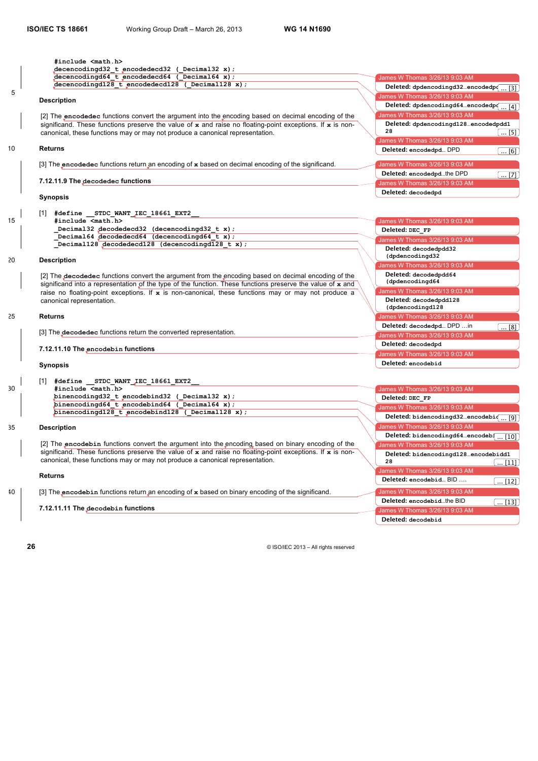```
#include <math.h>
decencodingd32_t encodedecd32 (_Decimal32 x);
decencodingd64_t encodedecd64 (_Decimal64 x);
decencodingd128_t encodedecd128 (_Decimal128 x);
```

**Description**

[2] The **encodedec** functions convert the argument into the encoding based on decimal encoding of the significand. These functions preserve the value of **x** and raise no floating-point exceptions. If **x** is non-canonical, these functions may or may not produce a canonical representation.

**Returns**

[3] The **encodedec** functions return an encoding of **x** based on decimal encoding of the significand.

### 7.12.11.9 The decodedec functions

**Synopsis**

[1]
```
#define __STDC_WANT_IEC_18661_EXT2__
#include <math.h>
_Decimal32 decodedecd32 (decencodingd32_t x);
_Decimal64 decodedecd64 (decencodingd64_t x);
_Decimal128 decodedecd128 (decencodingd128_t x);
```

**Description**

[2] The **decodedec** functions convert the argument from the encoding based on decimal encoding of the significand into a representation of the type of the function. These functions preserve the value of **x** and raise no floating-point exceptions. If **x** is non-canonical, these functions may or may not produce a canonical representation.

**Returns**

[3] The **decodedec** functions return the converted representation.

### 7.12.11.10 The encodebin functions

**Synopsis**

[1]
```
#define __STDC_WANT_IEC_18661_EXT2__
#include <math.h>
binencodingd32_t encodebind32 (_Decimal32 x);
binencodingd64_t encodebind64 (_Decimal64 x);
binencodingd128_t encodebind128 (_Decimal128 x);
```

**Description**

[2] The **encodebin** functions convert the argument into the encoding based on binary encoding of the significand. These functions preserve the value of **x** and raise no floating-point exceptions. If **x** is non-canonical, these functions may or may not produce a canonical representation.

**Returns**

[3] The **encodebin** functions return an encoding of **x** based on binary encoding of the significand.

### 7.12.11.11 The decodebin functions

James W Thomas 3/26/13 9:03 AM
**Deleted:** dpdencodingd32…encodedp … [3]

James W Thomas 3/26/13 9:03 AM
**Deleted:** dpdencodingd64…encodedp … [4]

James W Thomas 3/26/13 9:03 AM
**Deleted:** dpdencodingd128…encodedpdd128 … [5]

James W Thomas 3/26/13 9:03 AM
**Deleted:** encodedpd… DPD … [6]

James W Thomas 3/26/13 9:03 AM
**Deleted:** encodedpd…the DPD … [7]

James W Thomas 3/26/13 9:03 AM
**Deleted:** decodedpd

James W Thomas 3/26/13 9:03 AM
**Deleted:** DEC_FP

James W Thomas 3/26/13 9:03 AM
**Deleted:** decodedpdd32 (dpdencodingd32

James W Thomas 3/26/13 9:03 AM
**Deleted:** decodedpdd64 (dpdencodingd64

James W Thomas 3/26/13 9:03 AM
**Deleted:** decodedpdd128 (dpdencodingd128

James W Thomas 3/26/13 9:03 AM
**Deleted:** decodedpd… DPD …in … [8]

James W Thomas 3/26/13 9:03 AM
**Deleted:** decodedpd

James W Thomas 3/26/13 9:03 AM
**Deleted:** encodebid

James W Thomas 3/26/13 9:03 AM
**Deleted:** DEC_FP

James W Thomas 3/26/13 9:03 AM
**Deleted:** bidencodingd32…encodebi … [9]

James W Thomas 3/26/13 9:03 AM
**Deleted:** bidencodingd64…encodeb … [10]

James W Thomas 3/26/13 9:03 AM
**Deleted:** bidencodingd128…encodebidd128 … [11]

James W Thomas 3/26/13 9:03 AM
**Deleted:** encodebid… BID …. … [12]

James W Thomas 3/26/13 9:03 AM
**Deleted:** encodebid…the BID … [13]

James W Thomas 3/26/13 9:03 AM
**Deleted:** decodebid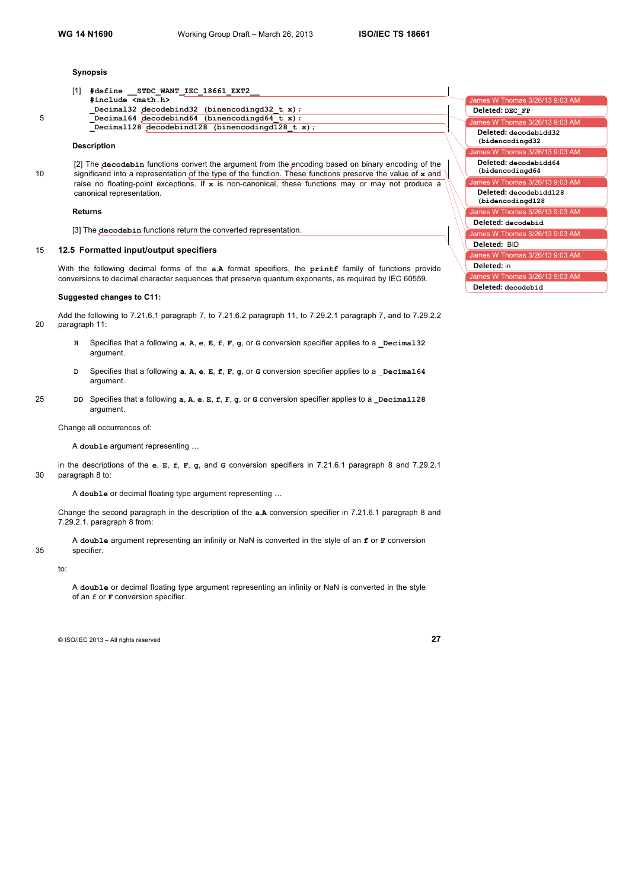**Synopsis**

[1]
```
#define __STDC_WANT_IEC_18661_EXT2__
#include <math.h>
_Decimal32 decodebind32 (binencodingd32_t x);
_Decimal64 decodebind64 (binencodingd64_t x);
_Decimal128 decodebind128 (binencodingd128_t x);
```

**Description**

[2] The **decodebin** functions convert the argument from the encoding based on binary encoding of the significand into a representation of the type of the function. These functions preserve the value of **x** and raise no floating-point exceptions. If **x** is non-canonical, these functions may or may not produce a canonical representation.

**Returns**

[3] The **decodebin** functions return the converted representation.

## 12.5 Formatted input/output specifiers

With the following decimal forms of the **a**,**A** format specifiers, the **printf** family of functions provide conversions to decimal character sequences that preserve quantum exponents, as required by IEC 60559.

**Suggested changes to C11:**

Add the following to 7.21.6.1 paragraph 7, to 7.21.6.2 paragraph 11, to 7.29.2.1 paragraph 7, and to 7.29.2.2 paragraph 11:

> **H** Specifies that a following **a**, **A**, **e**, **E**, **f**, **F**, **g**, or **G** conversion specifier applies to a **_Decimal32** argument.
>
> **D** Specifies that a following **a**, **A**, **e**, **E**, **f**, **F**, **g**, or **G** conversion specifier applies to a **_Decimal64** argument.
>
> **DD** Specifies that a following **a**, **A**, **e**, **E**, **f**, **F**, **g**, or **G** conversion specifier applies to a **_Decimal128** argument.

Change all occurrences of:

> A **double** argument representing …

in the descriptions of the **e**, **E**, **f**, **F**, **g**, and **G** conversion specifiers in 7.21.6.1 paragraph 8 and 7.29.2.1 paragraph 8 to:

> A **double** or decimal floating type argument representing …

Change the second paragraph in the description of the **a**,**A** conversion specifier in 7.21.6.1 paragraph 8 and 7.29.2.1. paragraph 8 from:

> A **double** argument representing an infinity or NaN is converted in the style of an **f** or **F** conversion specifier.

to:

> A **double** or decimal floating type argument representing an infinity or NaN is converted in the style of an **f** or **F** conversion specifier.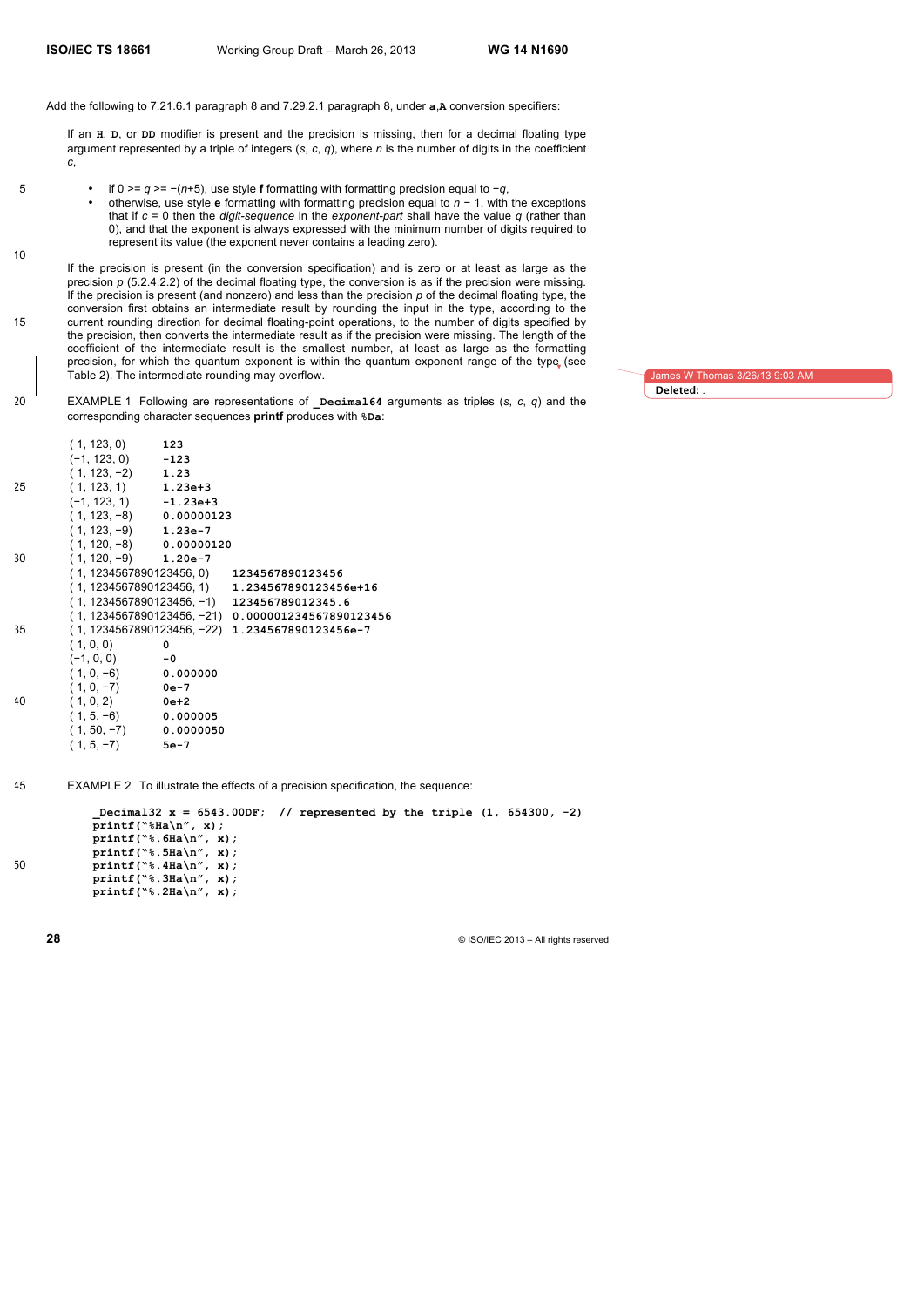Add the following to 7.21.6.1 paragraph 8 and 7.29.2.1 paragraph 8, under **a**,**A** conversion specifiers:

If an **H**, **D**, or **DD** modifier is present and the precision is missing, then for a decimal floating type argument represented by a triple of integers (*s*, *c*, *q*), where *n* is the number of digits in the coefficient *c*,

- if 0 >= *q* >= −(*n*+5), use style **f** formatting with formatting precision equal to −*q*,
- otherwise, use style **e** formatting with formatting precision equal to *n* − 1, with the exceptions that if *c* = 0 then the *digit-sequence* in the *exponent-part* shall have the value *q* (rather than 0), and that the exponent is always expressed with the minimum number of digits required to represent its value (the exponent never contains a leading zero).

If the precision is present (in the conversion specification) and is zero or at least as large as the precision *p* (5.2.4.2.2) of the decimal floating type, the conversion is as if the precision were missing. If the precision is present (and nonzero) and less than the precision *p* of the decimal floating type, the conversion first obtains an intermediate result by rounding the input in the type, according to the current rounding direction for decimal floating-point operations, to the number of digits specified by the precision, then converts the intermediate result as if the precision were missing. The length of the coefficient of the intermediate result is the smallest number, at least as large as the formatting precision, for which the quantum exponent is within the quantum exponent range of the type (see Table 2). The intermediate rounding may overflow.

EXAMPLE 1 Following are representations of **_Decimal64** arguments as triples (*s*, *c*, *q*) and the corresponding character sequences **printf** produces with **%Da**:

| | |
|---|---|
| ( 1, 123, 0) | `123` |
| (−1, 123, 0) | `-123` |
| ( 1, 123, −2) | `1.23` |
| ( 1, 123, 1) | `1.23e+3` |
| (−1, 123, 1) | `-1.23e+3` |
| ( 1, 123, −8) | `0.00000123` |
| ( 1, 123, −9) | `1.23e-7` |
| ( 1, 120, −8) | `0.00000120` |
| ( 1, 120, −9) | `1.20e-7` |
| ( 1, 1234567890123456, 0) | `1234567890123456` |
| ( 1, 1234567890123456, 1) | `1.234567890123456e+16` |
| ( 1, 1234567890123456, −1) | `123456789012345.6` |
| ( 1, 1234567890123456, −21) | `0.000001234567890123456` |
| ( 1, 1234567890123456, −22) | `1.234567890123456e-7` |
| ( 1, 0, 0) | `0` |
| (−1, 0, 0) | `-0` |
| ( 1, 0, −6) | `0.000000` |
| ( 1, 0, −7) | `0e-7` |
| ( 1, 0, 2) | `0e+2` |
| ( 1, 5, −6) | `0.000005` |
| ( 1, 50, −7) | `0.0000050` |
| ( 1, 5, −7) | `5e-7` |

EXAMPLE 2 To illustrate the effects of a precision specification, the sequence:

```
_Decimal32 x = 6543.00DF;  // represented by the triple (1, 654300, -2)
printf("%Ha\n", x);
printf("%.6Ha\n", x);
printf("%.5Ha\n", x);
printf("%.4Ha\n", x);
printf("%.3Ha\n", x);
printf("%.2Ha\n", x);
```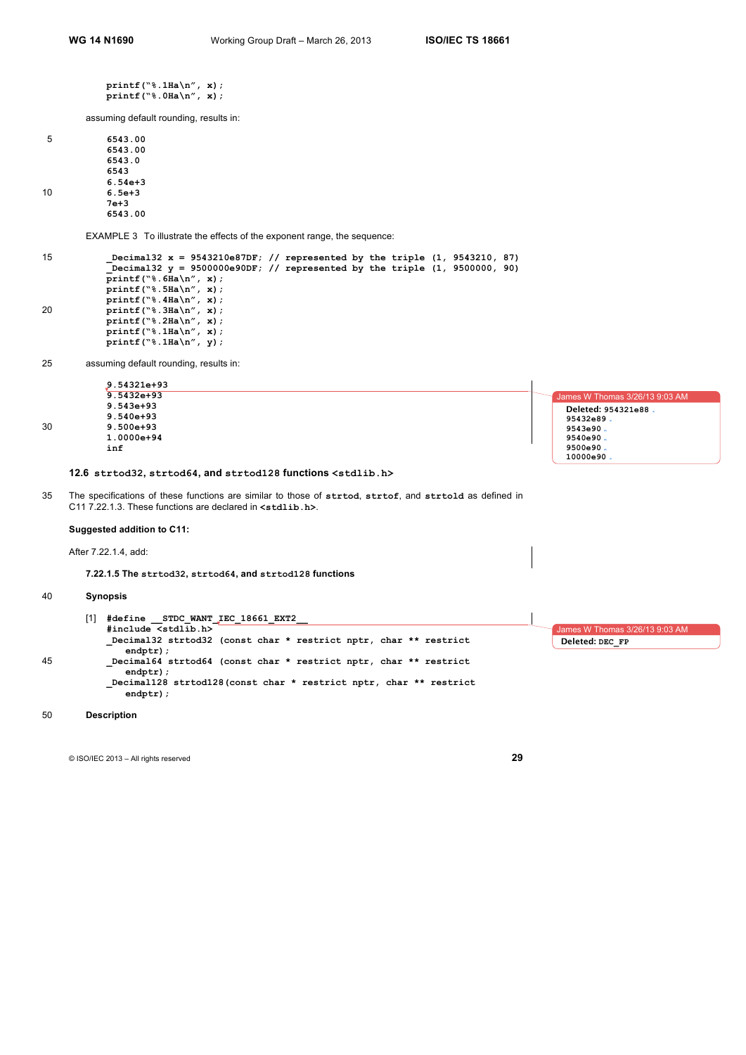```
printf("%.1Ha\n", x);
printf("%.0Ha\n", x);
```

assuming default rounding, results in:

```
6543.00
6543.00
6543.0
6543
6.54e+3
6.5e+3
7e+3
6543.00
```

EXAMPLE 3 To illustrate the effects of the exponent range, the sequence:

```
_Decimal32 x = 9543210e87DF; // represented by the triple (1, 9543210, 87)
_Decimal32 y = 9500000e90DF; // represented by the triple (1, 9500000, 90)
printf("%.6Ha\n", x);
printf("%.5Ha\n", x);
printf("%.4Ha\n", x);
printf("%.3Ha\n", x);
printf("%.2Ha\n", x);
printf("%.1Ha\n", x);
printf("%.1Ha\n", y);
```

assuming default rounding, results in:

```
9.54321e+93
9.5432e+93
9.543e+93
9.540e+93
9.500e+93
1.0000e+94
inf
```

### 12.6 strtod32, strtod64, and strtod128 functions <stdlib.h>

The specifications of these functions are similar to those of `strtod`, `strtof`, and `strtold` as defined in C11 7.22.1.3. These functions are declared in `<stdlib.h>`.

**Suggested addition to C11:**

After 7.22.1.4, add:

**7.22.1.5 The strtod32, strtod64, and strtod128 functions**

**Synopsis**

[1]
```
#define __STDC_WANT_IEC_18661_EXT2__
#include <stdlib.h>
_Decimal32 strtod32 (const char * restrict nptr, char ** restrict
    endptr);
_Decimal64 strtod64 (const char * restrict nptr, char ** restrict
    endptr);
_Decimal128 strtod128(const char * restrict nptr, char ** restrict
    endptr);
```

**Description**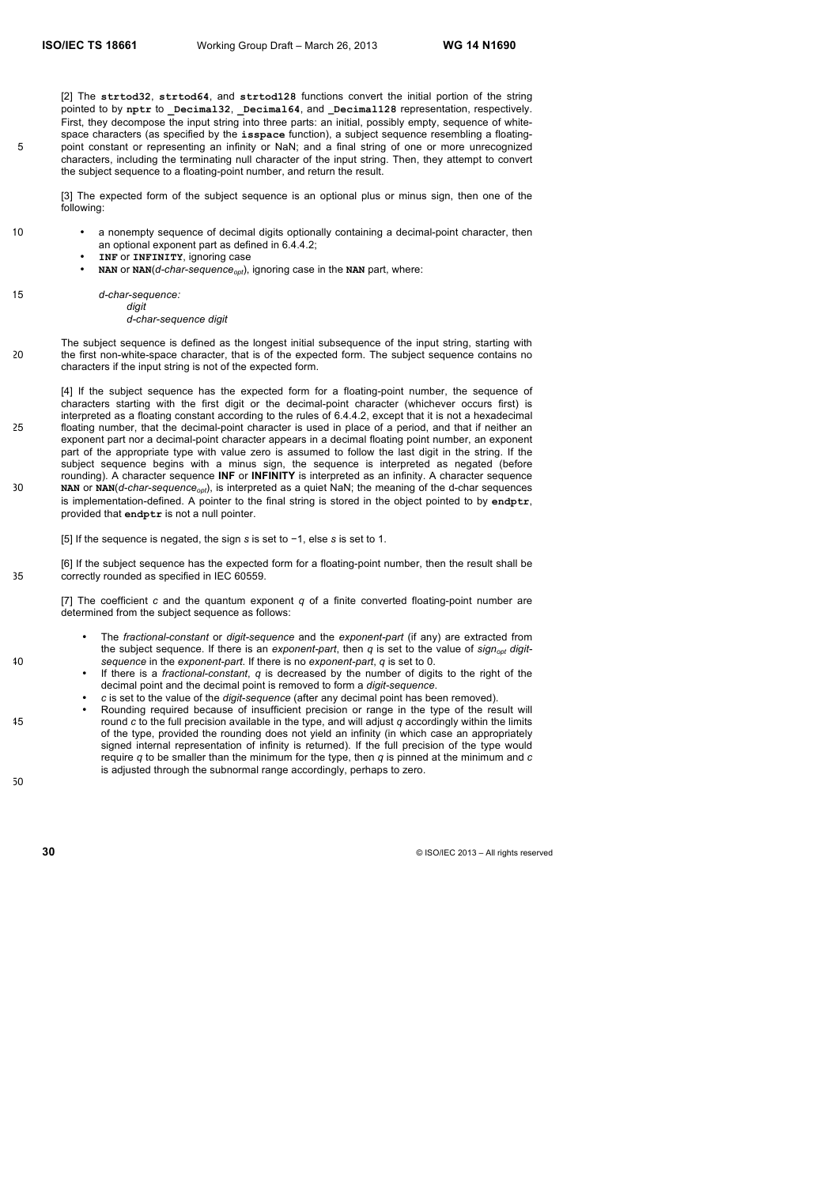[2] The **strtod32**, **strtod64**, and **strtod128** functions convert the initial portion of the string pointed to by **nptr** to **_Decimal32**, **_Decimal64**, and **_Decimal128** representation, respectively. First, they decompose the input string into three parts: an initial, possibly empty, sequence of white-space characters (as specified by the **isspace** function), a subject sequence resembling a floating-point constant or representing an infinity or NaN; and a final string of one or more unrecognized characters, including the terminating null character of the input string. Then, they attempt to convert the subject sequence to a floating-point number, and return the result.

[3] The expected form of the subject sequence is an optional plus or minus sign, then one of the following:

- a nonempty sequence of decimal digits optionally containing a decimal-point character, then an optional exponent part as defined in 6.4.4.2;
- **INF** or **INFINITY**, ignoring case
- **NAN** or **NAN**(*d-char-sequence*$_{opt}$), ignoring case in the **NAN** part, where:

*d-char-sequence:*
  *digit*
  *d-char-sequence digit*

The subject sequence is defined as the longest initial subsequence of the input string, starting with the first non-white-space character, that is of the expected form. The subject sequence contains no characters if the input string is not of the expected form.

[4] If the subject sequence has the expected form for a floating-point number, the sequence of characters starting with the first digit or the decimal-point character (whichever occurs first) is interpreted as a floating constant according to the rules of 6.4.4.2, except that it is not a hexadecimal floating number, that the decimal-point character is used in place of a period, and that if neither an exponent part nor a decimal-point character appears in a decimal floating point number, an exponent part of the appropriate type with value zero is assumed to follow the last digit in the string. If the subject sequence begins with a minus sign, the sequence is interpreted as negated (before rounding). A character sequence **INF** or **INFINITY** is interpreted as an infinity. A character sequence **NAN** or **NAN**(*d-char-sequence*$_{opt}$), is interpreted as a quiet NaN; the meaning of the d-char sequences is implementation-defined. A pointer to the final string is stored in the object pointed to by **endptr**, provided that **endptr** is not a null pointer.

[5] If the sequence is negated, the sign $s$ is set to −1, else $s$ is set to 1.

[6] If the subject sequence has the expected form for a floating-point number, then the result shall be correctly rounded as specified in IEC 60559.

[7] The coefficient $c$ and the quantum exponent $q$ of a finite converted floating-point number are determined from the subject sequence as follows:

- The *fractional-constant* or *digit-sequence* and the *exponent-part* (if any) are extracted from the subject sequence. If there is an *exponent-part*, then $q$ is set to the value of *sign*$_{opt}$ *digit-sequence* in the *exponent-part*. If there is no *exponent-part*, $q$ is set to 0.
- If there is a *fractional-constant*, $q$ is decreased by the number of digits to the right of the decimal point and the decimal point is removed to form a *digit-sequence*.
- $c$ is set to the value of the *digit-sequence* (after any decimal point has been removed).
- Rounding required because of insufficient precision or range in the type of the result will round $c$ to the full precision available in the type, and will adjust $q$ accordingly within the limits of the type, provided the rounding does not yield an infinity (in which case an appropriately signed internal representation of infinity is returned). If the full precision of the type would require $q$ to be smaller than the minimum for the type, then $q$ is pinned at the minimum and $c$ is adjusted through the subnormal range accordingly, perhaps to zero.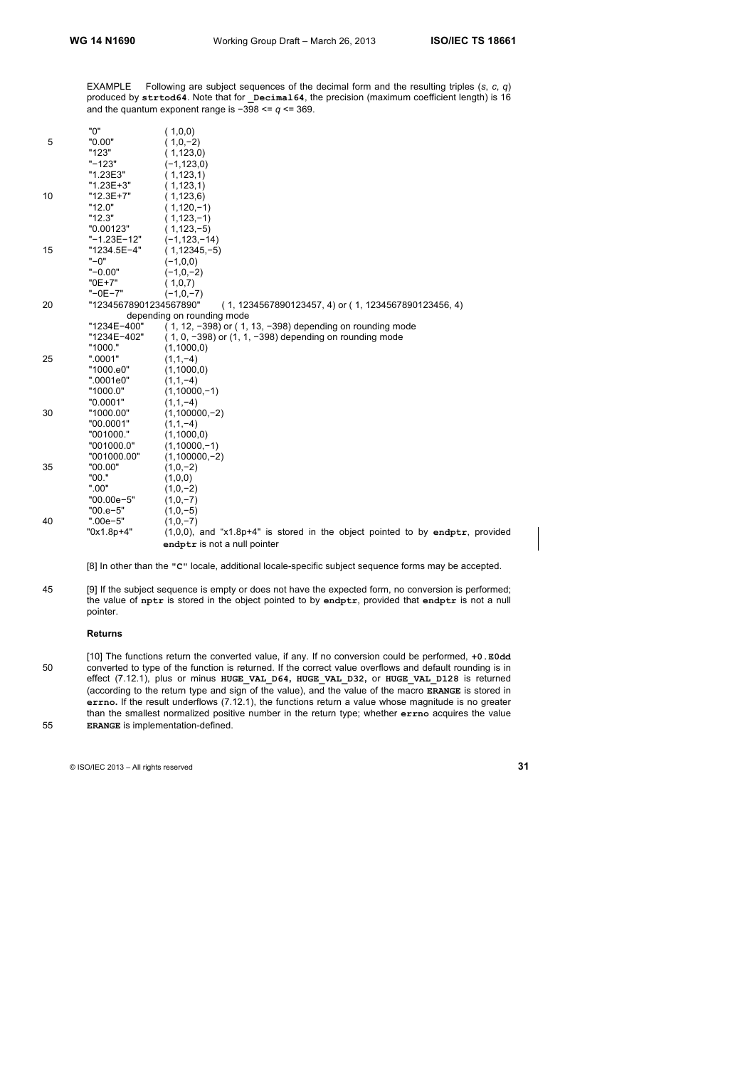EXAMPLE Following are subject sequences of the decimal form and the resulting triples (*s*, *c*, *q*) produced by **strtod64**. Note that for **_Decimal64**, the precision (maximum coefficient length) is 16 and the quantum exponent range is −398 <= *q* <= 369.

```
"0"                    ( 1,0,0)
"0.00"                 ( 1,0,−2)
"123"                  ( 1,123,0)
"−123"                 (−1,123,0)
"1.23E3"               ( 1,123,1)
"1.23E+3"              ( 1,123,1)
"12.3E+7"              ( 1,123,6)
"12.0"                 ( 1,120,−1)
"12.3"                 ( 1,123,−1)
"0.00123"              ( 1,123,−5)
"−1.23E−12"            (−1,123,−14)
"1234.5E−4"            ( 1,12345,−5)
"−0"                   (−1,0,0)
"−0.00"                (−1,0,−2)
"0E+7"                 ( 1,0,7)
"−0E−7"                (−1,0,−7)
"12345678901234567890" ( 1, 1234567890123457, 4) or ( 1, 1234567890123456, 4)
                       depending on rounding mode
"1234E−400"            ( 1, 12, −398) or ( 1, 13, −398) depending on rounding mode
"1234E−402"            ( 1, 0, −398) or (1, 1, −398) depending on rounding mode
"1000."                (1,1000,0)
".0001"                (1,1,−4)
"1000.e0"              (1,1000,0)
".0001e0"              (1,1,−4)
"1000.0"               (1,10000,−1)
"0.0001"               (1,1,−4)
"1000.00"              (1,100000,−2)
"00.0001"              (1,1,−4)
"001000."              (1,1000,0)
"001000.0"             (1,10000,−1)
"001000.00"            (1,100000,−2)
"00.00"                (1,0,−2)
"00."                  (1,0,0)
".00"                  (1,0,−2)
"00.00e−5"             (1,0,−7)
"00.e−5"               (1,0,−5)
".00e−5"               (1,0,−7)
"0x1.8p+4"             (1,0,0), and "x1.8p+4" is stored in the object pointed to by endptr, provided
                       endptr is not a null pointer
```

[8] In other than the **"C"** locale, additional locale-specific subject sequence forms may be accepted.

[9] If the subject sequence is empty or does not have the expected form, no conversion is performed; the value of **nptr** is stored in the object pointed to by **endptr**, provided that **endptr** is not a null pointer.

**Returns**

[10] The functions return the converted value, if any. If no conversion could be performed, **+0.E0dd** converted to type of the function is returned. If the correct value overflows and default rounding is in effect (7.12.1), plus or minus **HUGE_VAL_D64, HUGE_VAL_D32,** or **HUGE_VAL_D128** is returned (according to the return type and sign of the value), and the value of the macro **ERANGE** is stored in **errno.** If the result underflows (7.12.1), the functions return a value whose magnitude is no greater than the smallest normalized positive number in the return type; whether **errno** acquires the value **ERANGE** is implementation-defined.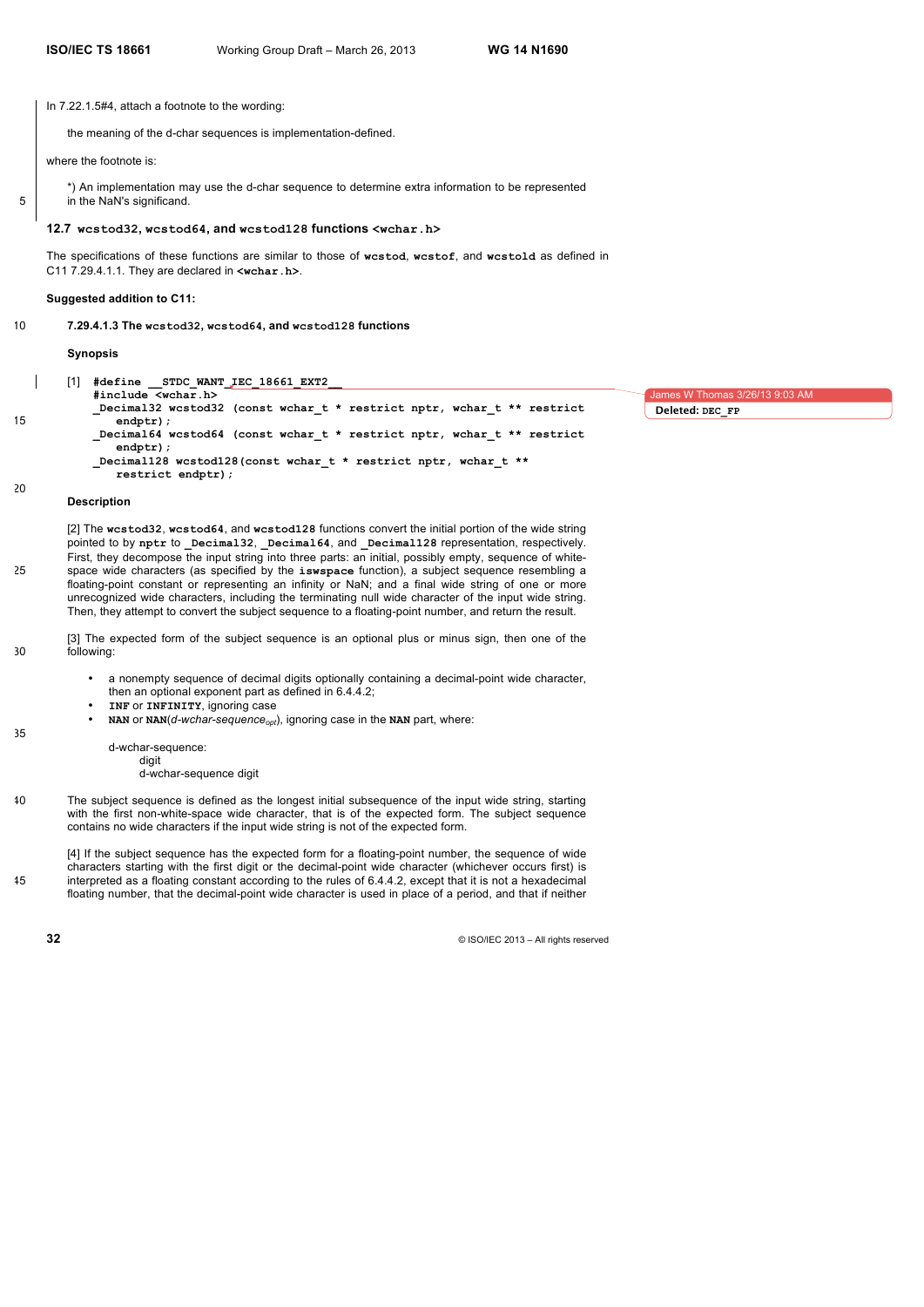In 7.22.1.5#4, attach a footnote to the wording:

the meaning of the d-char sequences is implementation-defined.

where the footnote is:

*) An implementation may use the d-char sequence to determine extra information to be represented in the NaN's significand.

### 12.7 `wcstod32`, `wcstod64`, and `wcstod128` functions `<wchar.h>`

The specifications of these functions are similar to those of **`wcstod`**, **`wcstof`**, and **`wcstold`** as defined in C11 7.29.4.1.1. They are declared in **`<wchar.h>`**.

**Suggested addition to C11:**

#### 7.29.4.1.3 The `wcstod32`, `wcstod64`, and `wcstod128` functions

**Synopsis**

[1]
```
#define __STDC_WANT_IEC_18661_EXT2__
#include <wchar.h>
_Decimal32 wcstod32 (const wchar_t * restrict nptr, wchar_t ** restrict
    endptr);
_Decimal64 wcstod64 (const wchar_t * restrict nptr, wchar_t ** restrict
    endptr);
_Decimal128 wcstod128(const wchar_t * restrict nptr, wchar_t **
    restrict endptr);
```

**Description**

[2] The **`wcstod32`**, **`wcstod64`**, and **`wcstod128`** functions convert the initial portion of the wide string pointed to by **`nptr`** to **`_Decimal32`**, **`_Decimal64`**, and **`_Decimal128`** representation, respectively. First, they decompose the input string into three parts: an initial, possibly empty, sequence of white-space wide characters (as specified by the **`iswspace`** function), a subject sequence resembling a floating-point constant or representing an infinity or NaN; and a final wide string of one or more unrecognized wide characters, including the terminating null wide character of the input wide string. Then, they attempt to convert the subject sequence to a floating-point number, and return the result.

[3] The expected form of the subject sequence is an optional plus or minus sign, then one of the following:

- a nonempty sequence of decimal digits optionally containing a decimal-point wide character, then an optional exponent part as defined in 6.4.4.2;
- **`INF`** or **`INFINITY`**, ignoring case
- **`NAN`** or **`NAN`**(*d-wchar-sequence*$_{opt}$), ignoring case in the **`NAN`** part, where:

  d-wchar-sequence:
  digit
  d-wchar-sequence digit

The subject sequence is defined as the longest initial subsequence of the input wide string, starting with the first non-white-space wide character, that is of the expected form. The subject sequence contains no wide characters if the input wide string is not of the expected form.

[4] If the subject sequence has the expected form for a floating-point number, the sequence of wide characters starting with the first digit or the decimal-point wide character (whichever occurs first) is interpreted as a floating constant according to the rules of 6.4.4.2, except that it is not a hexadecimal floating number, that the decimal-point wide character is used in place of a period, and that if neither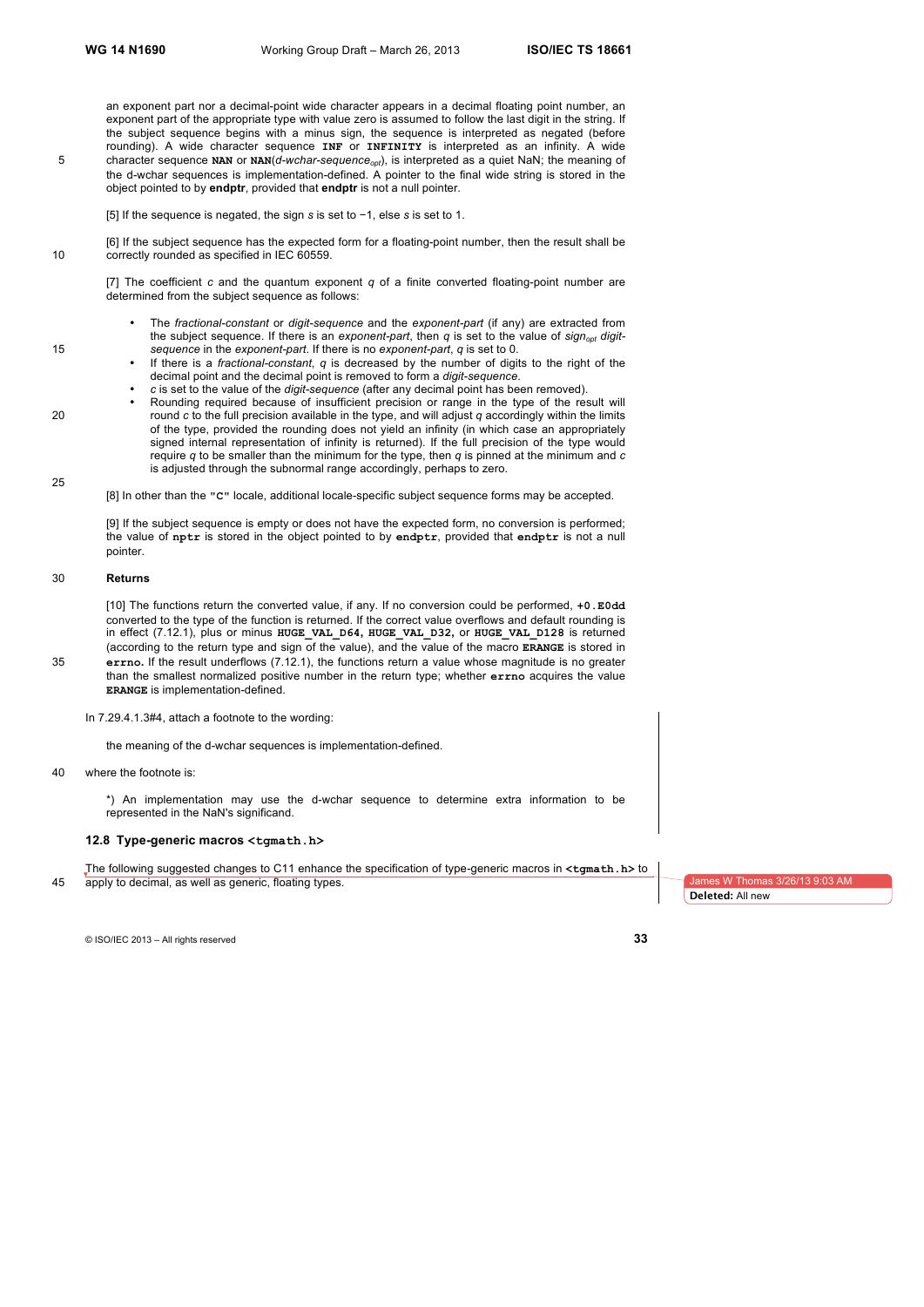an exponent part nor a decimal-point wide character appears in a decimal floating point number, an exponent part of the appropriate type with value zero is assumed to follow the last digit in the string. If the subject sequence begins with a minus sign, the sequence is interpreted as negated (before rounding). A wide character sequence **INF** or **INFINITY** is interpreted as an infinity. A wide character sequence **NAN** or **NAN**(*d-wchar-sequence*$_{opt}$), is interpreted as a quiet NaN; the meaning of the d-wchar sequences is implementation-defined. A pointer to the final wide string is stored in the object pointed to by **endptr**, provided that **endptr** is not a null pointer.

[5] If the sequence is negated, the sign *s* is set to −1, else *s* is set to 1.

[6] If the subject sequence has the expected form for a floating-point number, then the result shall be correctly rounded as specified in IEC 60559.

[7] The coefficient *c* and the quantum exponent *q* of a finite converted floating-point number are determined from the subject sequence as follows:

- The *fractional-constant* or *digit-sequence* and the *exponent-part* (if any) are extracted from the subject sequence. If there is an *exponent-part*, then *q* is set to the value of *sign*$_{opt}$ *digit-sequence* in the *exponent-part*. If there is no *exponent-part*, *q* is set to 0.
- If there is a *fractional-constant*, *q* is decreased by the number of digits to the right of the decimal point and the decimal point is removed to form a *digit-sequence*.
- *c* is set to the value of the *digit-sequence* (after any decimal point has been removed).
- Rounding required because of insufficient precision or range in the type of the result will round *c* to the full precision available in the type, and will adjust *q* accordingly within the limits of the type, provided the rounding does not yield an infinity (in which case an appropriately signed internal representation of infinity is returned). If the full precision of the type would require *q* to be smaller than the minimum for the type, then *q* is pinned at the minimum and *c* is adjusted through the subnormal range accordingly, perhaps to zero.

[8] In other than the **"C"** locale, additional locale-specific subject sequence forms may be accepted.

[9] If the subject sequence is empty or does not have the expected form, no conversion is performed; the value of **nptr** is stored in the object pointed to by **endptr**, provided that **endptr** is not a null pointer.

**Returns**

[10] The functions return the converted value, if any. If no conversion could be performed, **+0.E0dd** converted to the type of the function is returned. If the correct value overflows and default rounding is in effect (7.12.1), plus or minus **HUGE_VAL_D64**, **HUGE_VAL_D32**, or **HUGE_VAL_D128** is returned (according to the return type and sign of the value), and the value of the macro **ERANGE** is stored in **errno**. If the result underflows (7.12.1), the functions return a value whose magnitude is no greater than the smallest normalized positive number in the return type; whether **errno** acquires the value **ERANGE** is implementation-defined.

In 7.29.4.1.3#4, attach a footnote to the wording:

the meaning of the d-wchar sequences is implementation-defined.

where the footnote is:

*) An implementation may use the d-wchar sequence to determine extra information to be represented in the NaN's significand.

### 12.8 Type-generic macros <tgmath.h>

The following suggested changes to C11 enhance the specification of type-generic macros in **<tgmath.h>** to apply to decimal, as well as generic, floating types.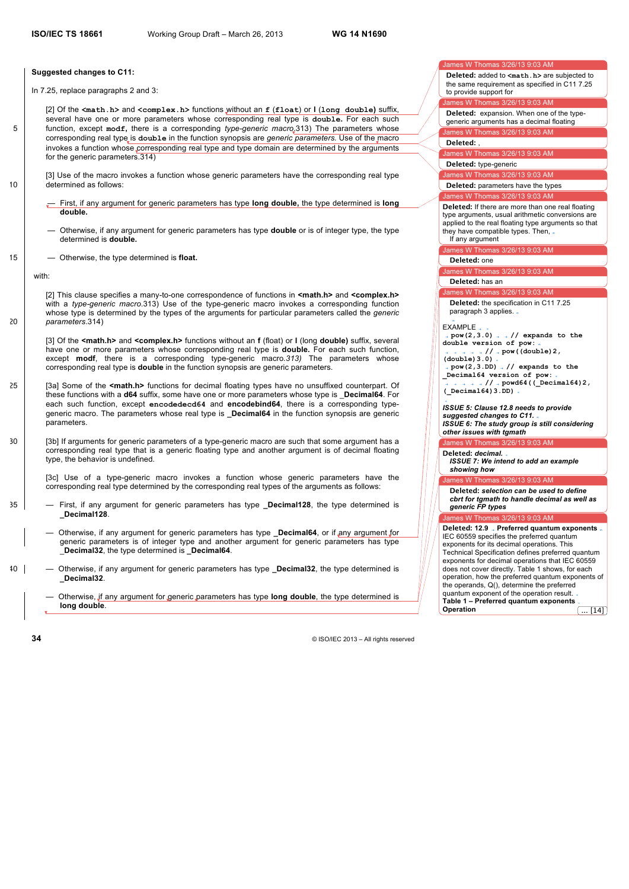**Suggested changes to C11:**

In 7.25, replace paragraphs 2 and 3:

[2] Of the **<math.h>** and **<complex.h>** functions without an **f** (**float**) or **l** (**long double**) suffix, several have one or more parameters whose corresponding real type is **double.** For each such function, except **modf**, there is a corresponding *type-generic macro*.313) The parameters whose corresponding real type is **double** in the function synopsis are *generic parameters*. Use of the macro invokes a function whose corresponding real type and type domain are determined by the arguments for the generic parameters.314)

[3] Use of the macro invokes a function whose generic parameters have the corresponding real type determined as follows:

— First, if any argument for generic parameters has type **long double,** the type determined is **long double.**

— Otherwise, if any argument for generic parameters has type **double** or is of integer type, the type determined is **double.**

— Otherwise, the type determined is **float.**

with:

[2] This clause specifies a many-to-one correspondence of functions in **<math.h>** and **<complex.h>** with a *type-generic macro*.313) Use of the type-generic macro invokes a corresponding function whose type is determined by the types of the arguments for particular parameters called the *generic parameters*.314)

[3] Of the **<math.h>** and **<complex.h>** functions without an **f** (float) or **l** (long **double**) suffix, several have one or more parameters whose corresponding real type is **double.** For each such function, except **modf**, there is a corresponding type-generic macro.*313)* The parameters whose corresponding real type is **double** in the function synopsis are generic parameters.

[3a] Some of the **<math.h>** functions for decimal floating types have no unsuffixed counterpart. Of these functions with a **d64** suffix, some have one or more parameters whose type is **_Decimal64**. For each such function, except **encodedecd64** and **encodebind64**, there is a corresponding type-generic macro. The parameters whose real type is **_Decimal64** in the function synopsis are generic parameters.

[3b] If arguments for generic parameters of a type-generic macro are such that some argument has a corresponding real type that is a generic floating type and another argument is of decimal floating type, the behavior is undefined.

[3c] Use of a type-generic macro invokes a function whose generic parameters have the corresponding real type determined by the corresponding real types of the arguments as follows:

— First, if any argument for generic parameters has type **_Decimal128**, the type determined is **_Decimal128**.

— Otherwise, if any argument for generic parameters has type **_Decimal64**, or if any argument for generic parameters is of integer type and another argument for generic parameters has type **_Decimal32**, the type determined is **_Decimal64**.

— Otherwise, if any argument for generic parameters has type **_Decimal32**, the type determined is **_Decimal32**.

— Otherwise, if any argument for generic parameters has type **long double**, the type determined is **long double**.

---

James W Thomas 3/26/13 9:03 AM
**Deleted:** added to **<math.h>** are subjected to the same requirement as specified in C11 7.25 to provide support for

James W Thomas 3/26/13 9:03 AM
**Deleted:** expansion. When one of the type-generic arguments has a decimal floating

James W Thomas 3/26/13 9:03 AM
**Deleted:** ,

James W Thomas 3/26/13 9:03 AM
**Deleted:** type-generic

James W Thomas 3/26/13 9:03 AM
**Deleted:** parameters have the types

James W Thomas 3/26/13 9:03 AM
**Deleted:** If there are more than one real floating type arguments, usual arithmetic conversions are applied to the real floating type arguments so that they have compatible types. Then, If any argument

James W Thomas 3/26/13 9:03 AM
**Deleted:** one

James W Thomas 3/26/13 9:03 AM
**Deleted:** has an

James W Thomas 3/26/13 9:03 AM
**Deleted:** the specification in C11 7.25 paragraph 3 applies.

EXAMPLE

```
pow(2,3.0)     // expands to the double version of pow:
               // pow((double)2,(double)3.0)
pow(2,3.DD)    // expands to the _Decimal64 version of pow:
               // powd64((_Decimal64)2,(_Decimal64)3.DD)
```

***ISSUE 5: Clause 12.8 needs to provide suggested changes to C11.***
***ISSUE 6: The study group is still considering other issues with tgmath***

James W Thomas 3/26/13 9:03 AM
**Deleted:** *decimal.*
***ISSUE 7: We intend to add an example showing how***

James W Thomas 3/26/13 9:03 AM
**Deleted:** ***selection can be used to define cbrt for tgmath to handle decimal as well as generic FP types***

James W Thomas 3/26/13 9:03 AM
**Deleted: 12.9 Preferred quantum exponents**
IEC 60559 specifies the preferred quantum exponents for its decimal operations. This Technical Specification defines preferred quantum exponents for decimal operations that IEC 60559 does not cover directly. Table 1 shows, for each operation, how the preferred quantum exponents of the operands, Q(), determine the preferred quantum exponent of the operation result.
**Table 1 – Preferred quantum exponents**
**Operation** ... [14]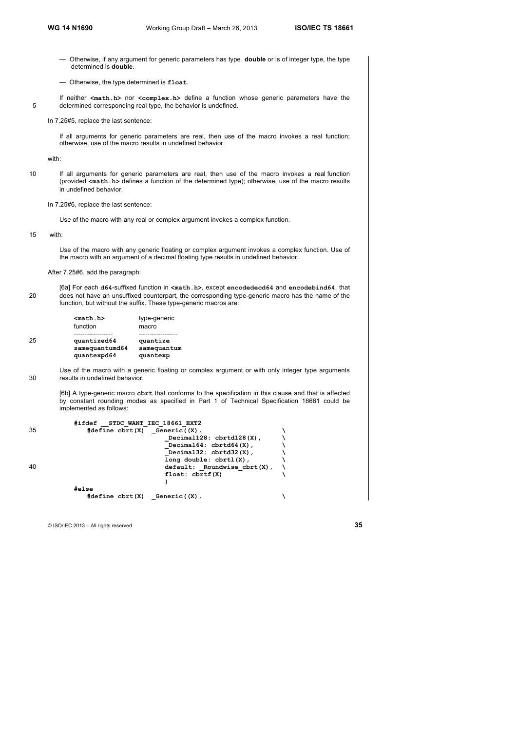— Otherwise, if any argument for generic parameters has type **double** or is of integer type, the type determined is **double**.

— Otherwise, the type determined is **float**.

If neither **<math.h>** nor **<complex.h>** define a function whose generic parameters have the determined corresponding real type, the behavior is undefined.

In 7.25#5, replace the last sentence:

> If all arguments for generic parameters are real, then use of the macro invokes a real function; otherwise, use of the macro results in undefined behavior.

with:

> If all arguments for generic parameters are real, then use of the macro invokes a real function (provided **<math.h>** defines a function of the determined type); otherwise, use of the macro results in undefined behavior.

In 7.25#6, replace the last sentence:

> Use of the macro with any real or complex argument invokes a complex function.

with:

> Use of the macro with any generic floating or complex argument invokes a complex function. Use of the macro with an argument of a decimal floating type results in undefined behavior.

After 7.25#6, add the paragraph:

> [6a] For each **d64**-suffixed function in **<math.h>**, except **encodedecd64** and **encodebind64**, that does not have an unsuffixed counterpart, the corresponding type-generic macro has the name of the function, but without the suffix. These type-generic macros are:

| **<math.h>** function | type-generic macro |
|---|---|
| **quantized64** | **quantize** |
| **samequantumd64** | **samequantum** |
| **quantexpd64** | **quantexp** |

> Use of the macro with a generic floating or complex argument or with only integer type arguments results in undefined behavior.

> [6b] A type-generic macro **cbrt** that conforms to the specification in this clause and that is affected by constant rounding modes as specified in Part 1 of Technical Specification 18661 could be implemented as follows:

```
#ifdef __STDC_WANT_IEC_18661_EXT2
   #define cbrt(X)  _Generic((X),                     \
                       _Decimal128: cbrtd128(X),      \
                       _Decimal64: cbrtd64(X),        \
                       _Decimal32: cbrtd32(X),        \
                       long double: cbrtl(X),         \
                       default: _Roundwise_cbrt(X),   \
                       float: cbrtf(X)                \
                       )
#else
   #define cbrt(X)  _Generic((X),                     \
```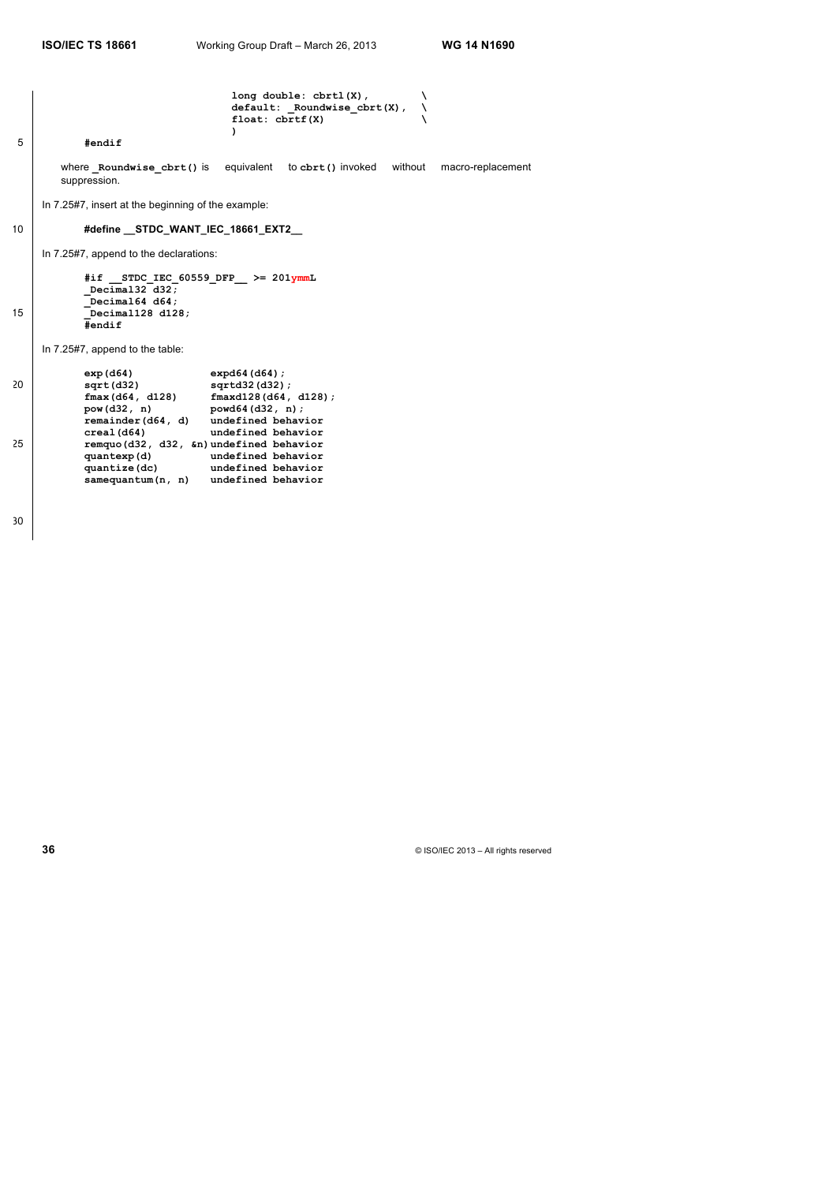```
                         long double: cbrtl(X),        \
                         default: _Roundwise_cbrt(X),  \
                         float: cbrtf(X)               \
                         )
#endif
```

where `_Roundwise_cbrt()` is equivalent to `cbrt()` invoked without macro-replacement suppression.

In 7.25#7, insert at the beginning of the example:

```
#define __STDC_WANT_IEC_18661_EXT2__
```

In 7.25#7, append to the declarations:

```
#if __STDC_IEC_60559_DFP__ >= 201ymmL
_Decimal32 d32;
_Decimal64 d64;
_Decimal128 d128;
#endif
```

In 7.25#7, append to the table:

```
exp(d64)             expd64(d64);
sqrt(d32)            sqrtd32(d32);
fmax(d64, d128)      fmaxd128(d64, d128);
pow(d32, n)          powd64(d32, n);
remainder(d64, d)    undefined behavior
creal(d64)           undefined behavior
remquo(d32, d32, &n) undefined behavior
quantexp(d)          undefined behavior
quantize(dc)         undefined behavior
samequantum(n, n)    undefined behavior
```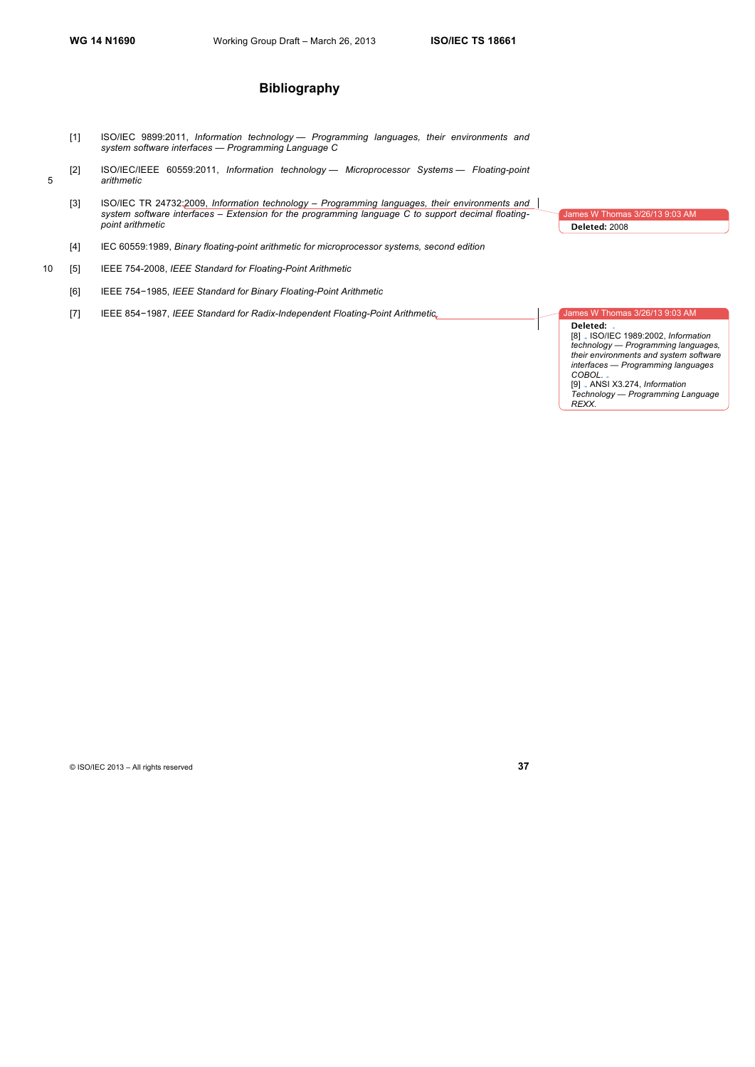# Bibliography

[1] ISO/IEC 9899:2011, *Information technology — Programming languages, their environments and system software interfaces — Programming Language C*

[2] ISO/IEC/IEEE 60559:2011, *Information technology — Microprocessor Systems — Floating-point arithmetic*

[3] ISO/IEC TR 24732:2009, *Information technology – Programming languages, their environments and system software interfaces – Extension for the programming language C to support decimal floating-point arithmetic*

[4] IEC 60559:1989, *Binary floating-point arithmetic for microprocessor systems, second edition*

[5] IEEE 754-2008, *IEEE Standard for Floating-Point Arithmetic*

[6] IEEE 754−1985, *IEEE Standard for Binary Floating-Point Arithmetic*

[7] IEEE 854−1987, *IEEE Standard for Radix-Independent Floating-Point Arithmetic*